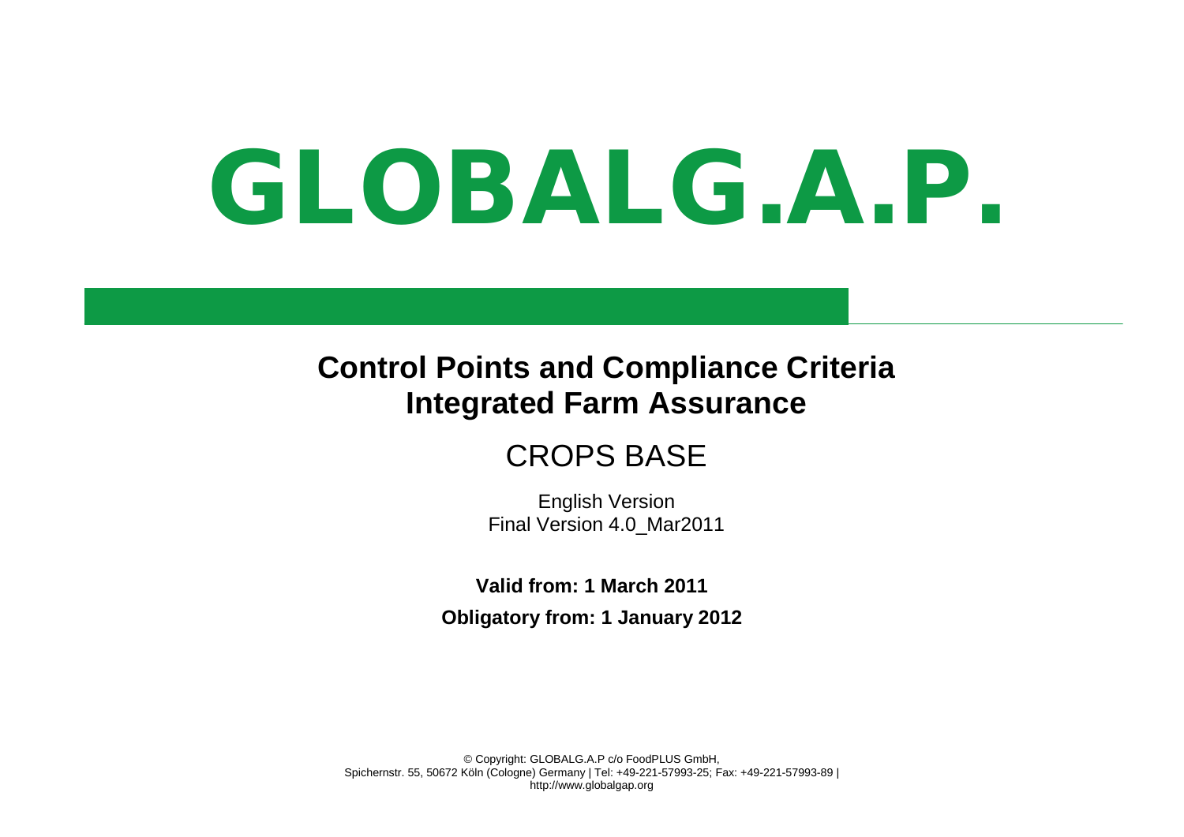# GLOBALG.A.P.

## Control Points and Compliance Criteria
## Integrated Farm Assurance

### CROPS BASE

English Version
Final Version 4.0_Mar2011

**Valid from: 1 March 2011**

**Obligatory from: 1 January 2012**

© Copyright: GLOBALG.A.P c/o FoodPLUS GmbH,
Spichernstr. 55, 50672 Köln (Cologne) Germany | Tel: +49-221-57993-25; Fax: +49-221-57993-89 |
http://www.globalgap.org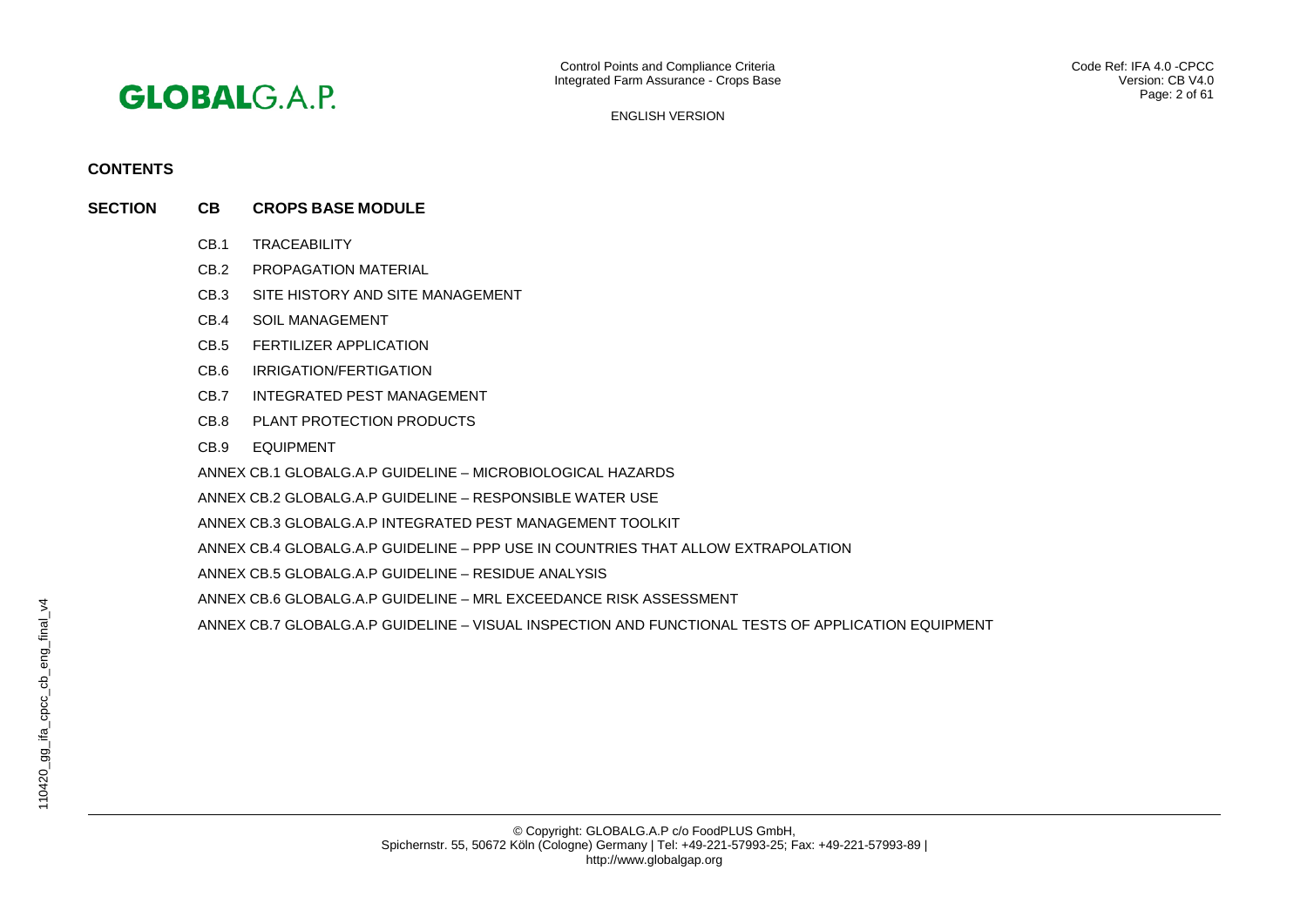## CONTENTS

**SECTION CB CROPS BASE MODULE**

- CB.1 TRACEABILITY
- CB.2 PROPAGATION MATERIAL
- CB.3 SITE HISTORY AND SITE MANAGEMENT
- CB.4 SOIL MANAGEMENT
- CB.5 FERTILIZER APPLICATION
- CB.6 IRRIGATION/FERTIGATION
- CB.7 INTEGRATED PEST MANAGEMENT
- CB.8 PLANT PROTECTION PRODUCTS
- CB.9 EQUIPMENT

ANNEX CB.1 GLOBALG.A.P GUIDELINE – MICROBIOLOGICAL HAZARDS

ANNEX CB.2 GLOBALG.A.P GUIDELINE – RESPONSIBLE WATER USE

ANNEX CB.3 GLOBALG.A.P INTEGRATED PEST MANAGEMENT TOOLKIT

ANNEX CB.4 GLOBALG.A.P GUIDELINE – PPP USE IN COUNTRIES THAT ALLOW EXTRAPOLATION

ANNEX CB.5 GLOBALG.A.P GUIDELINE – RESIDUE ANALYSIS

ANNEX CB.6 GLOBALG.A.P GUIDELINE – MRL EXCEEDANCE RISK ASSESSMENT

ANNEX CB.7 GLOBALG.A.P GUIDELINE – VISUAL INSPECTION AND FUNCTIONAL TESTS OF APPLICATION EQUIPMENT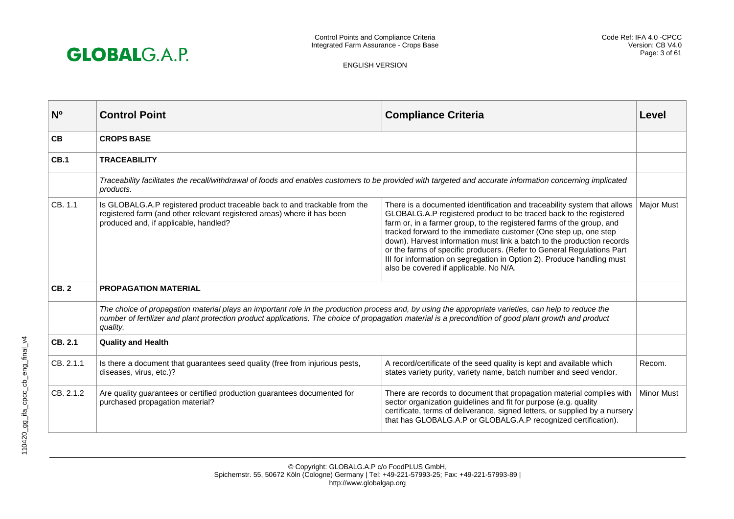| Nº | Control Point | Compliance Criteria | Level |
|---|---|---|---|
| **CB** | **CROPS BASE** | | |
| **CB.1** | **TRACEABILITY** | | |
| | *Traceability facilitates the recall/withdrawal of foods and enables customers to be provided with targeted and accurate information concerning implicated products.* | | |
| CB. 1.1 | Is GLOBALG.A.P registered product traceable back to and trackable from the registered farm (and other relevant registered areas) where it has been produced and, if applicable, handled? | There is a documented identification and traceability system that allows GLOBALG.A.P registered product to be traced back to the registered farm or, in a farmer group, to the registered farms of the group, and tracked forward to the immediate customer (One step up, one step down). Harvest information must link a batch to the production records or the farms of specific producers. (Refer to General Regulations Part III for information on segregation in Option 2). Produce handling must also be covered if applicable. No N/A. | Major Must |
| **CB. 2** | **PROPAGATION MATERIAL** | | |
| | *The choice of propagation material plays an important role in the production process and, by using the appropriate varieties, can help to reduce the number of fertilizer and plant protection product applications. The choice of propagation material is a precondition of good plant growth and product quality.* | | |
| **CB. 2.1** | **Quality and Health** | | |
| CB. 2.1.1 | Is there a document that guarantees seed quality (free from injurious pests, diseases, virus, etc.)? | A record/certificate of the seed quality is kept and available which states variety purity, variety name, batch number and seed vendor. | Recom. |
| CB. 2.1.2 | Are quality guarantees or certified production guarantees documented for purchased propagation material? | There are records to document that propagation material complies with sector organization guidelines and fit for purpose (e.g. quality certificate, terms of deliverance, signed letters, or supplied by a nursery that has GLOBALG.A.P or GLOBALG.A.P recognized certification). | Minor Must |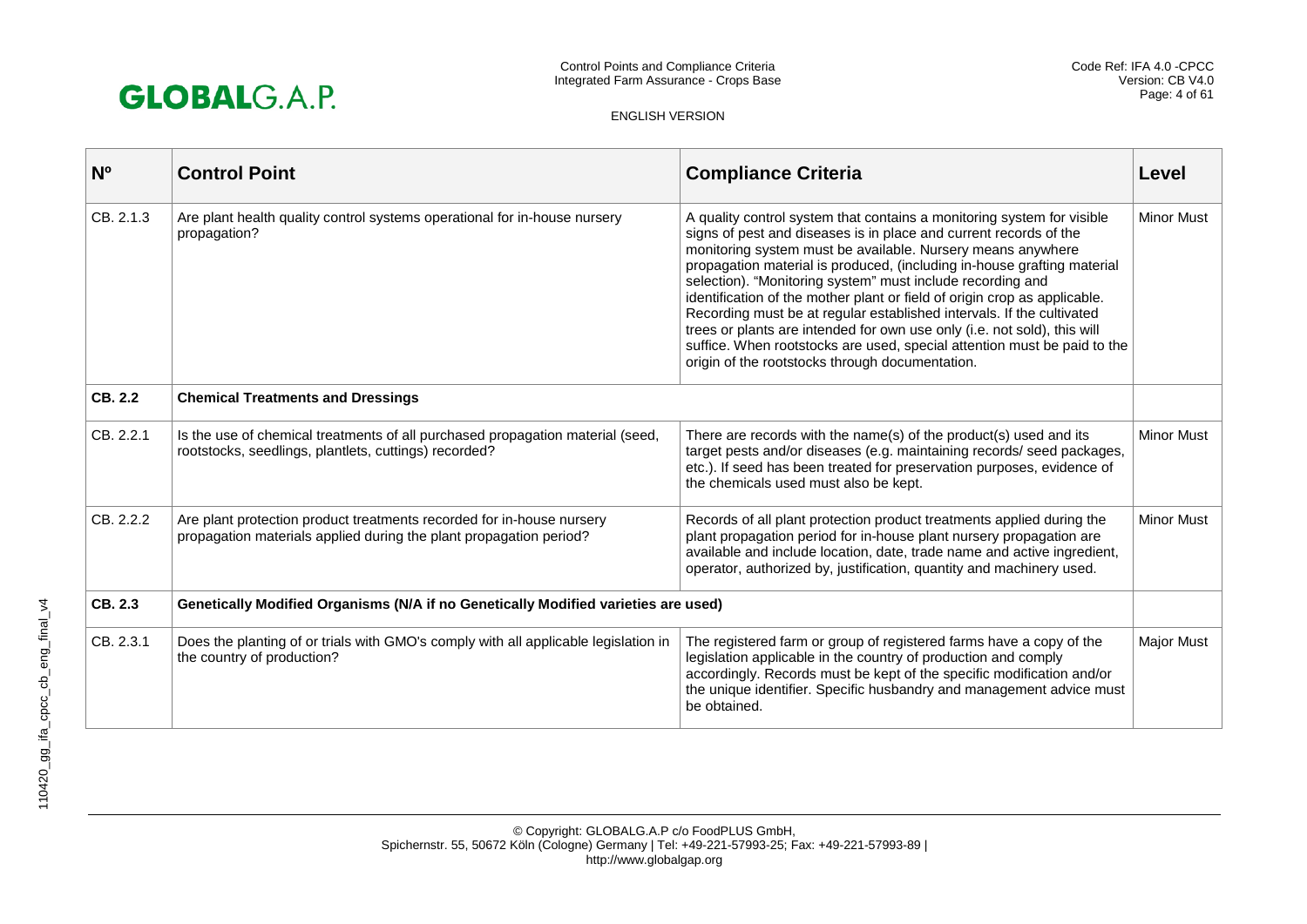| Nº | Control Point | Compliance Criteria | Level |
|---|---|---|---|
| CB. 2.1.3 | Are plant health quality control systems operational for in-house nursery propagation? | A quality control system that contains a monitoring system for visible signs of pest and diseases is in place and current records of the monitoring system must be available. Nursery means anywhere propagation material is produced, (including in-house grafting material selection). "Monitoring system" must include recording and identification of the mother plant or field of origin crop as applicable. Recording must be at regular established intervals. If the cultivated trees or plants are intended for own use only (i.e. not sold), this will suffice. When rootstocks are used, special attention must be paid to the origin of the rootstocks through documentation. | Minor Must |
| **CB. 2.2** | **Chemical Treatments and Dressings** | | |
| CB. 2.2.1 | Is the use of chemical treatments of all purchased propagation material (seed, rootstocks, seedlings, plantlets, cuttings) recorded? | There are records with the name(s) of the product(s) used and its target pests and/or diseases (e.g. maintaining records/ seed packages, etc.). If seed has been treated for preservation purposes, evidence of the chemicals used must also be kept. | Minor Must |
| CB. 2.2.2 | Are plant protection product treatments recorded for in-house nursery propagation materials applied during the plant propagation period? | Records of all plant protection product treatments applied during the plant propagation period for in-house plant nursery propagation are available and include location, date, trade name and active ingredient, operator, authorized by, justification, quantity and machinery used. | Minor Must |
| **CB. 2.3** | **Genetically Modified Organisms (N/A if no Genetically Modified varieties are used)** | | |
| CB. 2.3.1 | Does the planting of or trials with GMO's comply with all applicable legislation in the country of production? | The registered farm or group of registered farms have a copy of the legislation applicable in the country of production and comply accordingly. Records must be kept of the specific modification and/or the unique identifier. Specific husbandry and management advice must be obtained. | Major Must |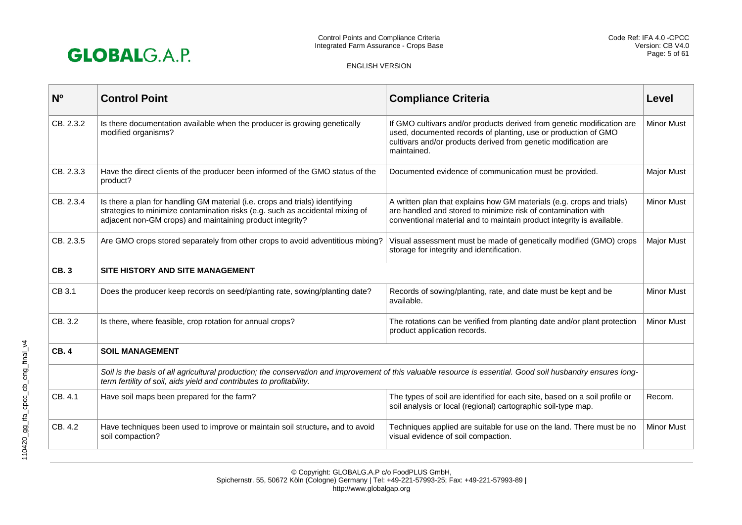| Nº | Control Point | Compliance Criteria | Level |
|---|---|---|---|
| CB. 2.3.2 | Is there documentation available when the producer is growing genetically modified organisms? | If GMO cultivars and/or products derived from genetic modification are used, documented records of planting, use or production of GMO cultivars and/or products derived from genetic modification are maintained. | Minor Must |
| CB. 2.3.3 | Have the direct clients of the producer been informed of the GMO status of the product? | Documented evidence of communication must be provided. | Major Must |
| CB. 2.3.4 | Is there a plan for handling GM material (i.e. crops and trials) identifying strategies to minimize contamination risks (e.g. such as accidental mixing of adjacent non-GM crops) and maintaining product integrity? | A written plan that explains how GM materials (e.g. crops and trials) are handled and stored to minimize risk of contamination with conventional material and to maintain product integrity is available. | Minor Must |
| CB. 2.3.5 | Are GMO crops stored separately from other crops to avoid adventitious mixing? | Visual assessment must be made of genetically modified (GMO) crops storage for integrity and identification. | Major Must |
| **CB. 3** | **SITE HISTORY AND SITE MANAGEMENT** | | |
| CB 3.1 | Does the producer keep records on seed/planting rate, sowing/planting date? | Records of sowing/planting, rate, and date must be kept and be available. | Minor Must |
| CB. 3.2 | Is there, where feasible, crop rotation for annual crops? | The rotations can be verified from planting date and/or plant protection product application records. | Minor Must |
| **CB. 4** | **SOIL MANAGEMENT** | | |
| | *Soil is the basis of all agricultural production; the conservation and improvement of this valuable resource is essential. Good soil husbandry ensures long-term fertility of soil, aids yield and contributes to profitability.* | | |
| CB. 4.1 | Have soil maps been prepared for the farm? | The types of soil are identified for each site, based on a soil profile or soil analysis or local (regional) cartographic soil-type map. | Recom. |
| CB. 4.2 | Have techniques been used to improve or maintain soil structure, and to avoid soil compaction? | Techniques applied are suitable for use on the land. There must be no visual evidence of soil compaction. | Minor Must |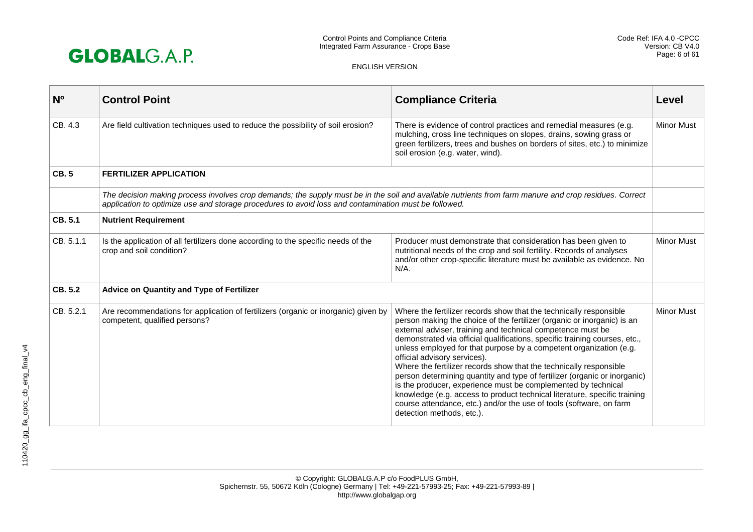| Nº | Control Point | Compliance Criteria | Level |
|---|---|---|---|
| CB. 4.3 | Are field cultivation techniques used to reduce the possibility of soil erosion? | There is evidence of control practices and remedial measures (e.g. mulching, cross line techniques on slopes, drains, sowing grass or green fertilizers, trees and bushes on borders of sites, etc.) to minimize soil erosion (e.g. water, wind). | Minor Must |
| **CB. 5** | **FERTILIZER APPLICATION** | | |
| | *The decision making process involves crop demands; the supply must be in the soil and available nutrients from farm manure and crop residues. Correct application to optimize use and storage procedures to avoid loss and contamination must be followed.* | | |
| **CB. 5.1** | **Nutrient Requirement** | | |
| CB. 5.1.1 | Is the application of all fertilizers done according to the specific needs of the crop and soil condition? | Producer must demonstrate that consideration has been given to nutritional needs of the crop and soil fertility. Records of analyses and/or other crop-specific literature must be available as evidence. No N/A. | Minor Must |
| **CB. 5.2** | **Advice on Quantity and Type of Fertilizer** | | |
| CB. 5.2.1 | Are recommendations for application of fertilizers (organic or inorganic) given by competent, qualified persons? | Where the fertilizer records show that the technically responsible person making the choice of the fertilizer (organic or inorganic) is an external adviser, training and technical competence must be demonstrated via official qualifications, specific training courses, etc., unless employed for that purpose by a competent organization (e.g. official advisory services).<br>Where the fertilizer records show that the technically responsible person determining quantity and type of fertilizer (organic or inorganic) is the producer, experience must be complemented by technical knowledge (e.g. access to product technical literature, specific training course attendance, etc.) and/or the use of tools (software, on farm detection methods, etc.). | Minor Must |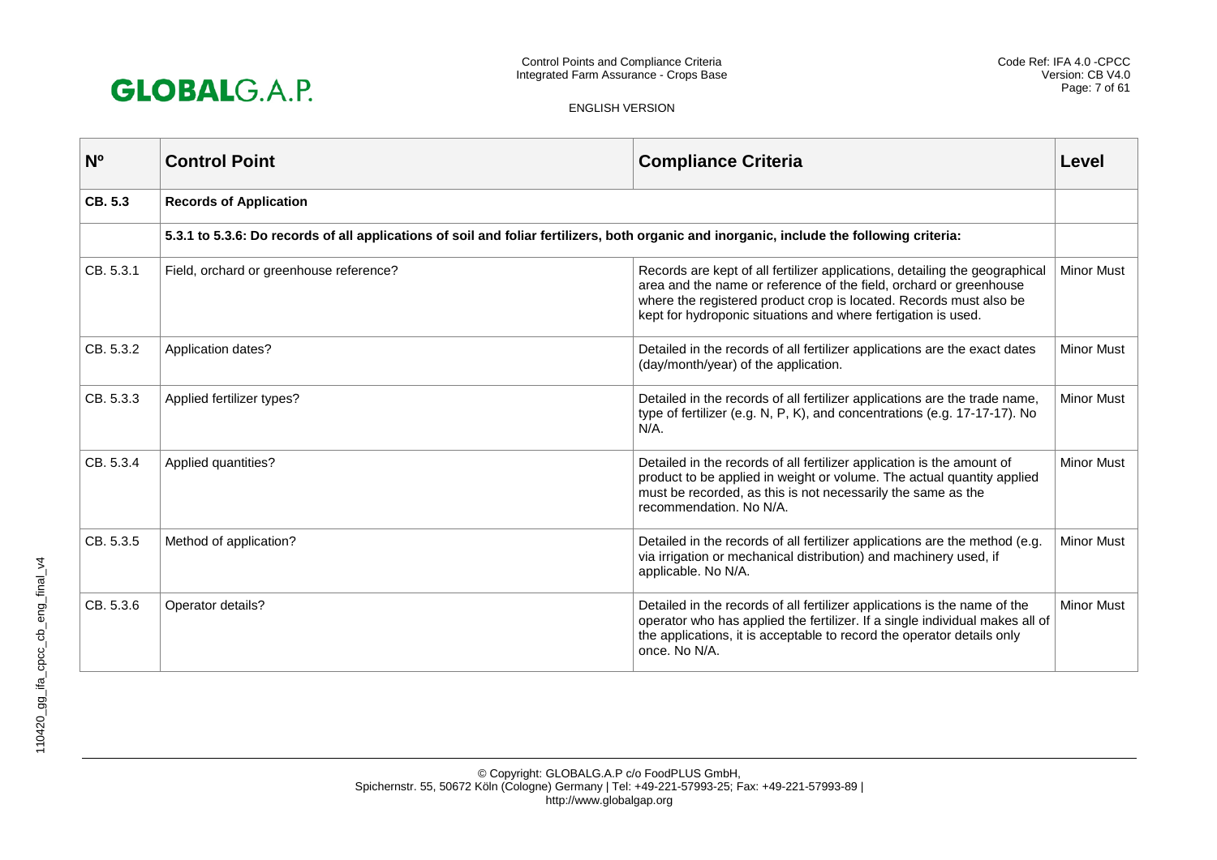| Nº | Control Point | Compliance Criteria | Level |
|---|---|---|---|
| **CB. 5.3** | **Records of Application** | | |
| | **5.3.1 to 5.3.6: Do records of all applications of soil and foliar fertilizers, both organic and inorganic, include the following criteria:** | | |
| CB. 5.3.1 | Field, orchard or greenhouse reference? | Records are kept of all fertilizer applications, detailing the geographical area and the name or reference of the field, orchard or greenhouse where the registered product crop is located. Records must also be kept for hydroponic situations and where fertigation is used. | Minor Must |
| CB. 5.3.2 | Application dates? | Detailed in the records of all fertilizer applications are the exact dates (day/month/year) of the application. | Minor Must |
| CB. 5.3.3 | Applied fertilizer types? | Detailed in the records of all fertilizer applications are the trade name, type of fertilizer (e.g. N, P, K), and concentrations (e.g. 17-17-17). No N/A. | Minor Must |
| CB. 5.3.4 | Applied quantities? | Detailed in the records of all fertilizer application is the amount of product to be applied in weight or volume. The actual quantity applied must be recorded, as this is not necessarily the same as the recommendation. No N/A. | Minor Must |
| CB. 5.3.5 | Method of application? | Detailed in the records of all fertilizer applications are the method (e.g. via irrigation or mechanical distribution) and machinery used, if applicable. No N/A. | Minor Must |
| CB. 5.3.6 | Operator details? | Detailed in the records of all fertilizer applications is the name of the operator who has applied the fertilizer. If a single individual makes all of the applications, it is acceptable to record the operator details only once. No N/A. | Minor Must |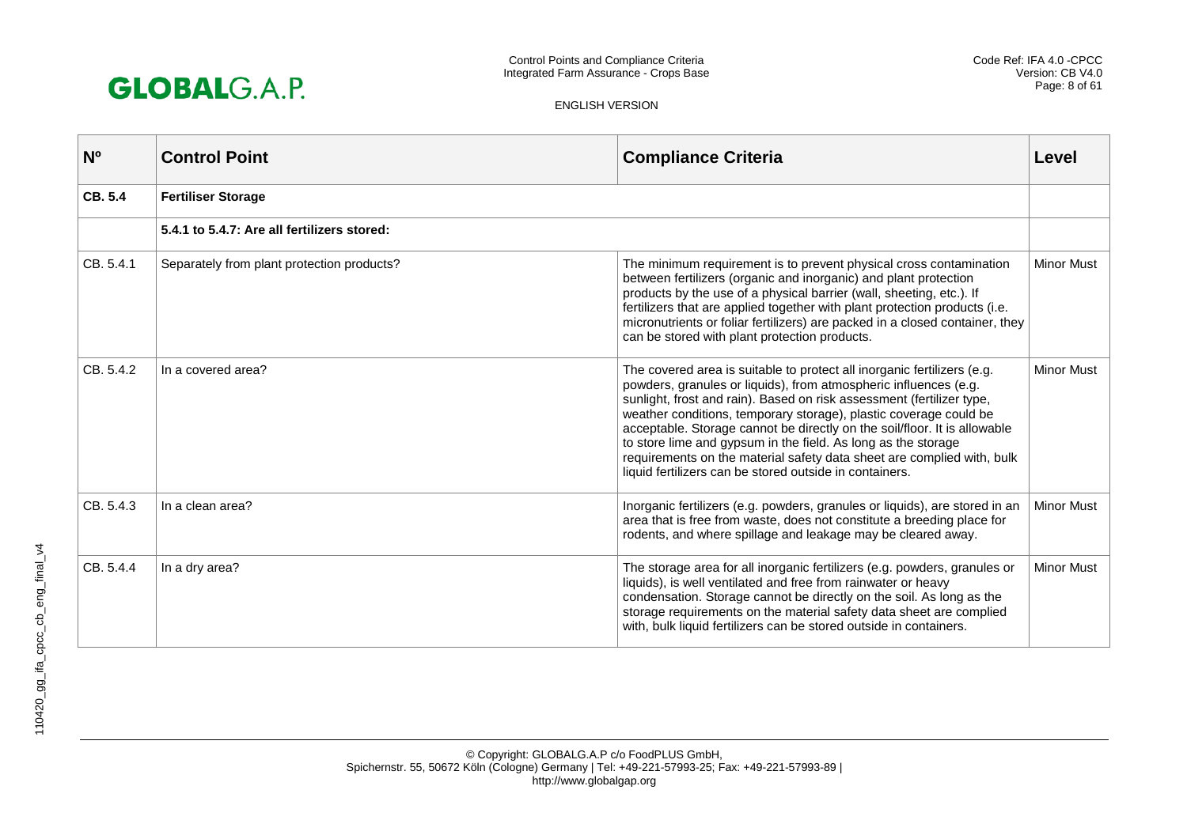| Nº | Control Point | Compliance Criteria | Level |
|---|---|---|---|
| **CB. 5.4** | **Fertiliser Storage** | | |
| | **5.4.1 to 5.4.7: Are all fertilizers stored:** | | |
| CB. 5.4.1 | Separately from plant protection products? | The minimum requirement is to prevent physical cross contamination between fertilizers (organic and inorganic) and plant protection products by the use of a physical barrier (wall, sheeting, etc.). If fertilizers that are applied together with plant protection products (i.e. micronutrients or foliar fertilizers) are packed in a closed container, they can be stored with plant protection products. | Minor Must |
| CB. 5.4.2 | In a covered area? | The covered area is suitable to protect all inorganic fertilizers (e.g. powders, granules or liquids), from atmospheric influences (e.g. sunlight, frost and rain). Based on risk assessment (fertilizer type, weather conditions, temporary storage), plastic coverage could be acceptable. Storage cannot be directly on the soil/floor. It is allowable to store lime and gypsum in the field. As long as the storage requirements on the material safety data sheet are complied with, bulk liquid fertilizers can be stored outside in containers. | Minor Must |
| CB. 5.4.3 | In a clean area? | Inorganic fertilizers (e.g. powders, granules or liquids), are stored in an area that is free from waste, does not constitute a breeding place for rodents, and where spillage and leakage may be cleared away. | Minor Must |
| CB. 5.4.4 | In a dry area? | The storage area for all inorganic fertilizers (e.g. powders, granules or liquids), is well ventilated and free from rainwater or heavy condensation. Storage cannot be directly on the soil. As long as the storage requirements on the material safety data sheet are complied with, bulk liquid fertilizers can be stored outside in containers. | Minor Must |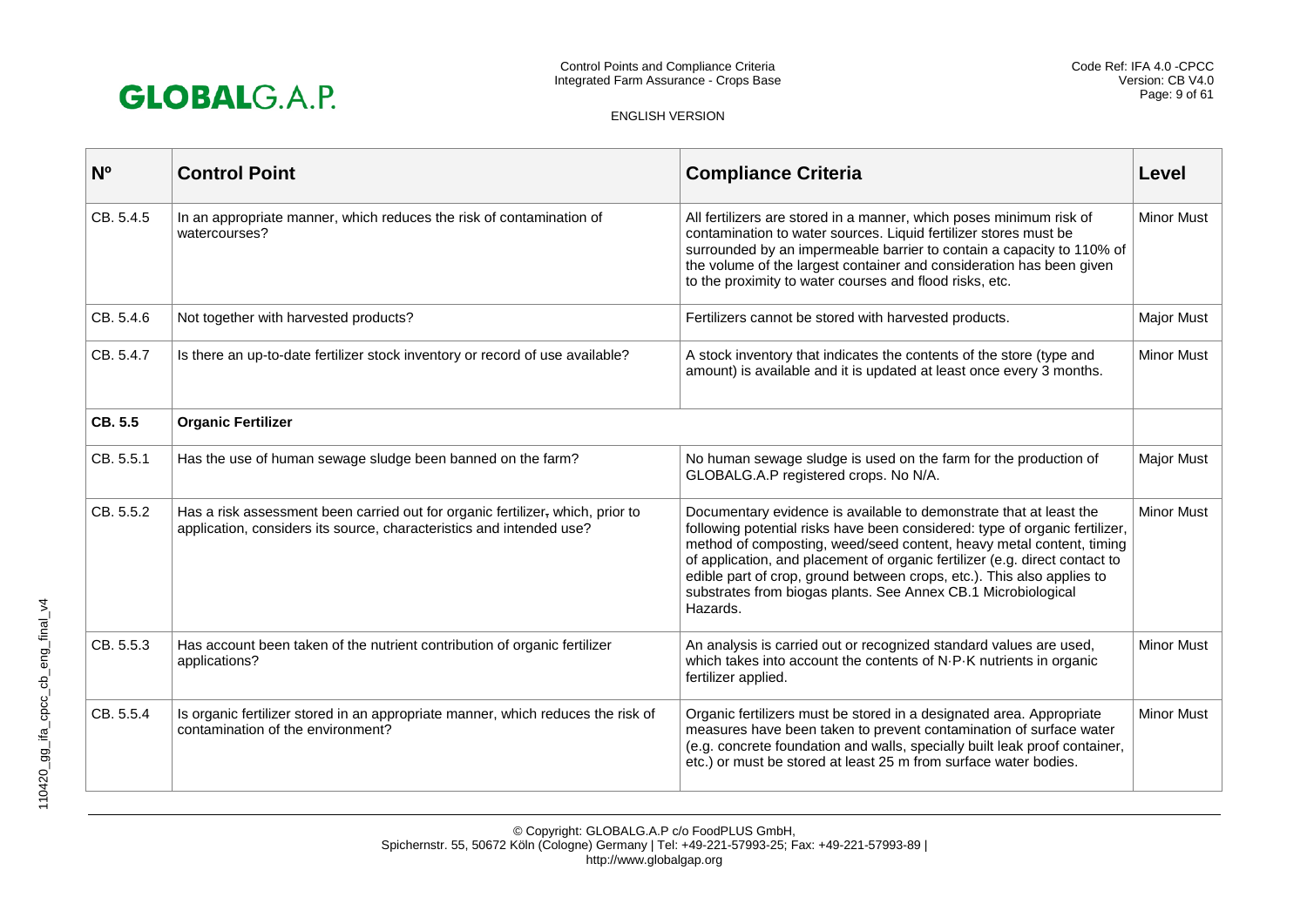| Nº | Control Point | Compliance Criteria | Level |
|---|---|---|---|
| CB. 5.4.5 | In an appropriate manner, which reduces the risk of contamination of watercourses? | All fertilizers are stored in a manner, which poses minimum risk of contamination to water sources. Liquid fertilizer stores must be surrounded by an impermeable barrier to contain a capacity to 110% of the volume of the largest container and consideration has been given to the proximity to water courses and flood risks, etc. | Minor Must |
| CB. 5.4.6 | Not together with harvested products? | Fertilizers cannot be stored with harvested products. | Major Must |
| CB. 5.4.7 | Is there an up-to-date fertilizer stock inventory or record of use available? | A stock inventory that indicates the contents of the store (type and amount) is available and it is updated at least once every 3 months. | Minor Must |
| **CB. 5.5** | **Organic Fertilizer** | | |
| CB. 5.5.1 | Has the use of human sewage sludge been banned on the farm? | No human sewage sludge is used on the farm for the production of GLOBALG.A.P registered crops. No N/A. | Major Must |
| CB. 5.5.2 | Has a risk assessment been carried out for organic fertilizer, which, prior to application, considers its source, characteristics and intended use? | Documentary evidence is available to demonstrate that at least the following potential risks have been considered: type of organic fertilizer, method of composting, weed/seed content, heavy metal content, timing of application, and placement of organic fertilizer (e.g. direct contact to edible part of crop, ground between crops, etc.). This also applies to substrates from biogas plants. See Annex CB.1 Microbiological Hazards. | Minor Must |
| CB. 5.5.3 | Has account been taken of the nutrient contribution of organic fertilizer applications? | An analysis is carried out or recognized standard values are used, which takes into account the contents of N·P·K nutrients in organic fertilizer applied. | Minor Must |
| CB. 5.5.4 | Is organic fertilizer stored in an appropriate manner, which reduces the risk of contamination of the environment? | Organic fertilizers must be stored in a designated area. Appropriate measures have been taken to prevent contamination of surface water (e.g. concrete foundation and walls, specially built leak proof container, etc.) or must be stored at least 25 m from surface water bodies. | Minor Must |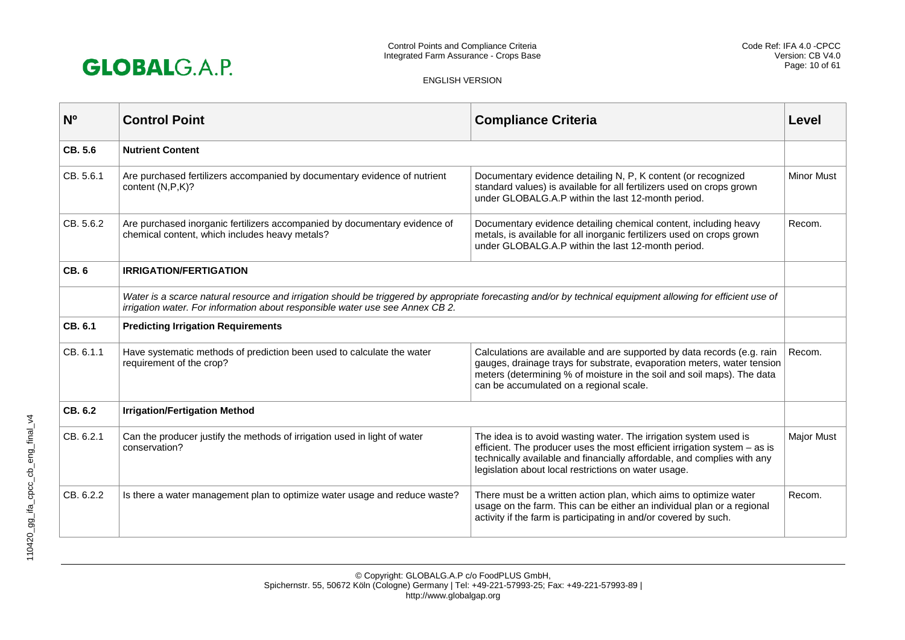| Nº | Control Point | Compliance Criteria | Level |
|---|---|---|---|
| **CB. 5.6** | **Nutrient Content** | | |
| CB. 5.6.1 | Are purchased fertilizers accompanied by documentary evidence of nutrient content (N,P,K)? | Documentary evidence detailing N, P, K content (or recognized standard values) is available for all fertilizers used on crops grown under GLOBALG.A.P within the last 12-month period. | Minor Must |
| CB. 5.6.2 | Are purchased inorganic fertilizers accompanied by documentary evidence of chemical content, which includes heavy metals? | Documentary evidence detailing chemical content, including heavy metals, is available for all inorganic fertilizers used on crops grown under GLOBALG.A.P within the last 12-month period. | Recom. |
| **CB. 6** | **IRRIGATION/FERTIGATION** | | |
| | *Water is a scarce natural resource and irrigation should be triggered by appropriate forecasting and/or by technical equipment allowing for efficient use of irrigation water. For information about responsible water use see Annex CB 2.* | | |
| **CB. 6.1** | **Predicting Irrigation Requirements** | | |
| CB. 6.1.1 | Have systematic methods of prediction been used to calculate the water requirement of the crop? | Calculations are available and are supported by data records (e.g. rain gauges, drainage trays for substrate, evaporation meters, water tension meters (determining % of moisture in the soil and soil maps). The data can be accumulated on a regional scale. | Recom. |
| **CB. 6.2** | **Irrigation/Fertigation Method** | | |
| CB. 6.2.1 | Can the producer justify the methods of irrigation used in light of water conservation? | The idea is to avoid wasting water. The irrigation system used is efficient. The producer uses the most efficient irrigation system – as is technically available and financially affordable, and complies with any legislation about local restrictions on water usage. | Major Must |
| CB. 6.2.2 | Is there a water management plan to optimize water usage and reduce waste? | There must be a written action plan, which aims to optimize water usage on the farm. This can be either an individual plan or a regional activity if the farm is participating in and/or covered by such. | Recom. |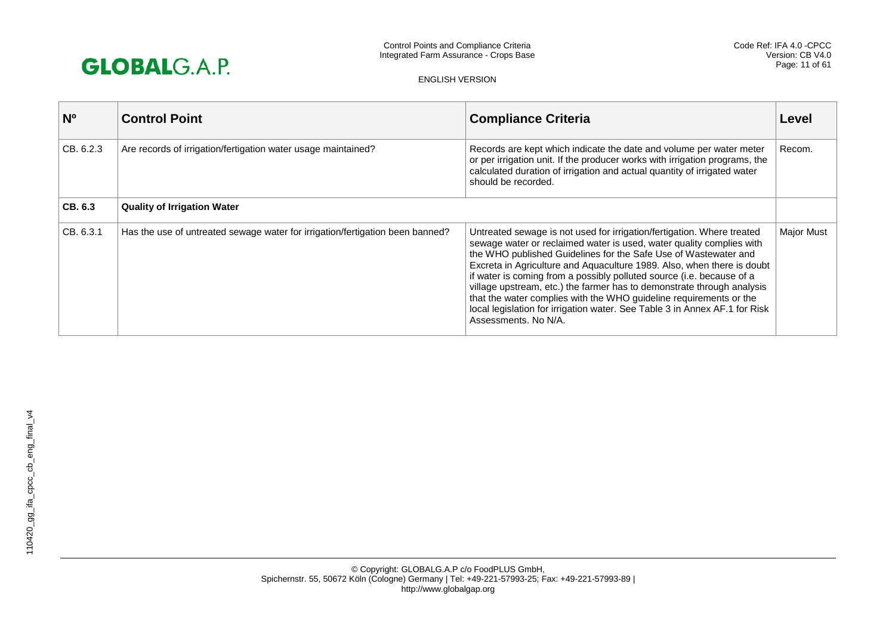| Nº | Control Point | Compliance Criteria | Level |
|---|---|---|---|
| CB. 6.2.3 | Are records of irrigation/fertigation water usage maintained? | Records are kept which indicate the date and volume per water meter or per irrigation unit. If the producer works with irrigation programs, the calculated duration of irrigation and actual quantity of irrigated water should be recorded. | Recom. |
| **CB. 6.3** | **Quality of Irrigation Water** | | |
| CB. 6.3.1 | Has the use of untreated sewage water for irrigation/fertigation been banned? | Untreated sewage is not used for irrigation/fertigation. Where treated sewage water or reclaimed water is used, water quality complies with the WHO published Guidelines for the Safe Use of Wastewater and Excreta in Agriculture and Aquaculture 1989. Also, when there is doubt if water is coming from a possibly polluted source (i.e. because of a village upstream, etc.) the farmer has to demonstrate through analysis that the water complies with the WHO guideline requirements or the local legislation for irrigation water. See Table 3 in Annex AF.1 for Risk Assessments. No N/A. | Major Must |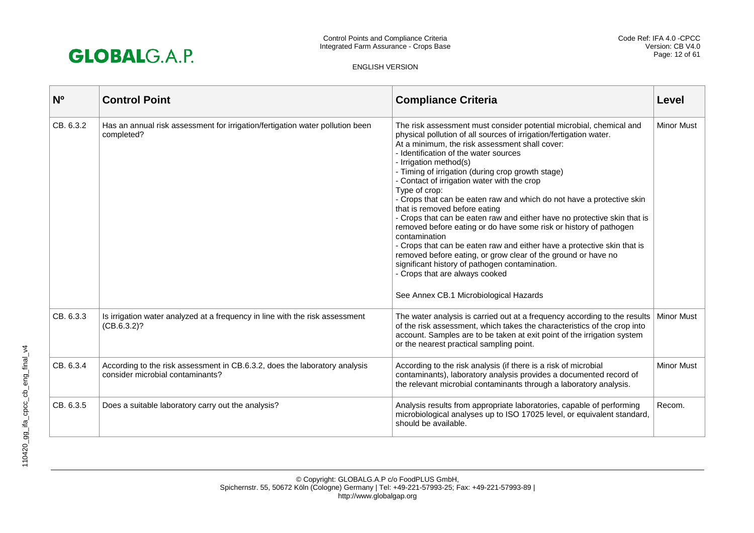| Nº | Control Point | Compliance Criteria | Level |
|---|---|---|---|
| CB. 6.3.2 | Has an annual risk assessment for irrigation/fertigation water pollution been completed? | The risk assessment must consider potential microbial, chemical and physical pollution of all sources of irrigation/fertigation water.<br>At a minimum, the risk assessment shall cover:<br>- Identification of the water sources<br>- Irrigation method(s)<br>- Timing of irrigation (during crop growth stage)<br>- Contact of irrigation water with the crop<br>Type of crop:<br>- Crops that can be eaten raw and which do not have a protective skin that is removed before eating<br>- Crops that can be eaten raw and either have no protective skin that is removed before eating or do have some risk or history of pathogen contamination<br>- Crops that can be eaten raw and either have a protective skin that is removed before eating, or grow clear of the ground or have no significant history of pathogen contamination.<br>- Crops that are always cooked<br><br>See Annex CB.1 Microbiological Hazards | Minor Must |
| CB. 6.3.3 | Is irrigation water analyzed at a frequency in line with the risk assessment (CB.6.3.2)? | The water analysis is carried out at a frequency according to the results of the risk assessment, which takes the characteristics of the crop into account. Samples are to be taken at exit point of the irrigation system or the nearest practical sampling point. | Minor Must |
| CB. 6.3.4 | According to the risk assessment in CB.6.3.2, does the laboratory analysis consider microbial contaminants? | According to the risk analysis (if there is a risk of microbial contaminants), laboratory analysis provides a documented record of the relevant microbial contaminants through a laboratory analysis. | Minor Must |
| CB. 6.3.5 | Does a suitable laboratory carry out the analysis? | Analysis results from appropriate laboratories, capable of performing microbiological analyses up to ISO 17025 level, or equivalent standard, should be available. | Recom. |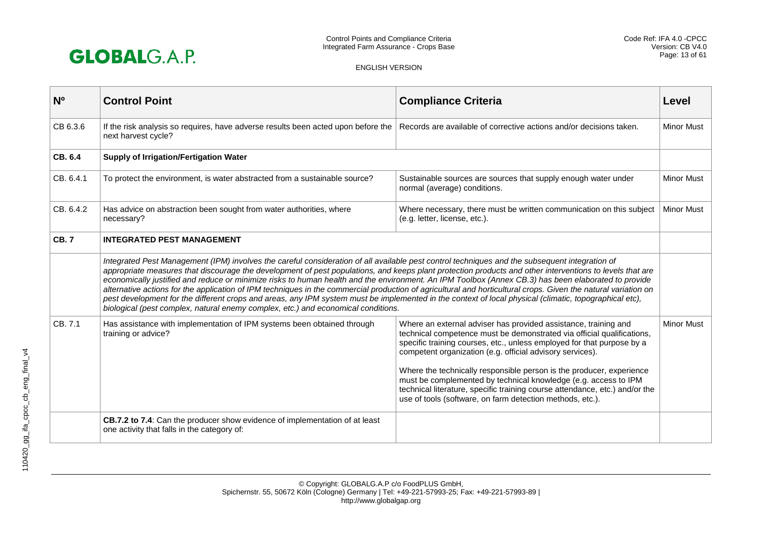| Nº | Control Point | Compliance Criteria | Level |
|---|---|---|---|
| CB 6.3.6 | If the risk analysis so requires, have adverse results been acted upon before the next harvest cycle? | Records are available of corrective actions and/or decisions taken. | Minor Must |
| **CB. 6.4** | **Supply of Irrigation/Fertigation Water** | | |
| CB. 6.4.1 | To protect the environment, is water abstracted from a sustainable source? | Sustainable sources are sources that supply enough water under normal (average) conditions. | Minor Must |
| CB. 6.4.2 | Has advice on abstraction been sought from water authorities, where necessary? | Where necessary, there must be written communication on this subject (e.g. letter, license, etc.). | Minor Must |
| **CB. 7** | **INTEGRATED PEST MANAGEMENT** | | |
| | *Integrated Pest Management (IPM) involves the careful consideration of all available pest control techniques and the subsequent integration of appropriate measures that discourage the development of pest populations, and keeps plant protection products and other interventions to levels that are economically justified and reduce or minimize risks to human health and the environment. An IPM Toolbox (Annex CB.3) has been elaborated to provide alternative actions for the application of IPM techniques in the commercial production of agricultural and horticultural crops. Given the natural variation on pest development for the different crops and areas, any IPM system must be implemented in the context of local physical (climatic, topographical etc), biological (pest complex, natural enemy complex, etc.) and economical conditions.* | | |
| CB. 7.1 | Has assistance with implementation of IPM systems been obtained through training or advice? | Where an external adviser has provided assistance, training and technical competence must be demonstrated via official qualifications, specific training courses, etc., unless employed for that purpose by a competent organization (e.g. official advisory services).<br><br>Where the technically responsible person is the producer, experience must be complemented by technical knowledge (e.g. access to IPM technical literature, specific training course attendance, etc.) and/or the use of tools (software, on farm detection methods, etc.). | Minor Must |
| | **CB.7.2 to 7.4**: Can the producer show evidence of implementation of at least one activity that falls in the category of: | | |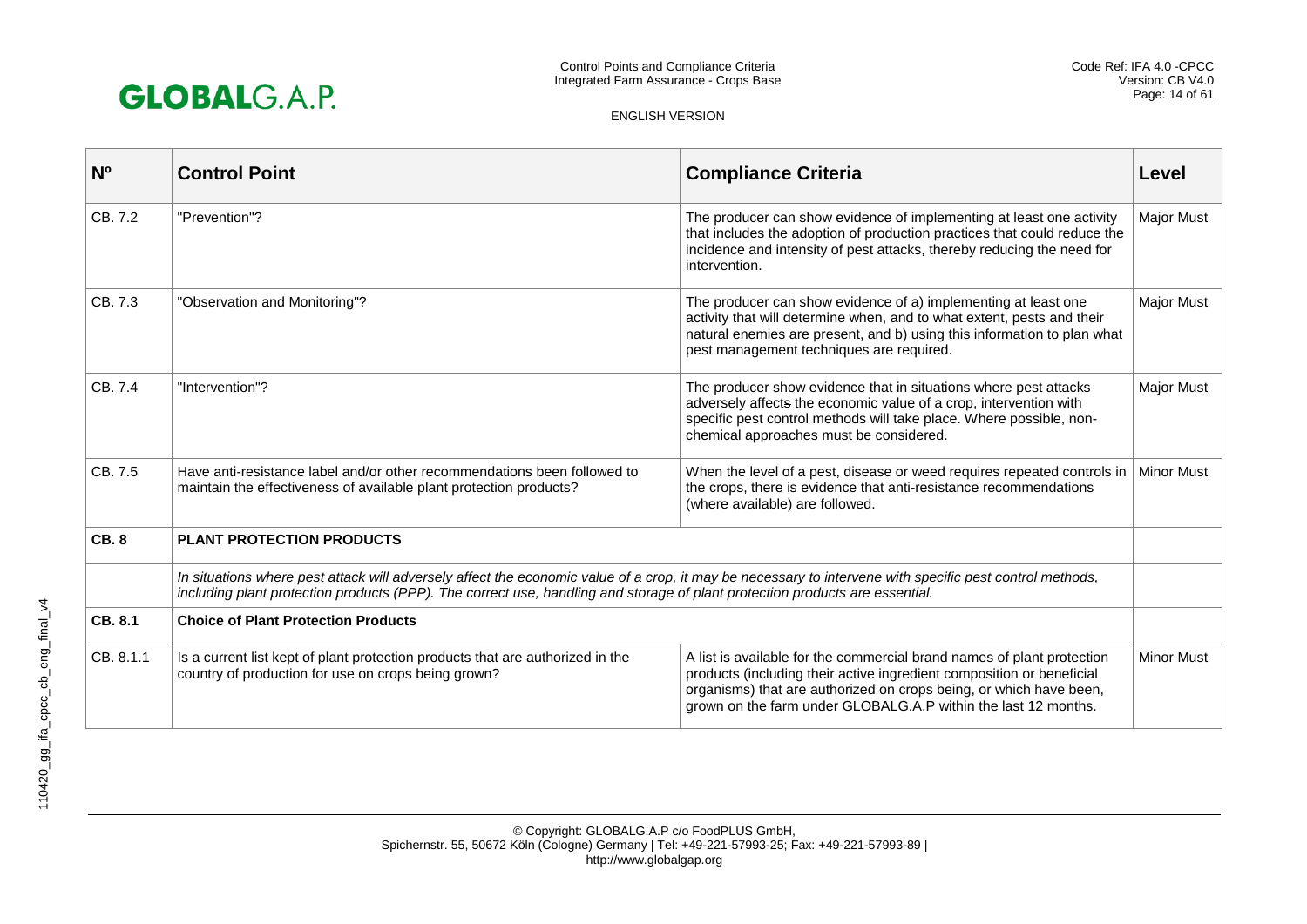| Nº | Control Point | Compliance Criteria | Level |
|---|---|---|---|
| CB. 7.2 | "Prevention"? | The producer can show evidence of implementing at least one activity that includes the adoption of production practices that could reduce the incidence and intensity of pest attacks, thereby reducing the need for intervention. | Major Must |
| CB. 7.3 | "Observation and Monitoring"? | The producer can show evidence of a) implementing at least one activity that will determine when, and to what extent, pests and their natural enemies are present, and b) using this information to plan what pest management techniques are required. | Major Must |
| CB. 7.4 | "Intervention"? | The producer show evidence that in situations where pest attacks adversely affects the economic value of a crop, intervention with specific pest control methods will take place. Where possible, non-chemical approaches must be considered. | Major Must |
| CB. 7.5 | Have anti-resistance label and/or other recommendations been followed to maintain the effectiveness of available plant protection products? | When the level of a pest, disease or weed requires repeated controls in the crops, there is evidence that anti-resistance recommendations (where available) are followed. | Minor Must |
| **CB. 8** | **PLANT PROTECTION PRODUCTS** | | |
| | *In situations where pest attack will adversely affect the economic value of a crop, it may be necessary to intervene with specific pest control methods, including plant protection products (PPP). The correct use, handling and storage of plant protection products are essential.* | | |
| **CB. 8.1** | **Choice of Plant Protection Products** | | |
| CB. 8.1.1 | Is a current list kept of plant protection products that are authorized in the country of production for use on crops being grown? | A list is available for the commercial brand names of plant protection products (including their active ingredient composition or beneficial organisms) that are authorized on crops being, or which have been, grown on the farm under GLOBALG.A.P within the last 12 months. | Minor Must |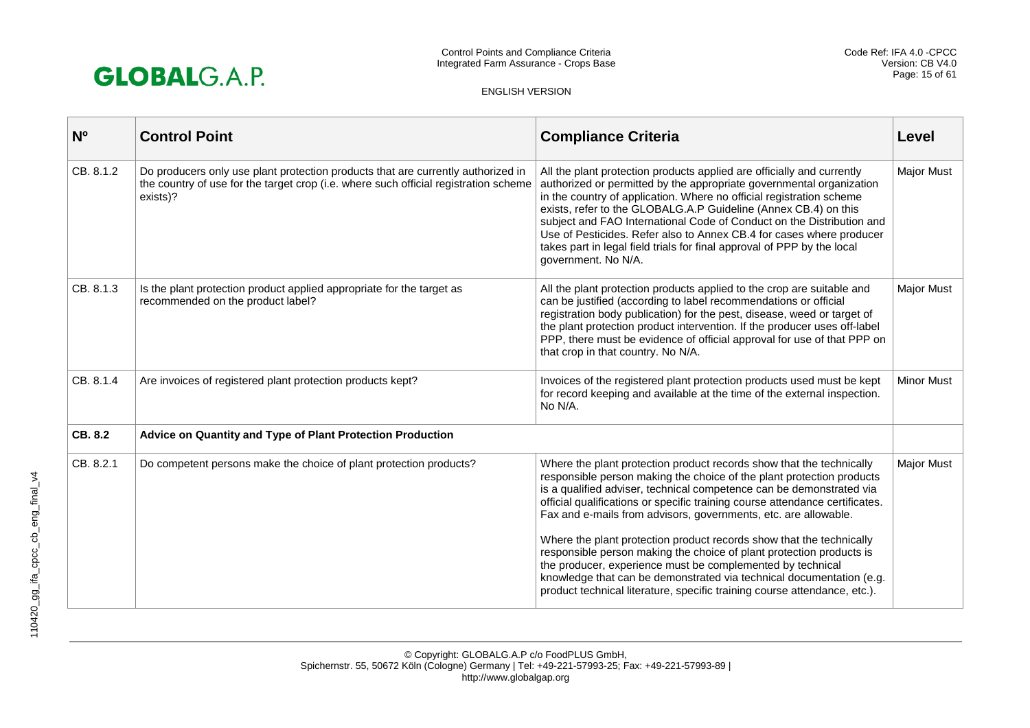| Nº | Control Point | Compliance Criteria | Level |
|---|---|---|---|
| CB. 8.1.2 | Do producers only use plant protection products that are currently authorized in the country of use for the target crop (i.e. where such official registration scheme exists)? | All the plant protection products applied are officially and currently authorized or permitted by the appropriate governmental organization in the country of application. Where no official registration scheme exists, refer to the GLOBALG.A.P Guideline (Annex CB.4) on this subject and FAO International Code of Conduct on the Distribution and Use of Pesticides. Refer also to Annex CB.4 for cases where producer takes part in legal field trials for final approval of PPP by the local government. No N/A. | Major Must |
| CB. 8.1.3 | Is the plant protection product applied appropriate for the target as recommended on the product label? | All the plant protection products applied to the crop are suitable and can be justified (according to label recommendations or official registration body publication) for the pest, disease, weed or target of the plant protection product intervention. If the producer uses off-label PPP, there must be evidence of official approval for use of that PPP on that crop in that country. No N/A. | Major Must |
| CB. 8.1.4 | Are invoices of registered plant protection products kept? | Invoices of the registered plant protection products used must be kept for record keeping and available at the time of the external inspection. No N/A. | Minor Must |
| **CB. 8.2** | **Advice on Quantity and Type of Plant Protection Production** | | |
| CB. 8.2.1 | Do competent persons make the choice of plant protection products? | Where the plant protection product records show that the technically responsible person making the choice of the plant protection products is a qualified adviser, technical competence can be demonstrated via official qualifications or specific training course attendance certificates. Fax and e-mails from advisors, governments, etc. are allowable.<br><br>Where the plant protection product records show that the technically responsible person making the choice of plant protection products is the producer, experience must be complemented by technical knowledge that can be demonstrated via technical documentation (e.g. product technical literature, specific training course attendance, etc.). | Major Must |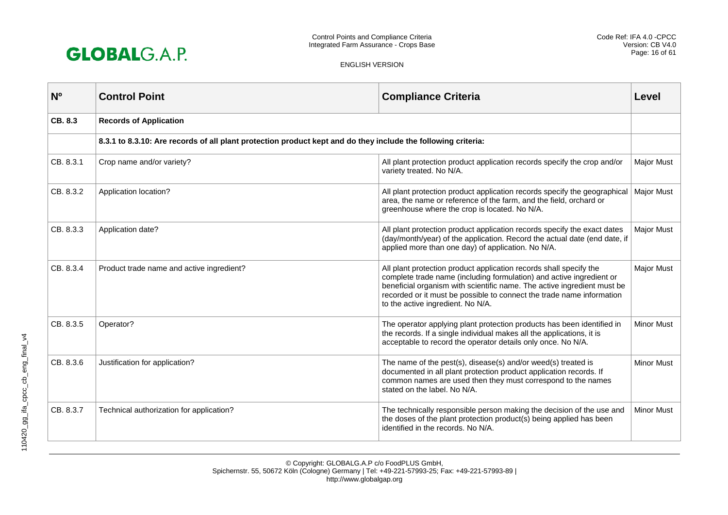| Nº | Control Point | Compliance Criteria | Level |
|---|---|---|---|
| **CB. 8.3** | **Records of Application** | | |
| | **8.3.1 to 8.3.10: Are records of all plant protection product kept and do they include the following criteria:** | | |
| CB. 8.3.1 | Crop name and/or variety? | All plant protection product application records specify the crop and/or variety treated. No N/A. | Major Must |
| CB. 8.3.2 | Application location? | All plant protection product application records specify the geographical area, the name or reference of the farm, and the field, orchard or greenhouse where the crop is located. No N/A. | Major Must |
| CB. 8.3.3 | Application date? | All plant protection product application records specify the exact dates (day/month/year) of the application. Record the actual date (end date, if applied more than one day) of application. No N/A. | Major Must |
| CB. 8.3.4 | Product trade name and active ingredient? | All plant protection product application records shall specify the complete trade name (including formulation) and active ingredient or beneficial organism with scientific name. The active ingredient must be recorded or it must be possible to connect the trade name information to the active ingredient. No N/A. | Major Must |
| CB. 8.3.5 | Operator? | The operator applying plant protection products has been identified in the records. If a single individual makes all the applications, it is acceptable to record the operator details only once. No N/A. | Minor Must |
| CB. 8.3.6 | Justification for application? | The name of the pest(s), disease(s) and/or weed(s) treated is documented in all plant protection product application records. If common names are used then they must correspond to the names stated on the label. No N/A. | Minor Must |
| CB. 8.3.7 | Technical authorization for application? | The technically responsible person making the decision of the use and the doses of the plant protection product(s) being applied has been identified in the records. No N/A. | Minor Must |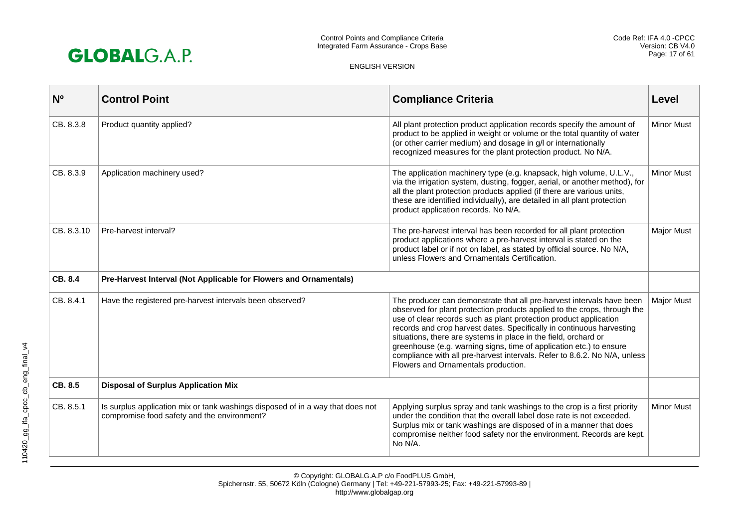| Nº | Control Point | Compliance Criteria | Level |
|---|---|---|---|
| CB. 8.3.8 | Product quantity applied? | All plant protection product application records specify the amount of product to be applied in weight or volume or the total quantity of water (or other carrier medium) and dosage in g/l or internationally recognized measures for the plant protection product. No N/A. | Minor Must |
| CB. 8.3.9 | Application machinery used? | The application machinery type (e.g. knapsack, high volume, U.L.V., via the irrigation system, dusting, fogger, aerial, or another method), for all the plant protection products applied (if there are various units, these are identified individually), are detailed in all plant protection product application records. No N/A. | Minor Must |
| CB. 8.3.10 | Pre-harvest interval? | The pre-harvest interval has been recorded for all plant protection product applications where a pre-harvest interval is stated on the product label or if not on label, as stated by official source. No N/A, unless Flowers and Ornamentals Certification. | Major Must |
| **CB. 8.4** | **Pre-Harvest Interval (Not Applicable for Flowers and Ornamentals)** | | |
| CB. 8.4.1 | Have the registered pre-harvest intervals been observed? | The producer can demonstrate that all pre-harvest intervals have been observed for plant protection products applied to the crops, through the use of clear records such as plant protection product application records and crop harvest dates. Specifically in continuous harvesting situations, there are systems in place in the field, orchard or greenhouse (e.g. warning signs, time of application etc.) to ensure compliance with all pre-harvest intervals. Refer to 8.6.2. No N/A, unless Flowers and Ornamentals production. | Major Must |
| **CB. 8.5** | **Disposal of Surplus Application Mix** | | |
| CB. 8.5.1 | Is surplus application mix or tank washings disposed of in a way that does not compromise food safety and the environment? | Applying surplus spray and tank washings to the crop is a first priority under the condition that the overall label dose rate is not exceeded. Surplus mix or tank washings are disposed of in a manner that does compromise neither food safety nor the environment. Records are kept. No N/A. | Minor Must |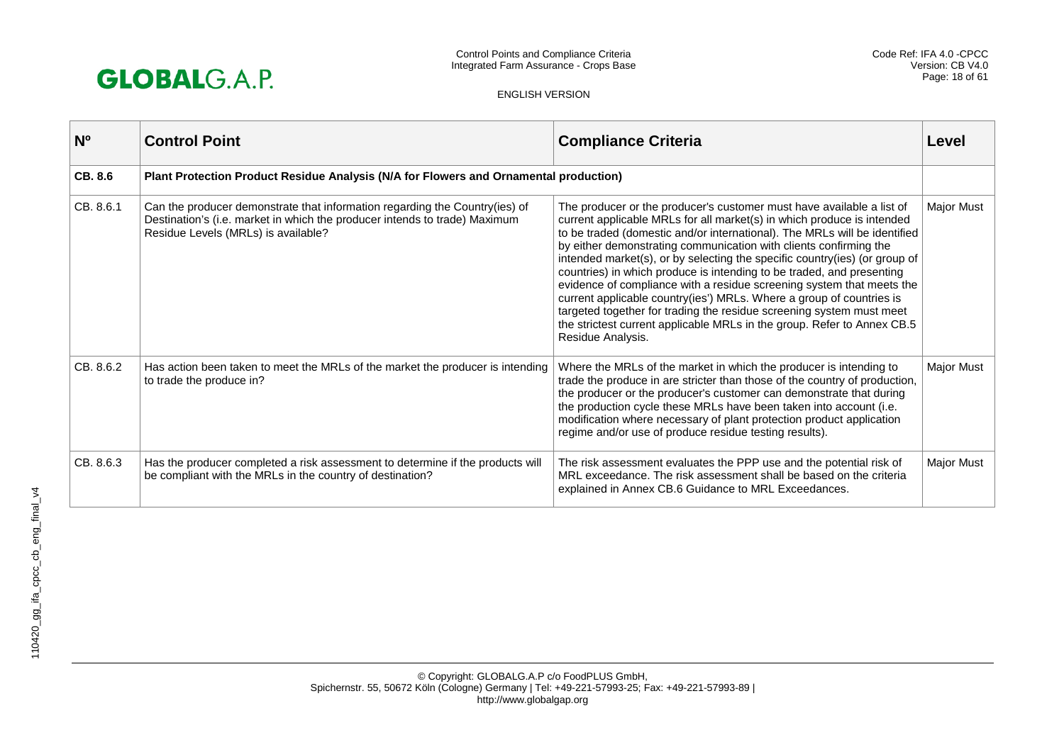| Nº | Control Point | Compliance Criteria | Level |
|---|---|---|---|
| **CB. 8.6** | **Plant Protection Product Residue Analysis (N/A for Flowers and Ornamental production)** | | |
| CB. 8.6.1 | Can the producer demonstrate that information regarding the Country(ies) of Destination's (i.e. market in which the producer intends to trade) Maximum Residue Levels (MRLs) is available? | The producer or the producer's customer must have available a list of current applicable MRLs for all market(s) in which produce is intended to be traded (domestic and/or international). The MRLs will be identified by either demonstrating communication with clients confirming the intended market(s), or by selecting the specific country(ies) (or group of countries) in which produce is intending to be traded, and presenting evidence of compliance with a residue screening system that meets the current applicable country(ies') MRLs. Where a group of countries is targeted together for trading the residue screening system must meet the strictest current applicable MRLs in the group. Refer to Annex CB.5 Residue Analysis. | Major Must |
| CB. 8.6.2 | Has action been taken to meet the MRLs of the market the producer is intending to trade the produce in? | Where the MRLs of the market in which the producer is intending to trade the produce in are stricter than those of the country of production, the producer or the producer's customer can demonstrate that during the production cycle these MRLs have been taken into account (i.e. modification where necessary of plant protection product application regime and/or use of produce residue testing results). | Major Must |
| CB. 8.6.3 | Has the producer completed a risk assessment to determine if the products will be compliant with the MRLs in the country of destination? | The risk assessment evaluates the PPP use and the potential risk of MRL exceedance. The risk assessment shall be based on the criteria explained in Annex CB.6 Guidance to MRL Exceedances. | Major Must |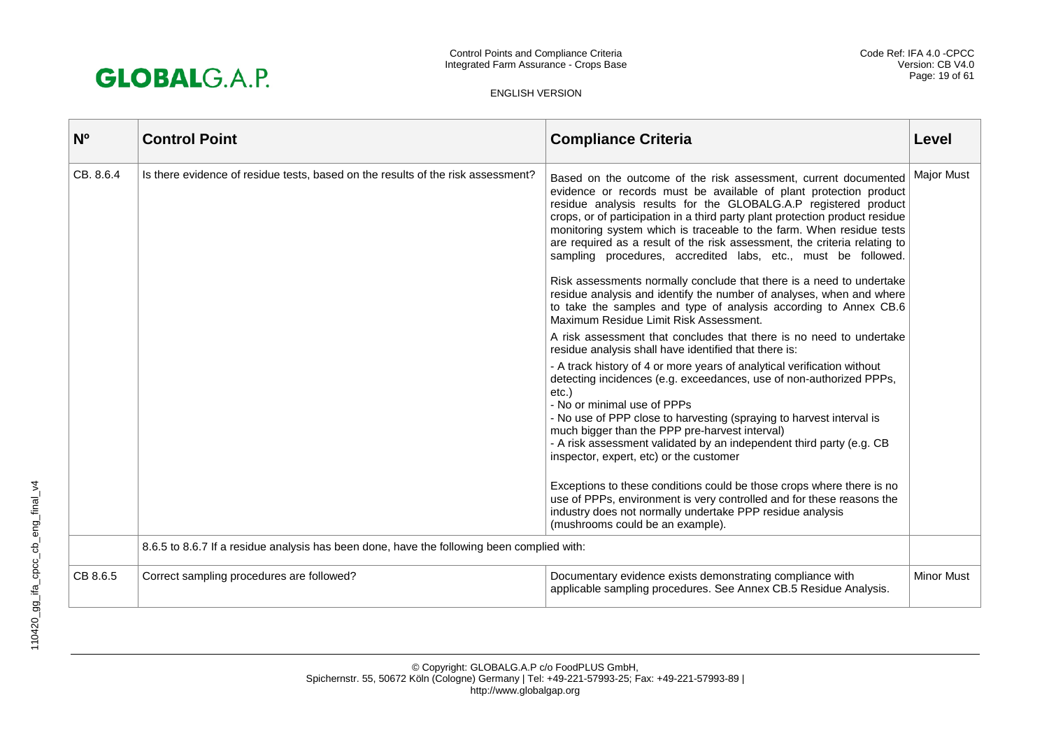| Nº | Control Point | Compliance Criteria | Level |
|---|---|---|---|
| CB. 8.6.4 | Is there evidence of residue tests, based on the results of the risk assessment? | Based on the outcome of the risk assessment, current documented evidence or records must be available of plant protection product residue analysis results for the GLOBALG.A.P registered product crops, or of participation in a third party plant protection product residue monitoring system which is traceable to the farm. When residue tests are required as a result of the risk assessment, the criteria relating to sampling procedures, accredited labs, etc., must be followed.<br><br>Risk assessments normally conclude that there is a need to undertake residue analysis and identify the number of analyses, when and where to take the samples and type of analysis according to Annex CB.6 Maximum Residue Limit Risk Assessment.<br><br>A risk assessment that concludes that there is no need to undertake residue analysis shall have identified that there is:<br><br>- A track history of 4 or more years of analytical verification without detecting incidences (e.g. exceedances, use of non-authorized PPPs, etc.)<br>- No or minimal use of PPPs<br>- No use of PPP close to harvesting (spraying to harvest interval is much bigger than the PPP pre-harvest interval)<br>- A risk assessment validated by an independent third party (e.g. CB inspector, expert, etc) or the customer<br><br>Exceptions to these conditions could be those crops where there is no use of PPPs, environment is very controlled and for these reasons the industry does not normally undertake PPP residue analysis (mushrooms could be an example). | Major Must |
| | 8.6.5 to 8.6.7 If a residue analysis has been done, have the following been complied with: | | |
| CB 8.6.5 | Correct sampling procedures are followed? | Documentary evidence exists demonstrating compliance with applicable sampling procedures. See Annex CB.5 Residue Analysis. | Minor Must |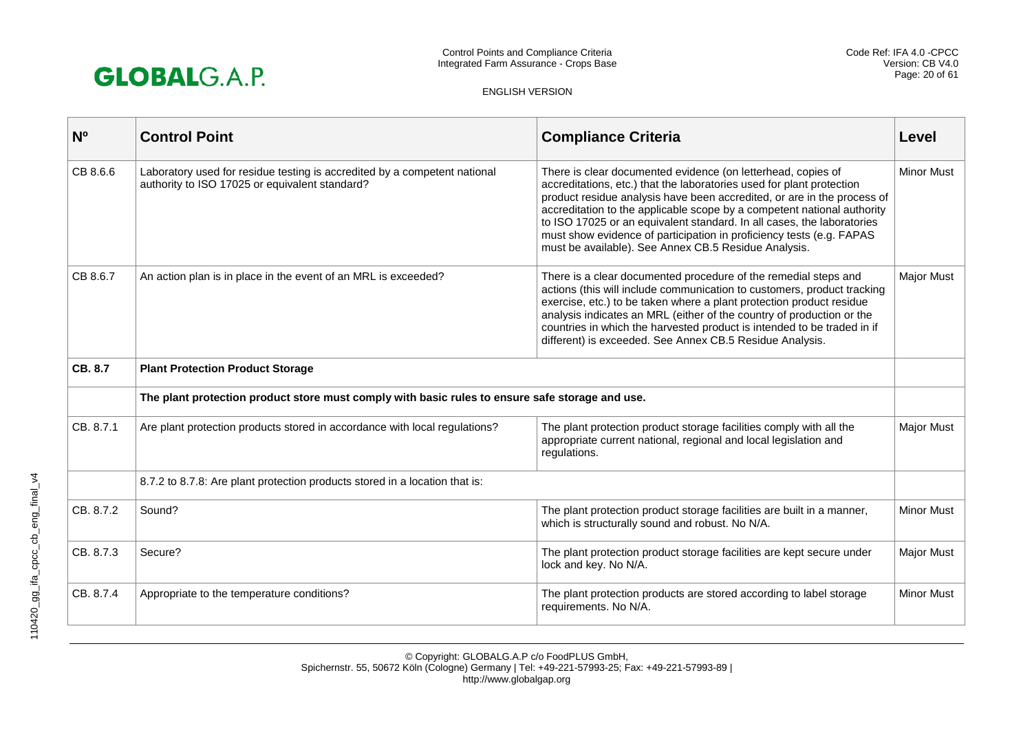| Nº | Control Point | Compliance Criteria | Level |
|---|---|---|---|
| CB 8.6.6 | Laboratory used for residue testing is accredited by a competent national authority to ISO 17025 or equivalent standard? | There is clear documented evidence (on letterhead, copies of accreditations, etc.) that the laboratories used for plant protection product residue analysis have been accredited, or are in the process of accreditation to the applicable scope by a competent national authority to ISO 17025 or an equivalent standard. In all cases, the laboratories must show evidence of participation in proficiency tests (e.g. FAPAS must be available). See Annex CB.5 Residue Analysis. | Minor Must |
| CB 8.6.7 | An action plan is in place in the event of an MRL is exceeded? | There is a clear documented procedure of the remedial steps and actions (this will include communication to customers, product tracking exercise, etc.) to be taken where a plant protection product residue analysis indicates an MRL (either of the country of production or the countries in which the harvested product is intended to be traded in if different) is exceeded. See Annex CB.5 Residue Analysis. | Major Must |
| **CB. 8.7** | **Plant Protection Product Storage** | | |
| | **The plant protection product store must comply with basic rules to ensure safe storage and use.** | | |
| CB. 8.7.1 | Are plant protection products stored in accordance with local regulations? | The plant protection product storage facilities comply with all the appropriate current national, regional and local legislation and regulations. | Major Must |
| | 8.7.2 to 8.7.8: Are plant protection products stored in a location that is: | | |
| CB. 8.7.2 | Sound? | The plant protection product storage facilities are built in a manner, which is structurally sound and robust. No N/A. | Minor Must |
| CB. 8.7.3 | Secure? | The plant protection product storage facilities are kept secure under lock and key. No N/A. | Major Must |
| CB. 8.7.4 | Appropriate to the temperature conditions? | The plant protection products are stored according to label storage requirements. No N/A. | Minor Must |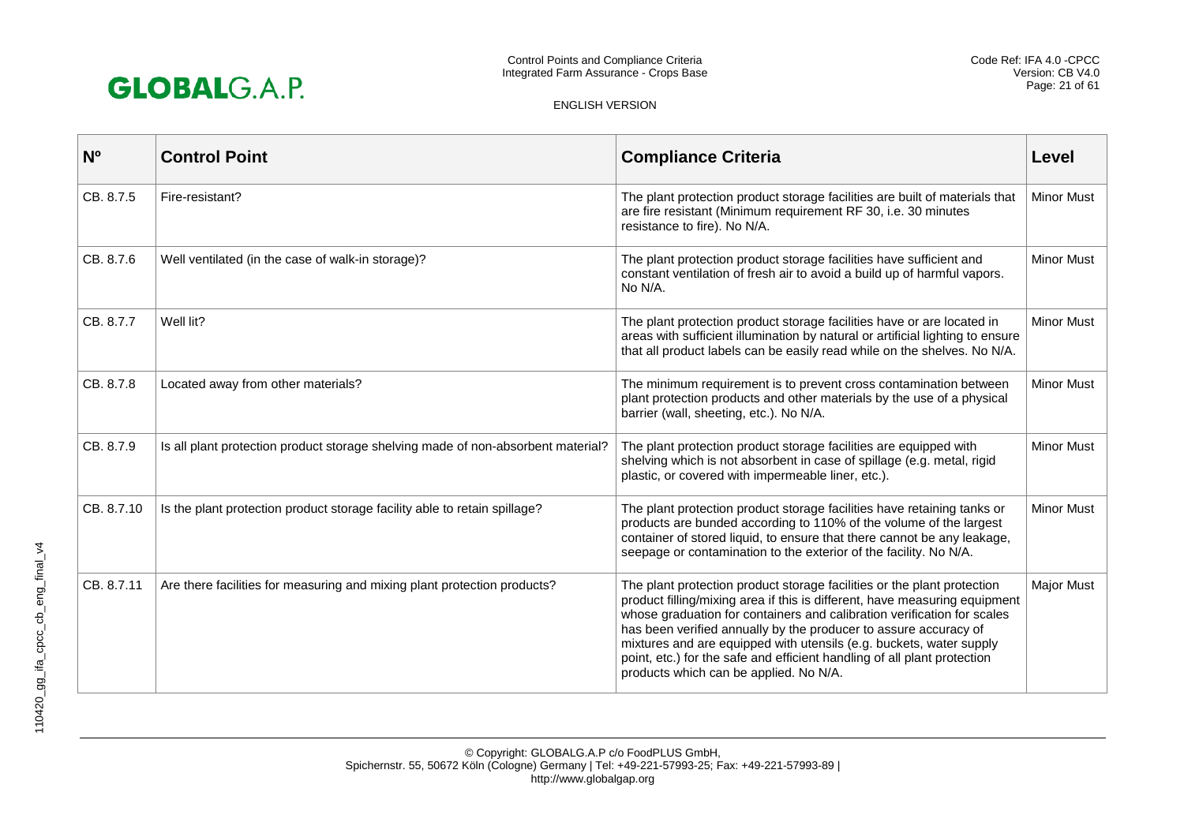| Nº | Control Point | Compliance Criteria | Level |
| --- | --- | --- | --- |
| CB. 8.7.5 | Fire-resistant? | The plant protection product storage facilities are built of materials that are fire resistant (Minimum requirement RF 30, i.e. 30 minutes resistance to fire). No N/A. | Minor Must |
| CB. 8.7.6 | Well ventilated (in the case of walk-in storage)? | The plant protection product storage facilities have sufficient and constant ventilation of fresh air to avoid a build up of harmful vapors. No N/A. | Minor Must |
| CB. 8.7.7 | Well lit? | The plant protection product storage facilities have or are located in areas with sufficient illumination by natural or artificial lighting to ensure that all product labels can be easily read while on the shelves. No N/A. | Minor Must |
| CB. 8.7.8 | Located away from other materials? | The minimum requirement is to prevent cross contamination between plant protection products and other materials by the use of a physical barrier (wall, sheeting, etc.). No N/A. | Minor Must |
| CB. 8.7.9 | Is all plant protection product storage shelving made of non-absorbent material? | The plant protection product storage facilities are equipped with shelving which is not absorbent in case of spillage (e.g. metal, rigid plastic, or covered with impermeable liner, etc.). | Minor Must |
| CB. 8.7.10 | Is the plant protection product storage facility able to retain spillage? | The plant protection product storage facilities have retaining tanks or products are bunded according to 110% of the volume of the largest container of stored liquid, to ensure that there cannot be any leakage, seepage or contamination to the exterior of the facility. No N/A. | Minor Must |
| CB. 8.7.11 | Are there facilities for measuring and mixing plant protection products? | The plant protection product storage facilities or the plant protection product filling/mixing area if this is different, have measuring equipment whose graduation for containers and calibration verification for scales has been verified annually by the producer to assure accuracy of mixtures and are equipped with utensils (e.g. buckets, water supply point, etc.) for the safe and efficient handling of all plant protection products which can be applied. No N/A. | Major Must |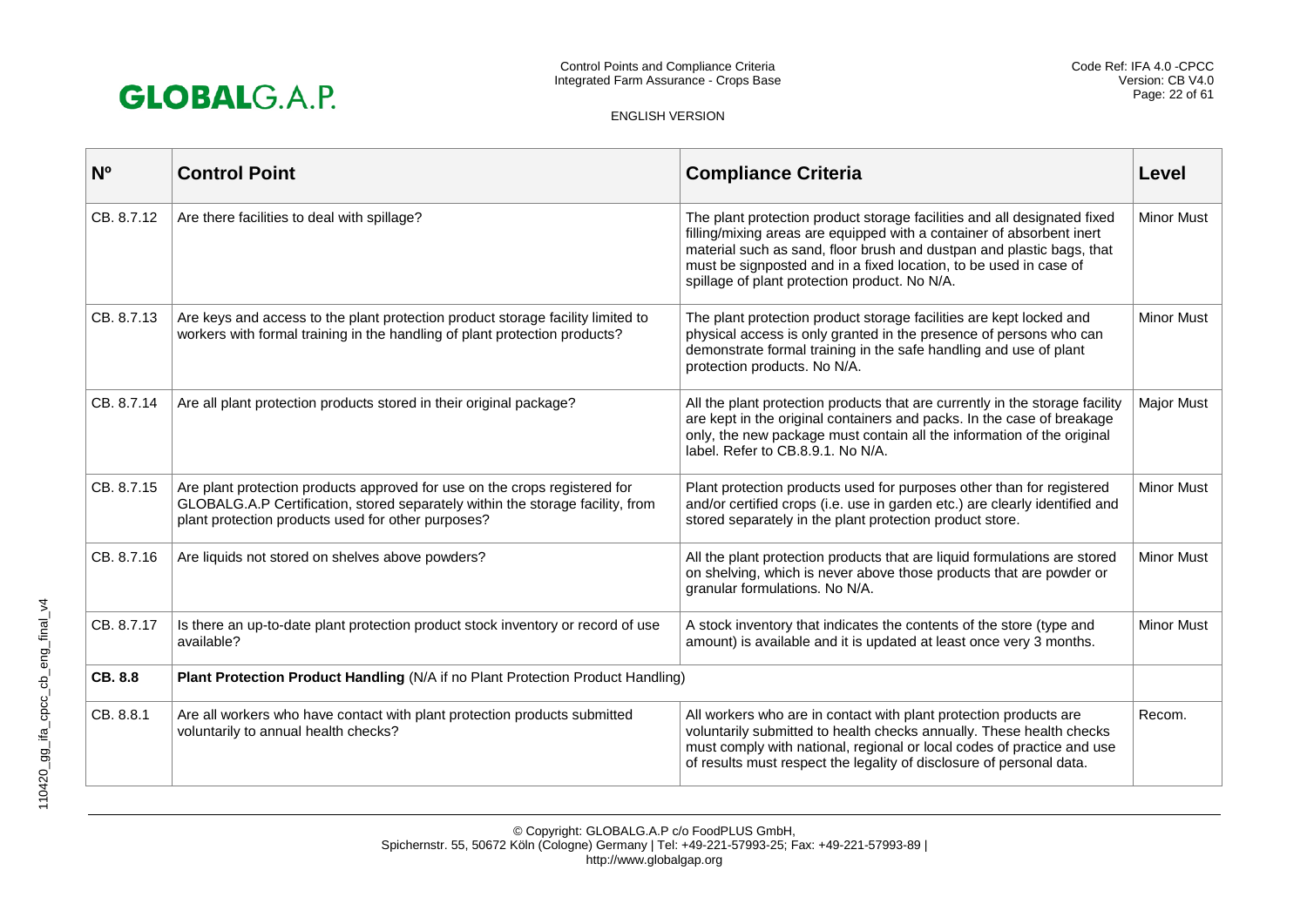| Nº | Control Point | Compliance Criteria | Level |
|---|---|---|---|
| CB. 8.7.12 | Are there facilities to deal with spillage? | The plant protection product storage facilities and all designated fixed filling/mixing areas are equipped with a container of absorbent inert material such as sand, floor brush and dustpan and plastic bags, that must be signposted and in a fixed location, to be used in case of spillage of plant protection product. No N/A. | Minor Must |
| CB. 8.7.13 | Are keys and access to the plant protection product storage facility limited to workers with formal training in the handling of plant protection products? | The plant protection product storage facilities are kept locked and physical access is only granted in the presence of persons who can demonstrate formal training in the safe handling and use of plant protection products. No N/A. | Minor Must |
| CB. 8.7.14 | Are all plant protection products stored in their original package? | All the plant protection products that are currently in the storage facility are kept in the original containers and packs. In the case of breakage only, the new package must contain all the information of the original label. Refer to CB.8.9.1. No N/A. | Major Must |
| CB. 8.7.15 | Are plant protection products approved for use on the crops registered for GLOBALG.A.P Certification, stored separately within the storage facility, from plant protection products used for other purposes? | Plant protection products used for purposes other than for registered and/or certified crops (i.e. use in garden etc.) are clearly identified and stored separately in the plant protection product store. | Minor Must |
| CB. 8.7.16 | Are liquids not stored on shelves above powders? | All the plant protection products that are liquid formulations are stored on shelving, which is never above those products that are powder or granular formulations. No N/A. | Minor Must |
| CB. 8.7.17 | Is there an up-to-date plant protection product stock inventory or record of use available? | A stock inventory that indicates the contents of the store (type and amount) is available and it is updated at least once very 3 months. | Minor Must |
| **CB. 8.8** | **Plant Protection Product Handling** (N/A if no Plant Protection Product Handling) | | |
| CB. 8.8.1 | Are all workers who have contact with plant protection products submitted voluntarily to annual health checks? | All workers who are in contact with plant protection products are voluntarily submitted to health checks annually. These health checks must comply with national, regional or local codes of practice and use of results must respect the legality of disclosure of personal data. | Recom. |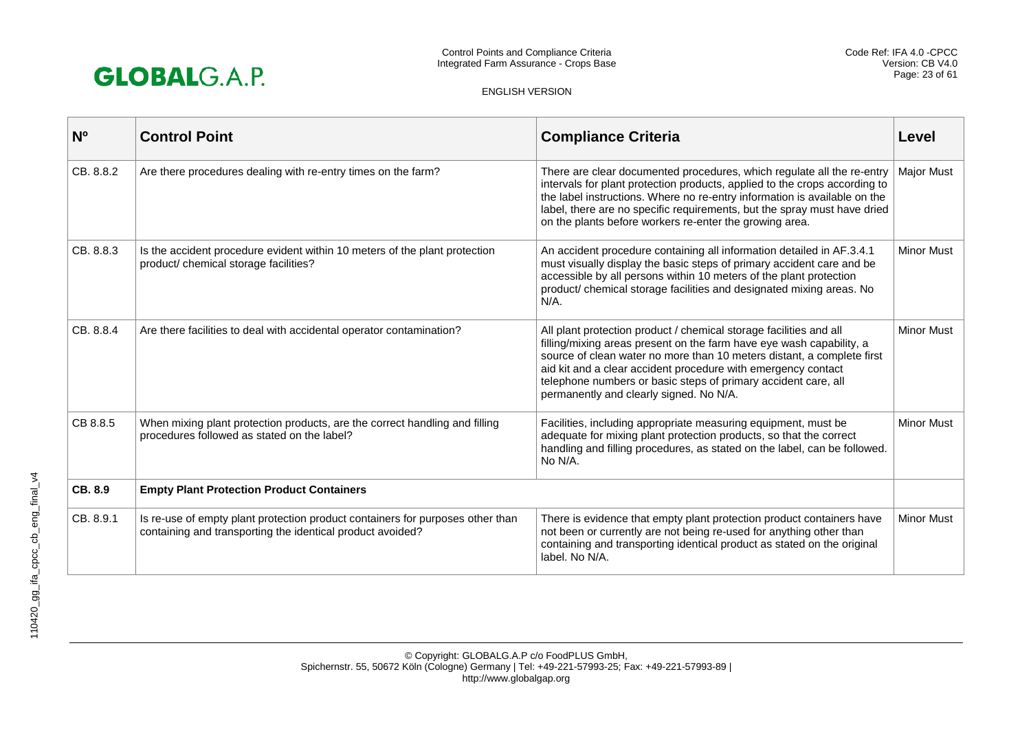| Nº | Control Point | Compliance Criteria | Level |
|---|---|---|---|
| CB. 8.8.2 | Are there procedures dealing with re-entry times on the farm? | There are clear documented procedures, which regulate all the re-entry intervals for plant protection products, applied to the crops according to the label instructions. Where no re-entry information is available on the label, there are no specific requirements, but the spray must have dried on the plants before workers re-enter the growing area. | Major Must |
| CB. 8.8.3 | Is the accident procedure evident within 10 meters of the plant protection product/ chemical storage facilities? | An accident procedure containing all information detailed in AF.3.4.1 must visually display the basic steps of primary accident care and be accessible by all persons within 10 meters of the plant protection product/ chemical storage facilities and designated mixing areas. No N/A. | Minor Must |
| CB. 8.8.4 | Are there facilities to deal with accidental operator contamination? | All plant protection product / chemical storage facilities and all filling/mixing areas present on the farm have eye wash capability, a source of clean water no more than 10 meters distant, a complete first aid kit and a clear accident procedure with emergency contact telephone numbers or basic steps of primary accident care, all permanently and clearly signed. No N/A. | Minor Must |
| CB 8.8.5 | When mixing plant protection products, are the correct handling and filling procedures followed as stated on the label? | Facilities, including appropriate measuring equipment, must be adequate for mixing plant protection products, so that the correct handling and filling procedures, as stated on the label, can be followed. No N/A. | Minor Must |
| **CB. 8.9** | **Empty Plant Protection Product Containers** | | |
| CB. 8.9.1 | Is re-use of empty plant protection product containers for purposes other than containing and transporting the identical product avoided? | There is evidence that empty plant protection product containers have not been or currently are not being re-used for anything other than containing and transporting identical product as stated on the original label. No N/A. | Minor Must |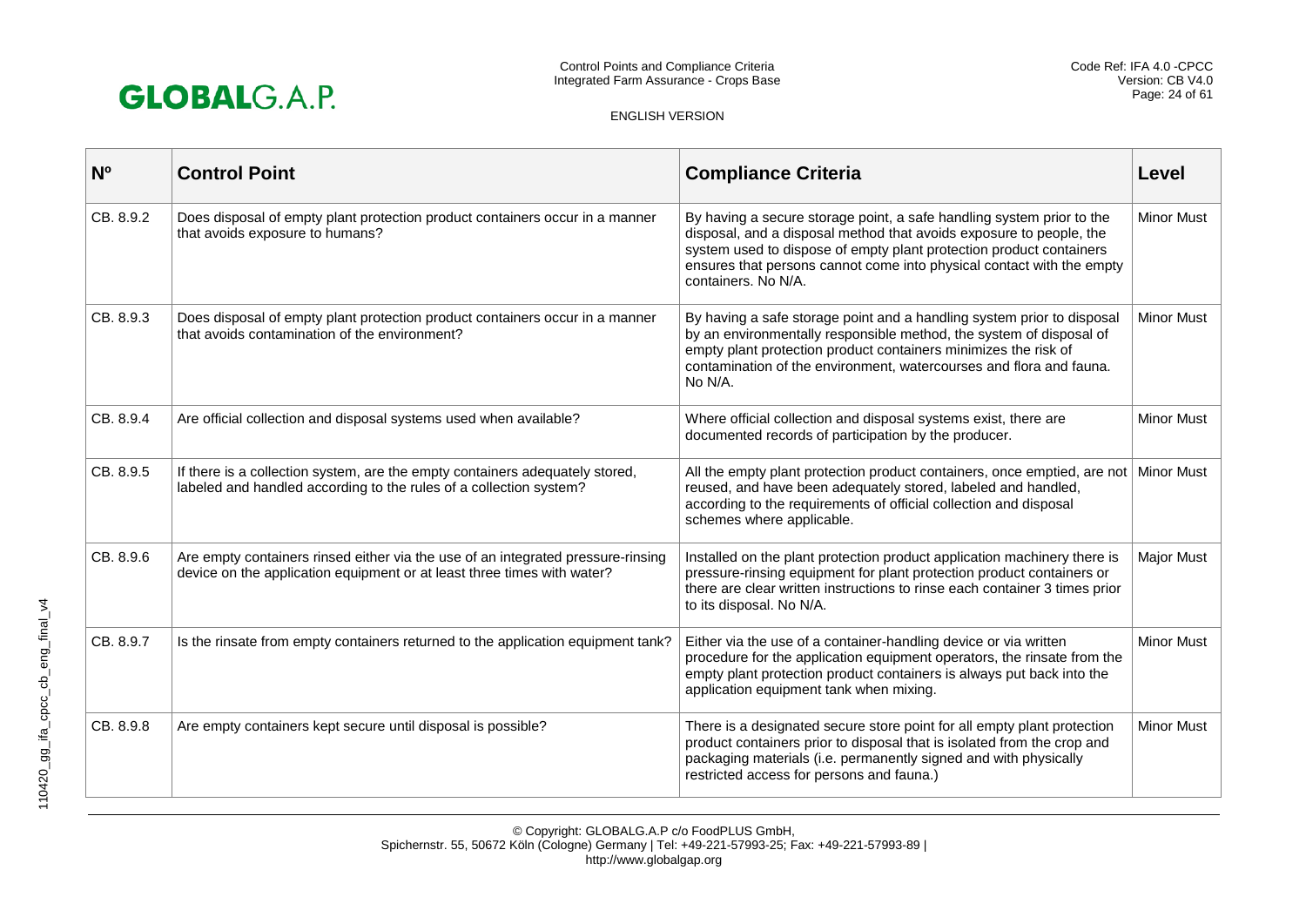| Nº | Control Point | Compliance Criteria | Level |
|---|---|---|---|
| CB. 8.9.2 | Does disposal of empty plant protection product containers occur in a manner that avoids exposure to humans? | By having a secure storage point, a safe handling system prior to the disposal, and a disposal method that avoids exposure to people, the system used to dispose of empty plant protection product containers ensures that persons cannot come into physical contact with the empty containers. No N/A. | Minor Must |
| CB. 8.9.3 | Does disposal of empty plant protection product containers occur in a manner that avoids contamination of the environment? | By having a safe storage point and a handling system prior to disposal by an environmentally responsible method, the system of disposal of empty plant protection product containers minimizes the risk of contamination of the environment, watercourses and flora and fauna. No N/A. | Minor Must |
| CB. 8.9.4 | Are official collection and disposal systems used when available? | Where official collection and disposal systems exist, there are documented records of participation by the producer. | Minor Must |
| CB. 8.9.5 | If there is a collection system, are the empty containers adequately stored, labeled and handled according to the rules of a collection system? | All the empty plant protection product containers, once emptied, are not reused, and have been adequately stored, labeled and handled, according to the requirements of official collection and disposal schemes where applicable. | Minor Must |
| CB. 8.9.6 | Are empty containers rinsed either via the use of an integrated pressure-rinsing device on the application equipment or at least three times with water? | Installed on the plant protection product application machinery there is pressure-rinsing equipment for plant protection product containers or there are clear written instructions to rinse each container 3 times prior to its disposal. No N/A. | Major Must |
| CB. 8.9.7 | Is the rinsate from empty containers returned to the application equipment tank? | Either via the use of a container-handling device or via written procedure for the application equipment operators, the rinsate from the empty plant protection product containers is always put back into the application equipment tank when mixing. | Minor Must |
| CB. 8.9.8 | Are empty containers kept secure until disposal is possible? | There is a designated secure store point for all empty plant protection product containers prior to disposal that is isolated from the crop and packaging materials (i.e. permanently signed and with physically restricted access for persons and fauna.) | Minor Must |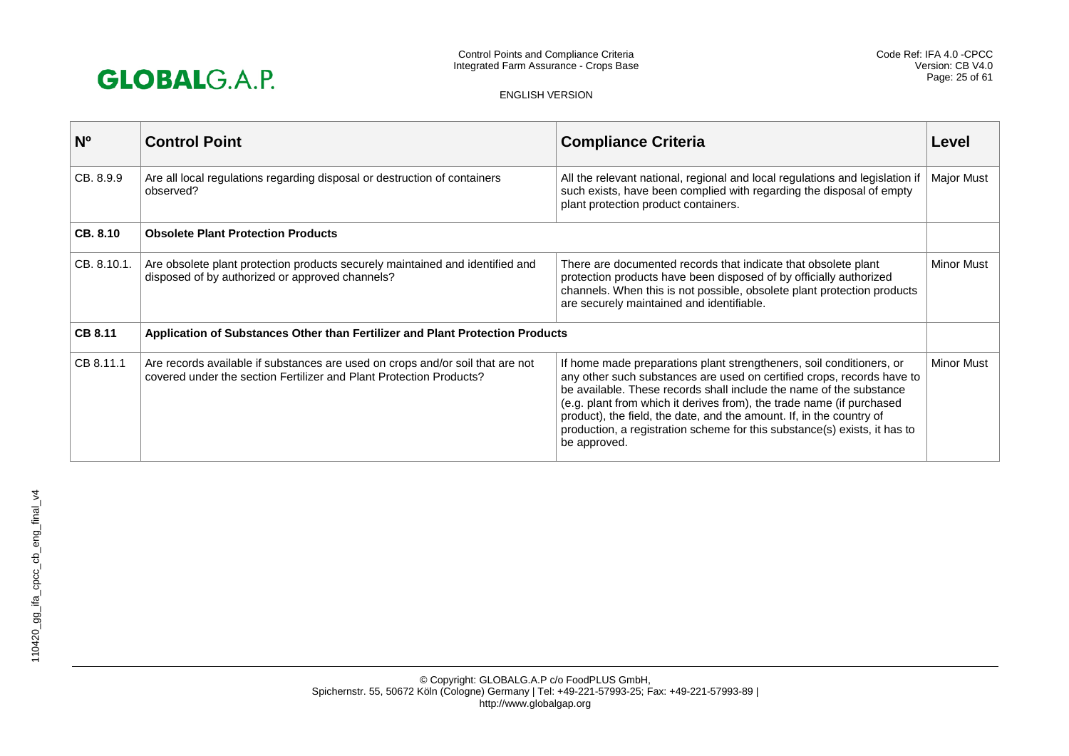| Nº | Control Point | Compliance Criteria | Level |
|---|---|---|---|
| CB. 8.9.9 | Are all local regulations regarding disposal or destruction of containers observed? | All the relevant national, regional and local regulations and legislation if such exists, have been complied with regarding the disposal of empty plant protection product containers. | Major Must |
| **CB. 8.10** | **Obsolete Plant Protection Products** | | |
| CB. 8.10.1. | Are obsolete plant protection products securely maintained and identified and disposed of by authorized or approved channels? | There are documented records that indicate that obsolete plant protection products have been disposed of by officially authorized channels. When this is not possible, obsolete plant protection products are securely maintained and identifiable. | Minor Must |
| **CB 8.11** | **Application of Substances Other than Fertilizer and Plant Protection Products** | | |
| CB 8.11.1 | Are records available if substances are used on crops and/or soil that are not covered under the section Fertilizer and Plant Protection Products? | If home made preparations plant strengtheners, soil conditioners, or any other such substances are used on certified crops, records have to be available. These records shall include the name of the substance (e.g. plant from which it derives from), the trade name (if purchased product), the field, the date, and the amount. If, in the country of production, a registration scheme for this substance(s) exists, it has to be approved. | Minor Must |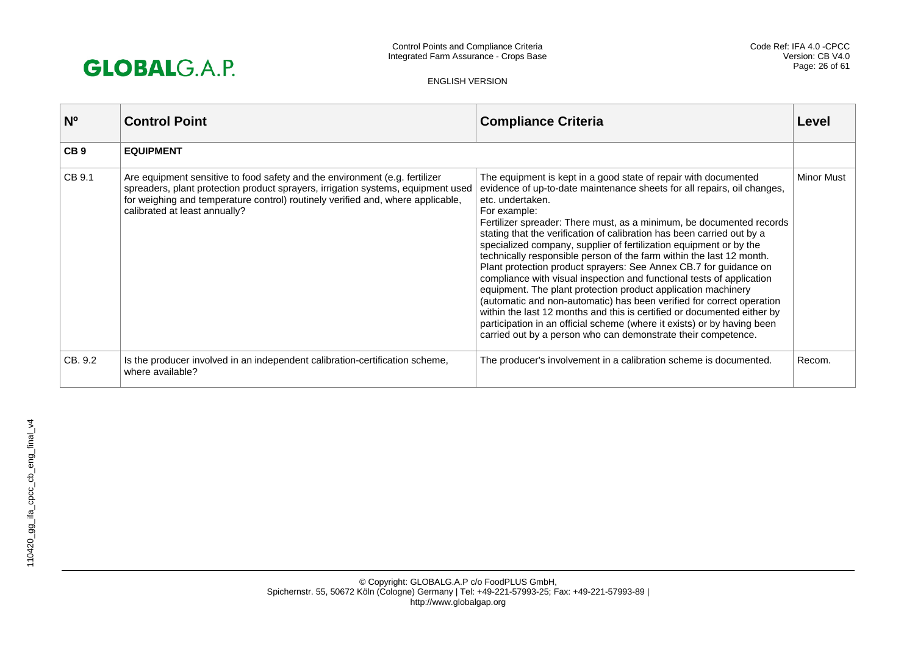| Nº | Control Point | Compliance Criteria | Level |
|---|---|---|---|
| **CB 9** | **EQUIPMENT** | | |
| CB 9.1 | Are equipment sensitive to food safety and the environment (e.g. fertilizer spreaders, plant protection product sprayers, irrigation systems, equipment used for weighing and temperature control) routinely verified and, where applicable, calibrated at least annually? | The equipment is kept in a good state of repair with documented evidence of up-to-date maintenance sheets for all repairs, oil changes, etc. undertaken.<br>For example:<br>Fertilizer spreader: There must, as a minimum, be documented records stating that the verification of calibration has been carried out by a specialized company, supplier of fertilization equipment or by the technically responsible person of the farm within the last 12 month.<br>Plant protection product sprayers: See Annex CB.7 for guidance on compliance with visual inspection and functional tests of application equipment. The plant protection product application machinery (automatic and non-automatic) has been verified for correct operation within the last 12 months and this is certified or documented either by participation in an official scheme (where it exists) or by having been carried out by a person who can demonstrate their competence. | Minor Must |
| CB. 9.2 | Is the producer involved in an independent calibration-certification scheme, where available? | The producer's involvement in a calibration scheme is documented. | Recom. |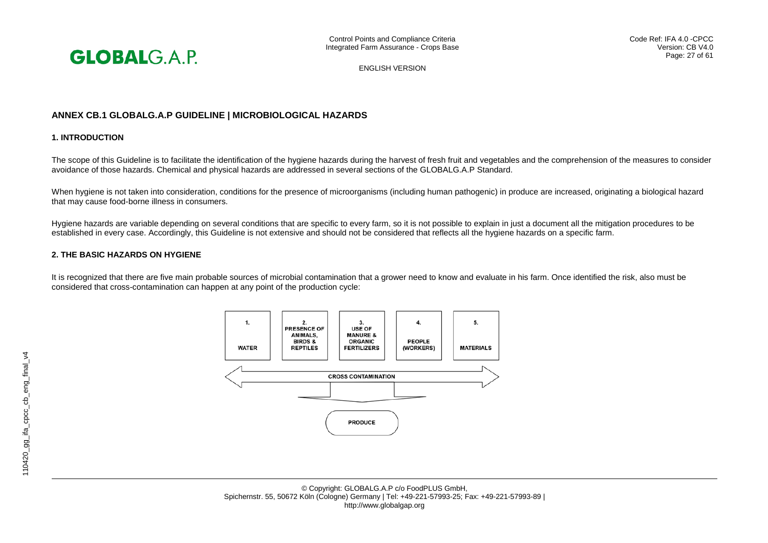## ANNEX CB.1 GLOBALG.A.P GUIDELINE | MICROBIOLOGICAL HAZARDS

### 1. INTRODUCTION

The scope of this Guideline is to facilitate the identification of the hygiene hazards during the harvest of fresh fruit and vegetables and the comprehension of the measures to consider avoidance of those hazards. Chemical and physical hazards are addressed in several sections of the GLOBALG.A.P Standard.

When hygiene is not taken into consideration, conditions for the presence of microorganisms (including human pathogenic) in produce are increased, originating a biological hazard that may cause food-borne illness in consumers.

Hygiene hazards are variable depending on several conditions that are specific to every farm, so it is not possible to explain in just a document all the mitigation procedures to be established in every case. Accordingly, this Guideline is not extensive and should not be considered that reflects all the hygiene hazards on a specific farm.

### 2. THE BASIC HAZARDS ON HYGIENE

It is recognized that there are five main probable sources of microbial contamination that a grower need to know and evaluate in his farm. Once identified the risk, also must be considered that cross-contamination can happen at any point of the production cycle:

1. WATER
2. PRESENCE OF ANIMALS, BIRDS & REPTILES
3. USE OF MANURE & ORGANIC FERTILIZERS
4. PEOPLE (WORKERS)
5. MATERIALS

CROSS CONTAMINATION

PRODUCE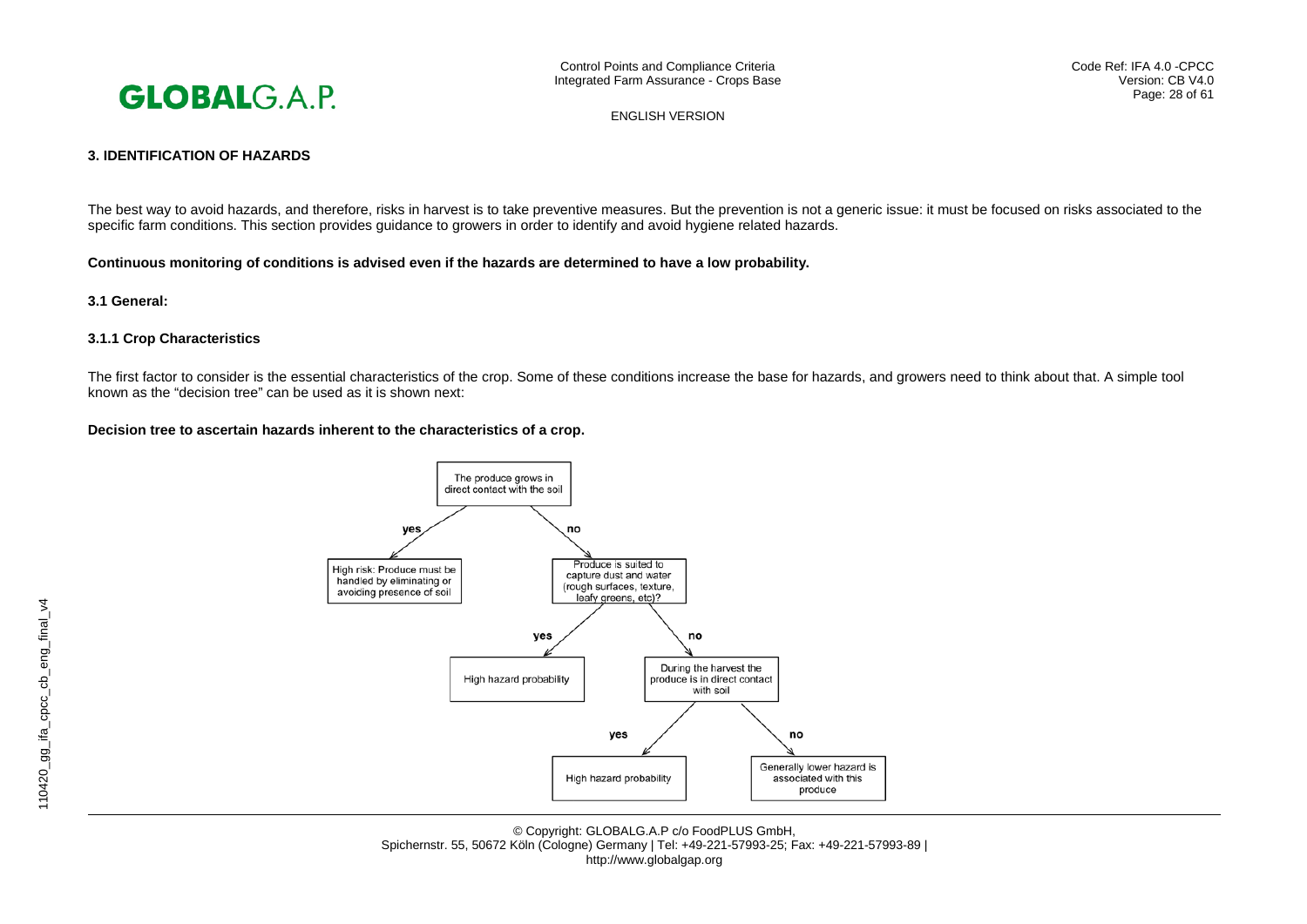### 3. IDENTIFICATION OF HAZARDS

The best way to avoid hazards, and therefore, risks in harvest is to take preventive measures. But the prevention is not a generic issue: it must be focused on risks associated to the specific farm conditions. This section provides guidance to growers in order to identify and avoid hygiene related hazards.

**Continuous monitoring of conditions is advised even if the hazards are determined to have a low probability.**

#### 3.1 General:

#### 3.1.1 Crop Characteristics

The first factor to consider is the essential characteristics of the crop. Some of these conditions increase the base for hazards, and growers need to think about that. A simple tool known as the "decision tree" can be used as it is shown next:

**Decision tree to ascertain hazards inherent to the characteristics of a crop.**

The produce grows in direct contact with the soil

- yes → High risk: Produce must be handled by eliminating or avoiding presence of soil
- no → Produce is suited to capture dust and water (rough surfaces, texture, leafy greens, etc)?
  - yes → High hazard probability
  - no → During the harvest the produce is in direct contact with soil
    - yes → High hazard probability
    - no → Generally lower hazard is associated with this produce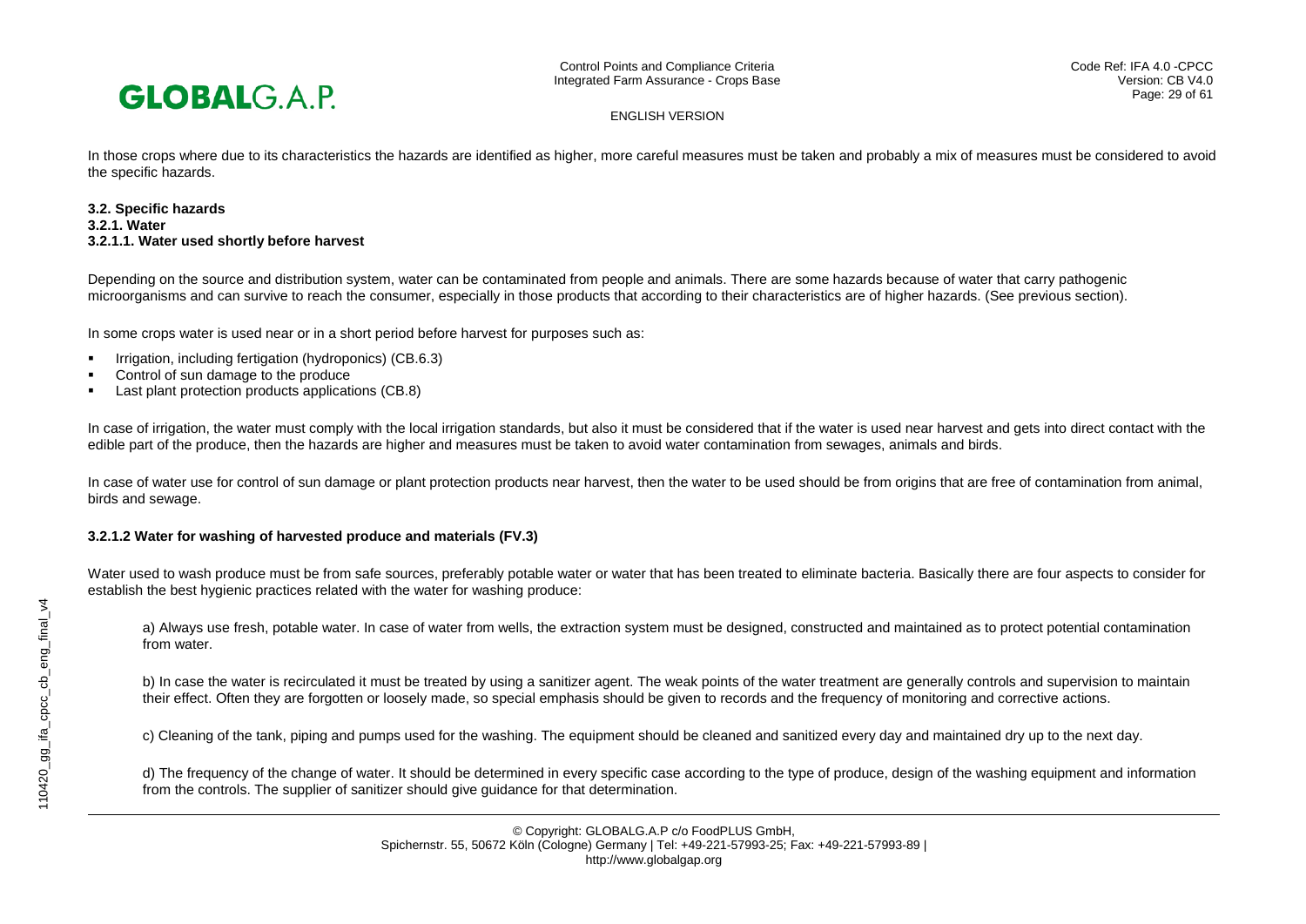In those crops where due to its characteristics the hazards are identified as higher, more careful measures must be taken and probably a mix of measures must be considered to avoid the specific hazards.

### 3.2. Specific hazards

#### 3.2.1. Water

##### 3.2.1.1. Water used shortly before harvest

Depending on the source and distribution system, water can be contaminated from people and animals. There are some hazards because of water that carry pathogenic microorganisms and can survive to reach the consumer, especially in those products that according to their characteristics are of higher hazards. (See previous section).

In some crops water is used near or in a short period before harvest for purposes such as:

- Irrigation, including fertigation (hydroponics) (CB.6.3)
- Control of sun damage to the produce
- Last plant protection products applications (CB.8)

In case of irrigation, the water must comply with the local irrigation standards, but also it must be considered that if the water is used near harvest and gets into direct contact with the edible part of the produce, then the hazards are higher and measures must be taken to avoid water contamination from sewages, animals and birds.

In case of water use for control of sun damage or plant protection products near harvest, then the water to be used should be from origins that are free of contamination from animal, birds and sewage.

##### 3.2.1.2 Water for washing of harvested produce and materials (FV.3)

Water used to wash produce must be from safe sources, preferably potable water or water that has been treated to eliminate bacteria. Basically there are four aspects to consider for establish the best hygienic practices related with the water for washing produce:

a) Always use fresh, potable water. In case of water from wells, the extraction system must be designed, constructed and maintained as to protect potential contamination from water.

b) In case the water is recirculated it must be treated by using a sanitizer agent. The weak points of the water treatment are generally controls and supervision to maintain their effect. Often they are forgotten or loosely made, so special emphasis should be given to records and the frequency of monitoring and corrective actions.

c) Cleaning of the tank, piping and pumps used for the washing. The equipment should be cleaned and sanitized every day and maintained dry up to the next day.

d) The frequency of the change of water. It should be determined in every specific case according to the type of produce, design of the washing equipment and information from the controls. The supplier of sanitizer should give guidance for that determination.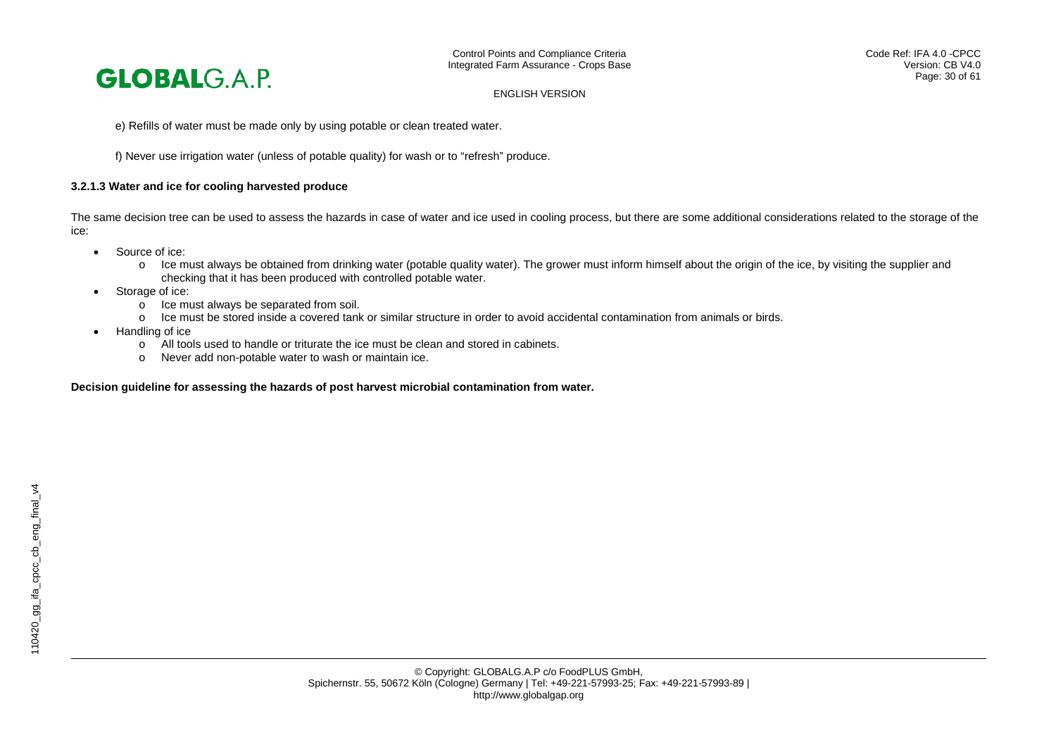e) Refills of water must be made only by using potable or clean treated water.

f) Never use irrigation water (unless of potable quality) for wash or to "refresh" produce.

### 3.2.1.3 Water and ice for cooling harvested produce

The same decision tree can be used to assess the hazards in case of water and ice used in cooling process, but there are some additional considerations related to the storage of the ice:

- Source of ice:
    - Ice must always be obtained from drinking water (potable quality water). The grower must inform himself about the origin of the ice, by visiting the supplier and checking that it has been produced with controlled potable water.
- Storage of ice:
    - Ice must always be separated from soil.
    - Ice must be stored inside a covered tank or similar structure in order to avoid accidental contamination from animals or birds.
- Handling of ice
    - All tools used to handle or triturate the ice must be clean and stored in cabinets.
    - Never add non-potable water to wash or maintain ice.

**Decision guideline for assessing the hazards of post harvest microbial contamination from water.**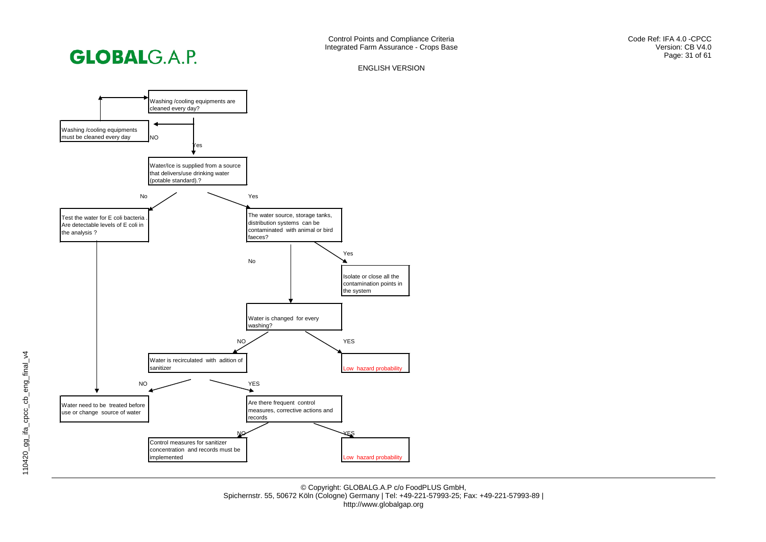Washing /cooling equipments are cleaned every day?

NO → Washing /cooling equipments must be cleaned every day

Yes → Water/Ice is supplied from a source that delivers/use drinking water (potable standard).?

No → Test the water for E coli bacteria . Are detectable levels of E coli in the analysis ?

Yes → The water source, storage tanks, distribution systems can be contaminated with animal or bird faeces?

Yes → Isolate or close all the contamination points in the system

No → Water is changed for every washing?

YES → Low hazard probability

NO → Water is recirculated with adition of sanitizer

NO → Water need to be treated before use or change source of water

YES → Are there frequent control measures, corrective actions and records

NO → Control measures for sanitizer concentration and records must be implemented

YES → Low hazard probability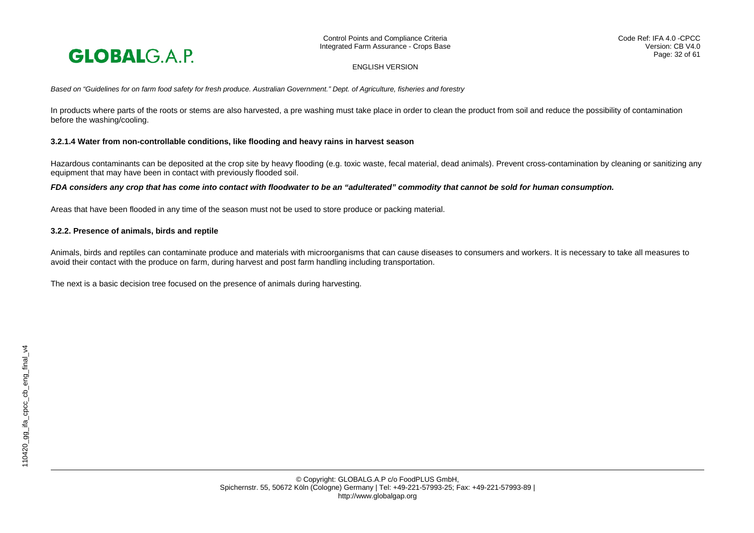*Based on "Guidelines for on farm food safety for fresh produce. Australian Government." Dept. of Agriculture, fisheries and forestry*

In products where parts of the roots or stems are also harvested, a pre washing must take place in order to clean the product from soil and reduce the possibility of contamination before the washing/cooling.

#### 3.2.1.4 Water from non-controllable conditions, like flooding and heavy rains in harvest season

Hazardous contaminants can be deposited at the crop site by heavy flooding (e.g. toxic waste, fecal material, dead animals). Prevent cross-contamination by cleaning or sanitizing any equipment that may have been in contact with previously flooded soil.

***FDA considers any crop that has come into contact with floodwater to be an "adulterated" commodity that cannot be sold for human consumption.***

Areas that have been flooded in any time of the season must not be used to store produce or packing material.

### 3.2.2. Presence of animals, birds and reptile

Animals, birds and reptiles can contaminate produce and materials with microorganisms that can cause diseases to consumers and workers. It is necessary to take all measures to avoid their contact with the produce on farm, during harvest and post farm handling including transportation.

The next is a basic decision tree focused on the presence of animals during harvesting.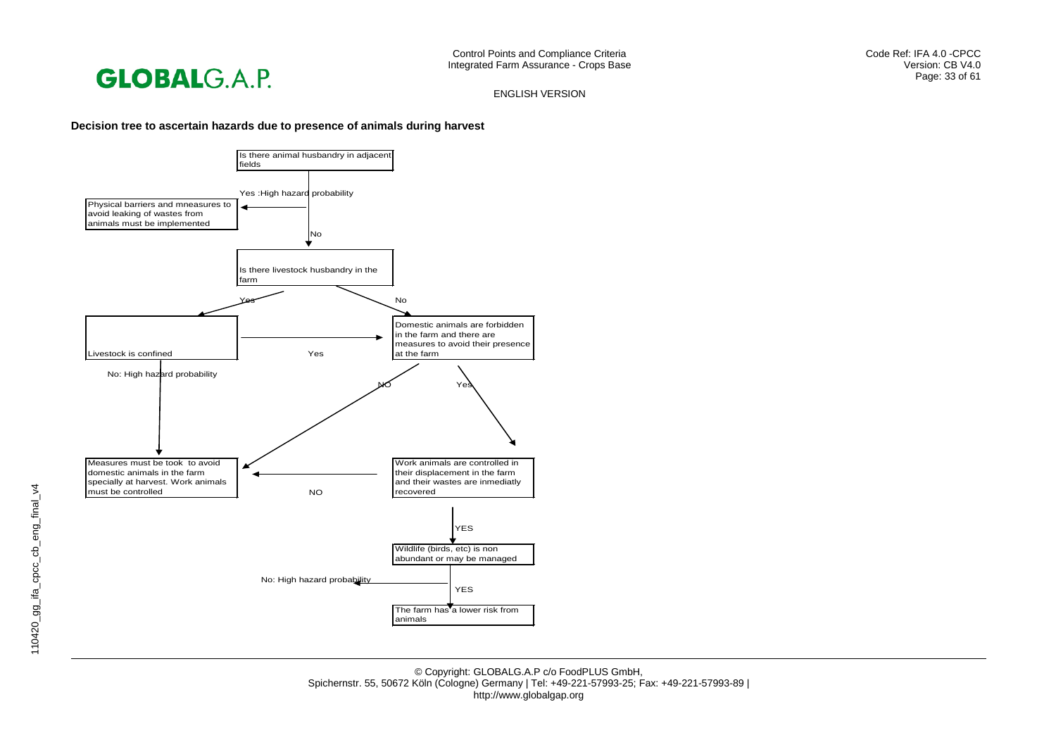**Decision tree to ascertain hazards due to presence of animals during harvest**

Is there animal husbandry in adjacent fields

Yes :High hazard probability

Physical barriers and mneasures to avoid leaking of wastes from animals must be implemented

No

Is there livestock husbandry in the farm

Yes

No

Livestock is confined

Yes

Domestic animals are forbidden in the farm and there are measures to avoid their presence at the farm

No: High hazard probability

NO

Yes

Measures must be took to avoid domestic animals in the farm specially at harvest. Work animals must be controlled

NO

Work animals are controlled in their displacement in the farm and their wastes are inmediatly recovered

YES

Wildlife (birds, etc) is non abundant or may be managed

No: High hazard probability

YES

The farm has a lower risk from animals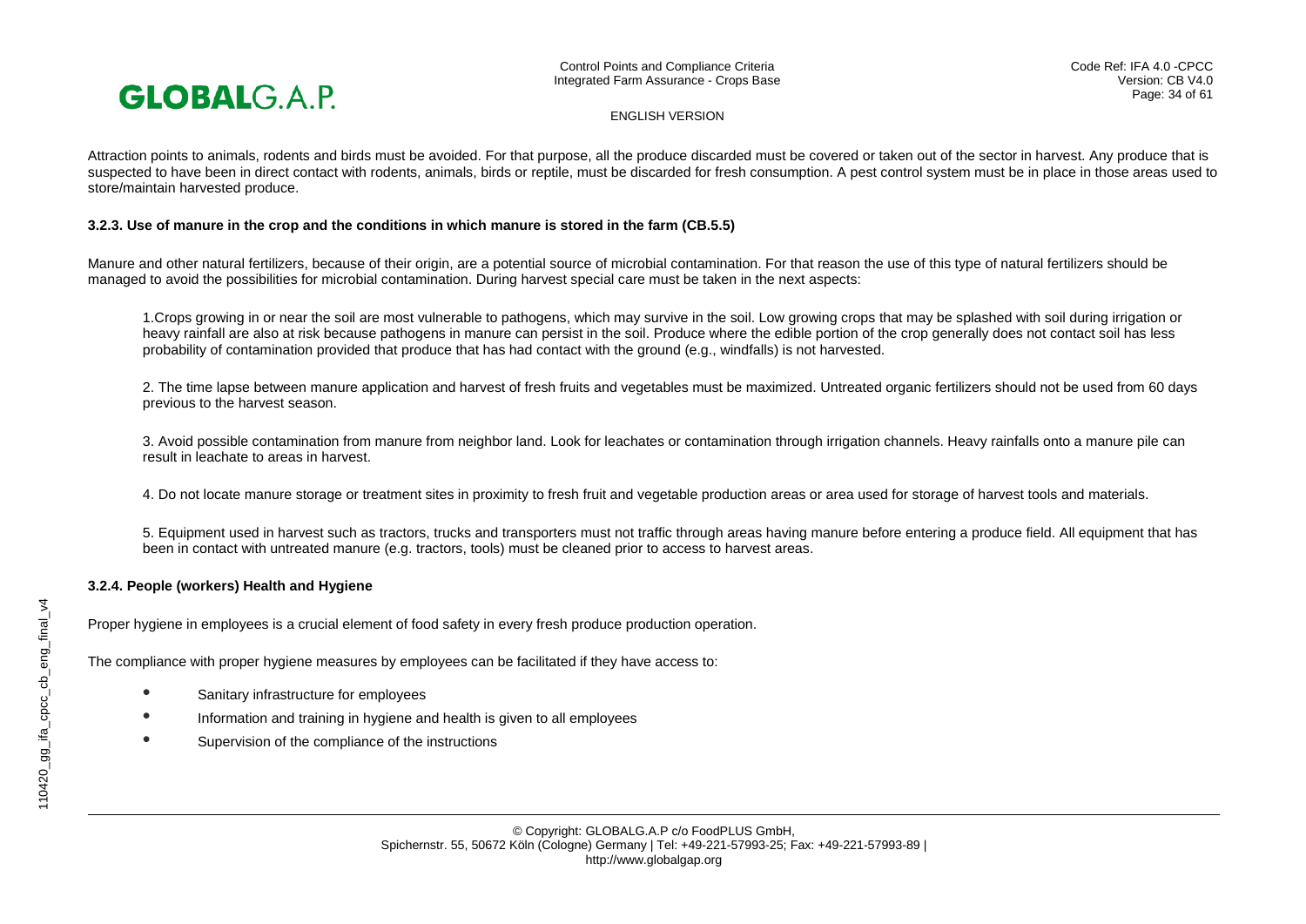Attraction points to animals, rodents and birds must be avoided. For that purpose, all the produce discarded must be covered or taken out of the sector in harvest. Any produce that is suspected to have been in direct contact with rodents, animals, birds or reptile, must be discarded for fresh consumption. A pest control system must be in place in those areas used to store/maintain harvested produce.

### 3.2.3. Use of manure in the crop and the conditions in which manure is stored in the farm (CB.5.5)

Manure and other natural fertilizers, because of their origin, are a potential source of microbial contamination. For that reason the use of this type of natural fertilizers should be managed to avoid the possibilities for microbial contamination. During harvest special care must be taken in the next aspects:

1.Crops growing in or near the soil are most vulnerable to pathogens, which may survive in the soil. Low growing crops that may be splashed with soil during irrigation or heavy rainfall are also at risk because pathogens in manure can persist in the soil. Produce where the edible portion of the crop generally does not contact soil has less probability of contamination provided that produce that has had contact with the ground (e.g., windfalls) is not harvested.

2. The time lapse between manure application and harvest of fresh fruits and vegetables must be maximized. Untreated organic fertilizers should not be used from 60 days previous to the harvest season.

3. Avoid possible contamination from manure from neighbor land. Look for leachates or contamination through irrigation channels. Heavy rainfalls onto a manure pile can result in leachate to areas in harvest.

4. Do not locate manure storage or treatment sites in proximity to fresh fruit and vegetable production areas or area used for storage of harvest tools and materials.

5. Equipment used in harvest such as tractors, trucks and transporters must not traffic through areas having manure before entering a produce field. All equipment that has been in contact with untreated manure (e.g. tractors, tools) must be cleaned prior to access to harvest areas.

### 3.2.4. People (workers) Health and Hygiene

Proper hygiene in employees is a crucial element of food safety in every fresh produce production operation.

The compliance with proper hygiene measures by employees can be facilitated if they have access to:

- Sanitary infrastructure for employees
- Information and training in hygiene and health is given to all employees
- Supervision of the compliance of the instructions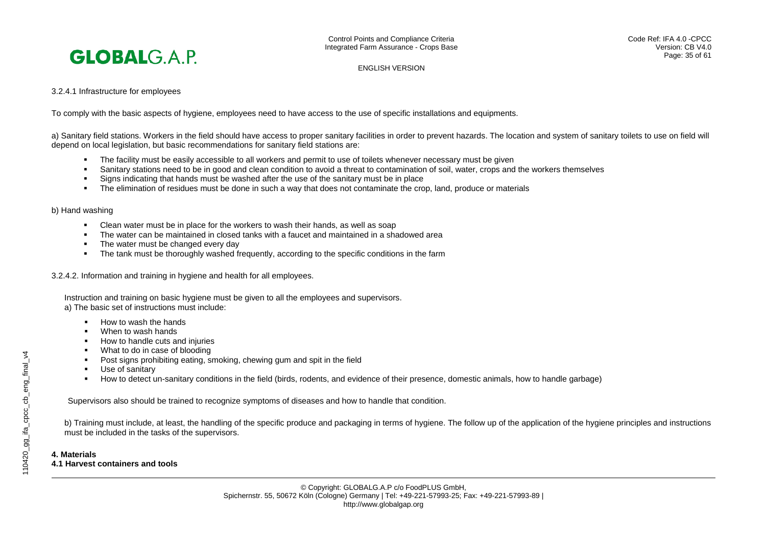3.2.4.1 Infrastructure for employees

To comply with the basic aspects of hygiene, employees need to have access to the use of specific installations and equipments.

a) Sanitary field stations. Workers in the field should have access to proper sanitary facilities in order to prevent hazards. The location and system of sanitary toilets to use on field will depend on local legislation, but basic recommendations for sanitary field stations are:

- The facility must be easily accessible to all workers and permit to use of toilets whenever necessary must be given
- Sanitary stations need to be in good and clean condition to avoid a threat to contamination of soil, water, crops and the workers themselves
- Signs indicating that hands must be washed after the use of the sanitary must be in place
- The elimination of residues must be done in such a way that does not contaminate the crop, land, produce or materials

b) Hand washing

- Clean water must be in place for the workers to wash their hands, as well as soap
- The water can be maintained in closed tanks with a faucet and maintained in a shadowed area
- The water must be changed every day
- The tank must be thoroughly washed frequently, according to the specific conditions in the farm

3.2.4.2. Information and training in hygiene and health for all employees.

Instruction and training on basic hygiene must be given to all the employees and supervisors.
a) The basic set of instructions must include:

- How to wash the hands
- When to wash hands
- How to handle cuts and injuries
- What to do in case of blooding
- Post signs prohibiting eating, smoking, chewing gum and spit in the field
- Use of sanitary
- How to detect un-sanitary conditions in the field (birds, rodents, and evidence of their presence, domestic animals, how to handle garbage)

Supervisors also should be trained to recognize symptoms of diseases and how to handle that condition.

b) Training must include, at least, the handling of the specific produce and packaging in terms of hygiene. The follow up of the application of the hygiene principles and instructions must be included in the tasks of the supervisors.

**4. Materials**

**4.1 Harvest containers and tools**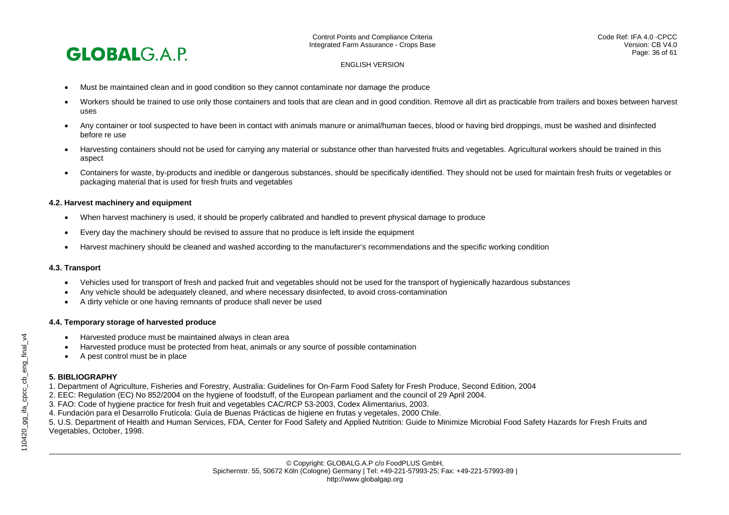- Must be maintained clean and in good condition so they cannot contaminate nor damage the produce
- Workers should be trained to use only those containers and tools that are clean and in good condition. Remove all dirt as practicable from trailers and boxes between harvest uses
- Any container or tool suspected to have been in contact with animals manure or animal/human faeces, blood or having bird droppings, must be washed and disinfected before re use
- Harvesting containers should not be used for carrying any material or substance other than harvested fruits and vegetables. Agricultural workers should be trained in this aspect
- Containers for waste, by-products and inedible or dangerous substances, should be specifically identified. They should not be used for maintain fresh fruits or vegetables or packaging material that is used for fresh fruits and vegetables

#### 4.2. Harvest machinery and equipment

- When harvest machinery is used, it should be properly calibrated and handled to prevent physical damage to produce
- Every day the machinery should be revised to assure that no produce is left inside the equipment
- Harvest machinery should be cleaned and washed according to the manufacturer's recommendations and the specific working condition

#### 4.3. Transport

- Vehicles used for transport of fresh and packed fruit and vegetables should not be used for the transport of hygienically hazardous substances
- Any vehicle should be adequately cleaned, and where necessary disinfected, to avoid cross-contamination
- A dirty vehicle or one having remnants of produce shall never be used

#### 4.4. Temporary storage of harvested produce

- Harvested produce must be maintained always in clean area
- Harvested produce must be protected from heat, animals or any source of possible contamination
- A pest control must be in place

### 5. BIBLIOGRAPHY

1. Department of Agriculture, Fisheries and Forestry, Australia: Guidelines for On-Farm Food Safety for Fresh Produce, Second Edition, 2004
2. EEC: Regulation (EC) No 852/2004 on the hygiene of foodstuff, of the European parliament and the council of 29 April 2004.
3. FAO: Code of hygiene practice for fresh fruit and vegetables CAC/RCP 53-2003, Codex Alimentarius, 2003.
4. Fundación para el Desarrollo Frutícola: Guía de Buenas Prácticas de higiene en frutas y vegetales, 2000 Chile.
5. U.S. Department of Health and Human Services, FDA, Center for Food Safety and Applied Nutrition: Guide to Minimize Microbial Food Safety Hazards for Fresh Fruits and Vegetables, October, 1998.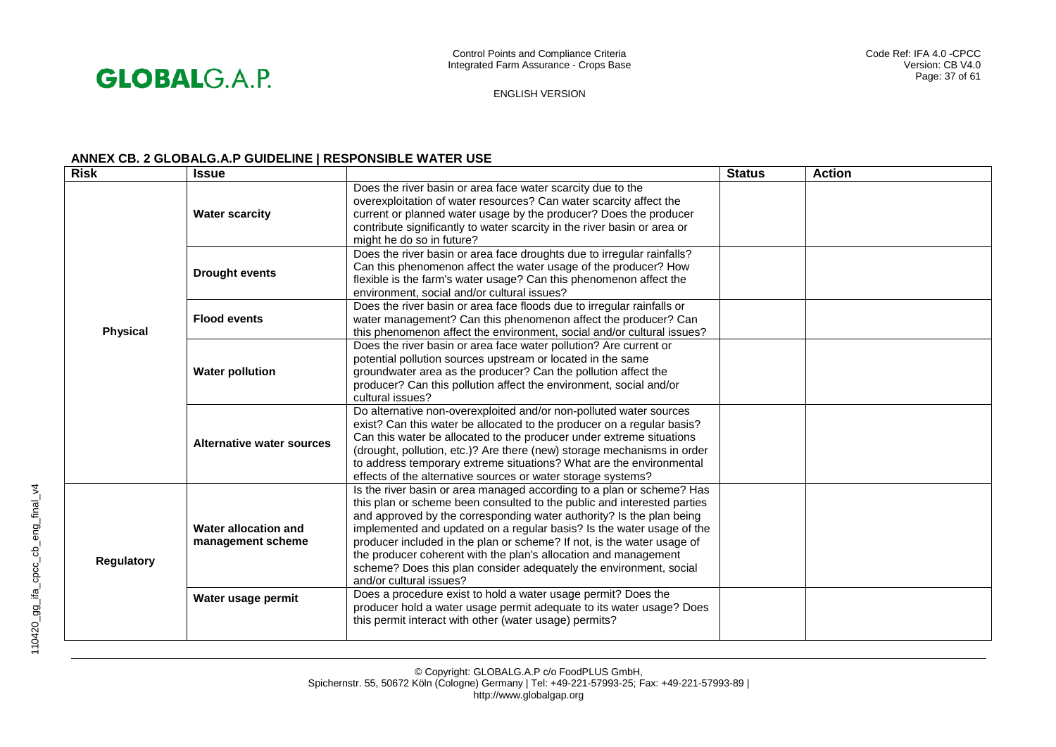## ANNEX CB. 2 GLOBALG.A.P GUIDELINE | RESPONSIBLE WATER USE

| Risk | Issue | | Status | Action |
|---|---|---|---|---|
| Physical | **Water scarcity** | Does the river basin or area face water scarcity due to the overexploitation of water resources? Can water scarcity affect the current or planned water usage by the producer? Does the producer contribute significantly to water scarcity in the river basin or area or might he do so in future? | | |
| | **Drought events** | Does the river basin or area face droughts due to irregular rainfalls? Can this phenomenon affect the water usage of the producer? How flexible is the farm's water usage? Can this phenomenon affect the environment, social and/or cultural issues? | | |
| | **Flood events** | Does the river basin or area face floods due to irregular rainfalls or water management? Can this phenomenon affect the producer? Can this phenomenon affect the environment, social and/or cultural issues? | | |
| | **Water pollution** | Does the river basin or area face water pollution? Are current or potential pollution sources upstream or located in the same groundwater area as the producer? Can the pollution affect the producer? Can this pollution affect the environment, social and/or cultural issues? | | |
| | **Alternative water sources** | Do alternative non-overexploited and/or non-polluted water sources exist? Can this water be allocated to the producer on a regular basis? Can this water be allocated to the producer under extreme situations (drought, pollution, etc.)? Are there (new) storage mechanisms in order to address temporary extreme situations? What are the environmental effects of the alternative sources or water storage systems? | | |
| Regulatory | **Water allocation and management scheme** | Is the river basin or area managed according to a plan or scheme? Has this plan or scheme been consulted to the public and interested parties and approved by the corresponding water authority? Is the plan being implemented and updated on a regular basis? Is the water usage of the producer included in the plan or scheme? If not, is the water usage of the producer coherent with the plan's allocation and management scheme? Does this plan consider adequately the environment, social and/or cultural issues? | | |
| | **Water usage permit** | Does a procedure exist to hold a water usage permit? Does the producer hold a water usage permit adequate to its water usage? Does this permit interact with other (water usage) permits? | | |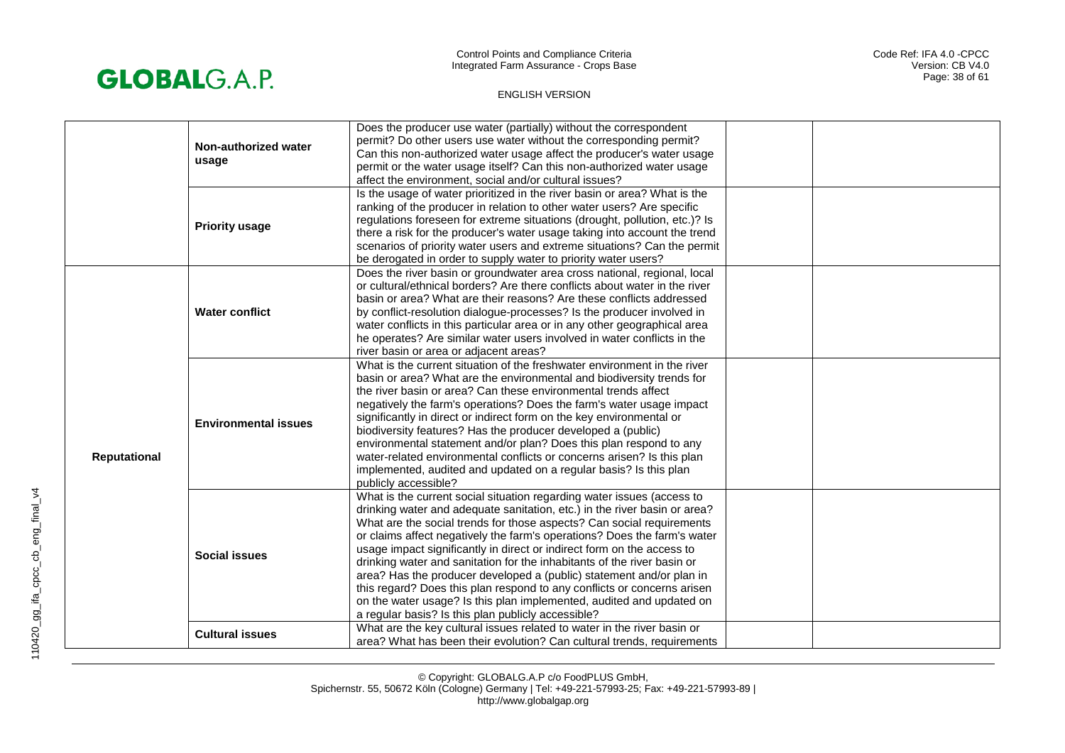| | | | | |
|---|---|---|---|---|
| | **Non-authorized water usage** | Does the producer use water (partially) without the correspondent permit? Do other users use water without the corresponding permit? Can this non-authorized water usage affect the producer's water usage permit or the water usage itself? Can this non-authorized water usage affect the environment, social and/or cultural issues? | | |
| | **Priority usage** | Is the usage of water prioritized in the river basin or area? What is the ranking of the producer in relation to other water users? Are specific regulations foreseen for extreme situations (drought, pollution, etc.)? Is there a risk for the producer's water usage taking into account the trend scenarios of priority water users and extreme situations? Can the permit be derogated in order to supply water to priority water users? | | |
| **Reputational** | **Water conflict** | Does the river basin or groundwater area cross national, regional, local or cultural/ethnical borders? Are there conflicts about water in the river basin or area? What are their reasons? Are these conflicts addressed by conflict-resolution dialogue-processes? Is the producer involved in water conflicts in this particular area or in any other geographical area he operates? Are similar water users involved in water conflicts in the river basin or area or adjacent areas? | | |
| | **Environmental issues** | What is the current situation of the freshwater environment in the river basin or area? What are the environmental and biodiversity trends for the river basin or area? Can these environmental trends affect negatively the farm's operations? Does the farm's water usage impact significantly in direct or indirect form on the key environmental or biodiversity features? Has the producer developed a (public) environmental statement and/or plan? Does this plan respond to any water-related environmental conflicts or concerns arisen? Is this plan implemented, audited and updated on a regular basis? Is this plan publicly accessible? | | |
| | **Social issues** | What is the current social situation regarding water issues (access to drinking water and adequate sanitation, etc.) in the river basin or area? What are the social trends for those aspects? Can social requirements or claims affect negatively the farm's operations? Does the farm's water usage impact significantly in direct or indirect form on the access to drinking water and sanitation for the inhabitants of the river basin or area? Has the producer developed a (public) statement and/or plan in this regard? Does this plan respond to any conflicts or concerns arisen on the water usage? Is this plan implemented, audited and updated on a regular basis? Is this plan publicly accessible? | | |
| | **Cultural issues** | What are the key cultural issues related to water in the river basin or area? What has been their evolution? Can cultural trends, requirements | | |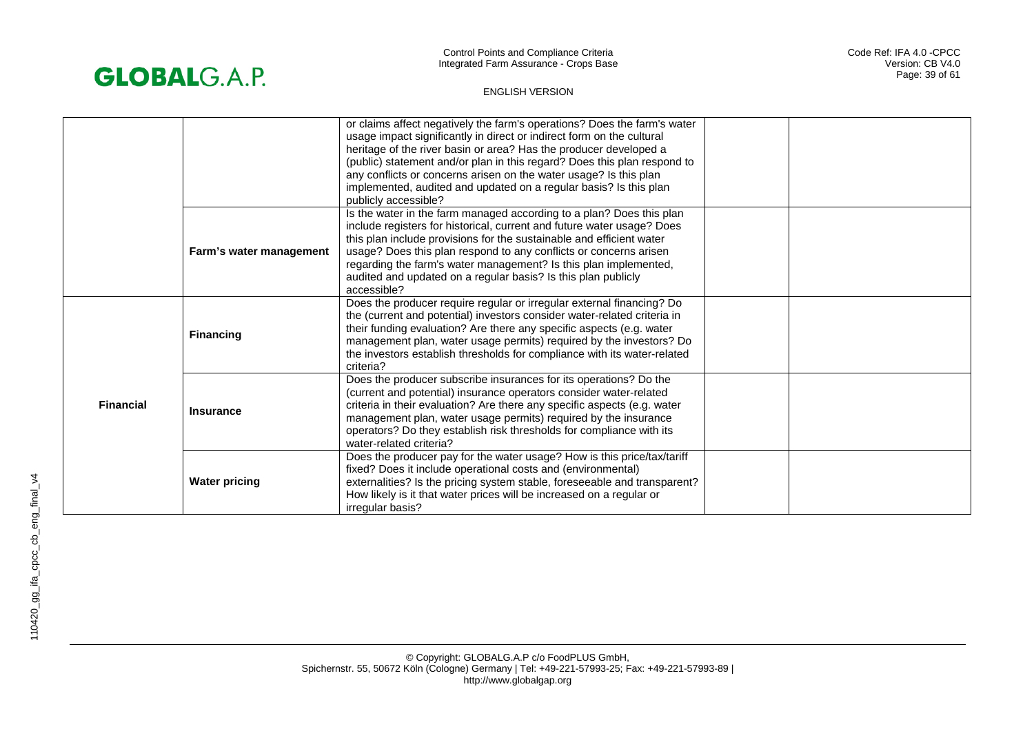| | | | | |
|---|---|---|---|---|
| | | or claims affect negatively the farm's operations? Does the farm's water usage impact significantly in direct or indirect form on the cultural heritage of the river basin or area? Has the producer developed a (public) statement and/or plan in this regard? Does this plan respond to any conflicts or concerns arisen on the water usage? Is this plan implemented, audited and updated on a regular basis? Is this plan publicly accessible? | | |
| | **Farm's water management** | Is the water in the farm managed according to a plan? Does this plan include registers for historical, current and future water usage? Does this plan include provisions for the sustainable and efficient water usage? Does this plan respond to any conflicts or concerns arisen regarding the farm's water management? Is this plan implemented, audited and updated on a regular basis? Is this plan publicly accessible? | | |
| **Financial** | **Financing** | Does the producer require regular or irregular external financing? Do the (current and potential) investors consider water-related criteria in their funding evaluation? Are there any specific aspects (e.g. water management plan, water usage permits) required by the investors? Do the investors establish thresholds for compliance with its water-related criteria? | | |
| | **Insurance** | Does the producer subscribe insurances for its operations? Do the (current and potential) insurance operators consider water-related criteria in their evaluation? Are there any specific aspects (e.g. water management plan, water usage permits) required by the insurance operators? Do they establish risk thresholds for compliance with its water-related criteria? | | |
| | **Water pricing** | Does the producer pay for the water usage? How is this price/tax/tariff fixed? Does it include operational costs and (environmental) externalities? Is the pricing system stable, foreseeable and transparent? How likely is it that water prices will be increased on a regular or irregular basis? | | |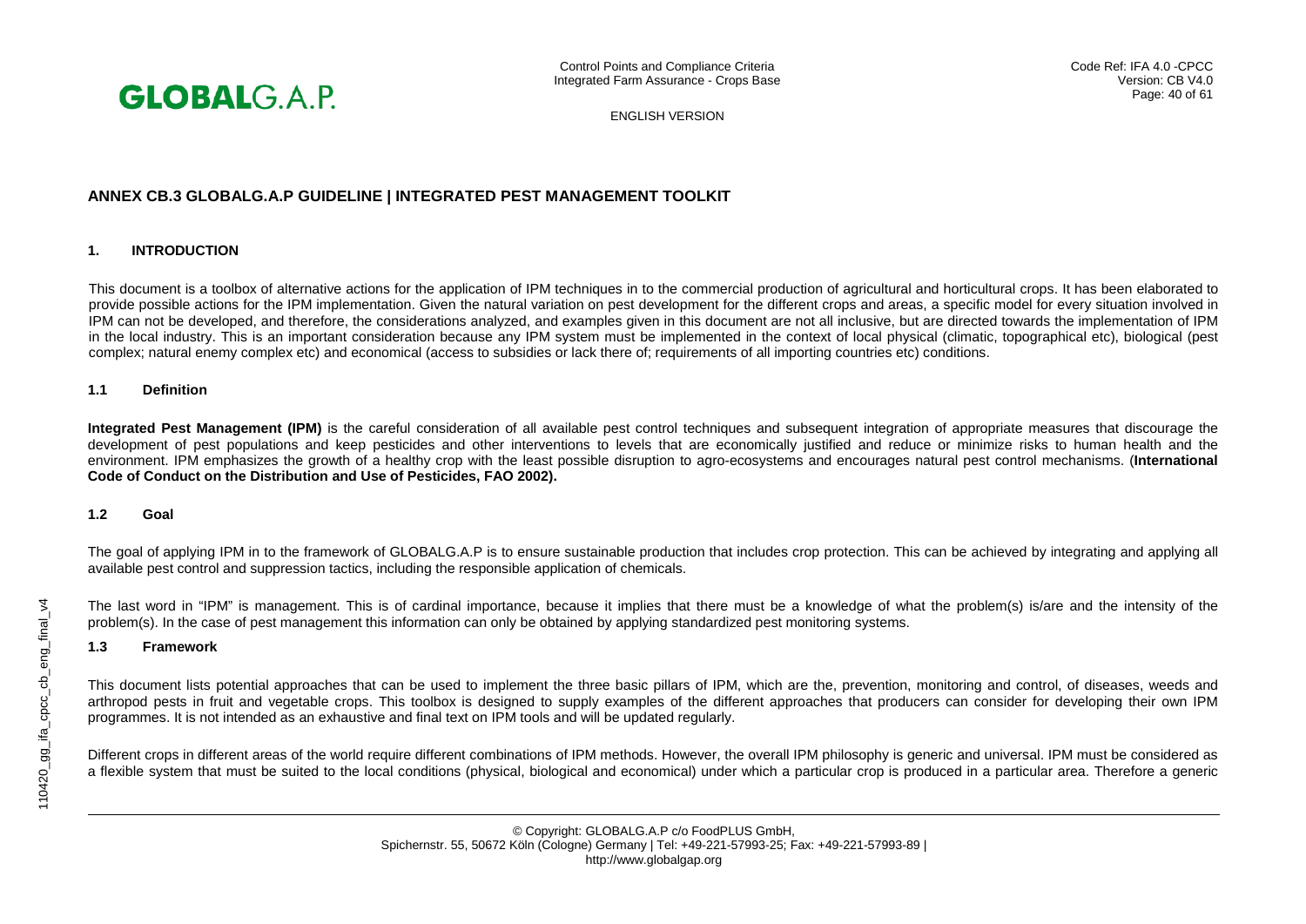## ANNEX CB.3 GLOBALG.A.P GUIDELINE | INTEGRATED PEST MANAGEMENT TOOLKIT

### 1. INTRODUCTION

This document is a toolbox of alternative actions for the application of IPM techniques in to the commercial production of agricultural and horticultural crops. It has been elaborated to provide possible actions for the IPM implementation. Given the natural variation on pest development for the different crops and areas, a specific model for every situation involved in IPM can not be developed, and therefore, the considerations analyzed, and examples given in this document are not all inclusive, but are directed towards the implementation of IPM in the local industry. This is an important consideration because any IPM system must be implemented in the context of local physical (climatic, topographical etc), biological (pest complex; natural enemy complex etc) and economical (access to subsidies or lack there of; requirements of all importing countries etc) conditions.

#### 1.1 Definition

**Integrated Pest Management (IPM)** is the careful consideration of all available pest control techniques and subsequent integration of appropriate measures that discourage the development of pest populations and keep pesticides and other interventions to levels that are economically justified and reduce or minimize risks to human health and the environment. IPM emphasizes the growth of a healthy crop with the least possible disruption to agro-ecosystems and encourages natural pest control mechanisms. (**International Code of Conduct on the Distribution and Use of Pesticides, FAO 2002).**

#### 1.2 Goal

The goal of applying IPM in to the framework of GLOBALG.A.P is to ensure sustainable production that includes crop protection. This can be achieved by integrating and applying all available pest control and suppression tactics, including the responsible application of chemicals.

The last word in "IPM" is management. This is of cardinal importance, because it implies that there must be a knowledge of what the problem(s) is/are and the intensity of the problem(s). In the case of pest management this information can only be obtained by applying standardized pest monitoring systems.

#### 1.3 Framework

This document lists potential approaches that can be used to implement the three basic pillars of IPM, which are the, prevention, monitoring and control, of diseases, weeds and arthropod pests in fruit and vegetable crops. This toolbox is designed to supply examples of the different approaches that producers can consider for developing their own IPM programmes. It is not intended as an exhaustive and final text on IPM tools and will be updated regularly.

Different crops in different areas of the world require different combinations of IPM methods. However, the overall IPM philosophy is generic and universal. IPM must be considered as a flexible system that must be suited to the local conditions (physical, biological and economical) under which a particular crop is produced in a particular area. Therefore a generic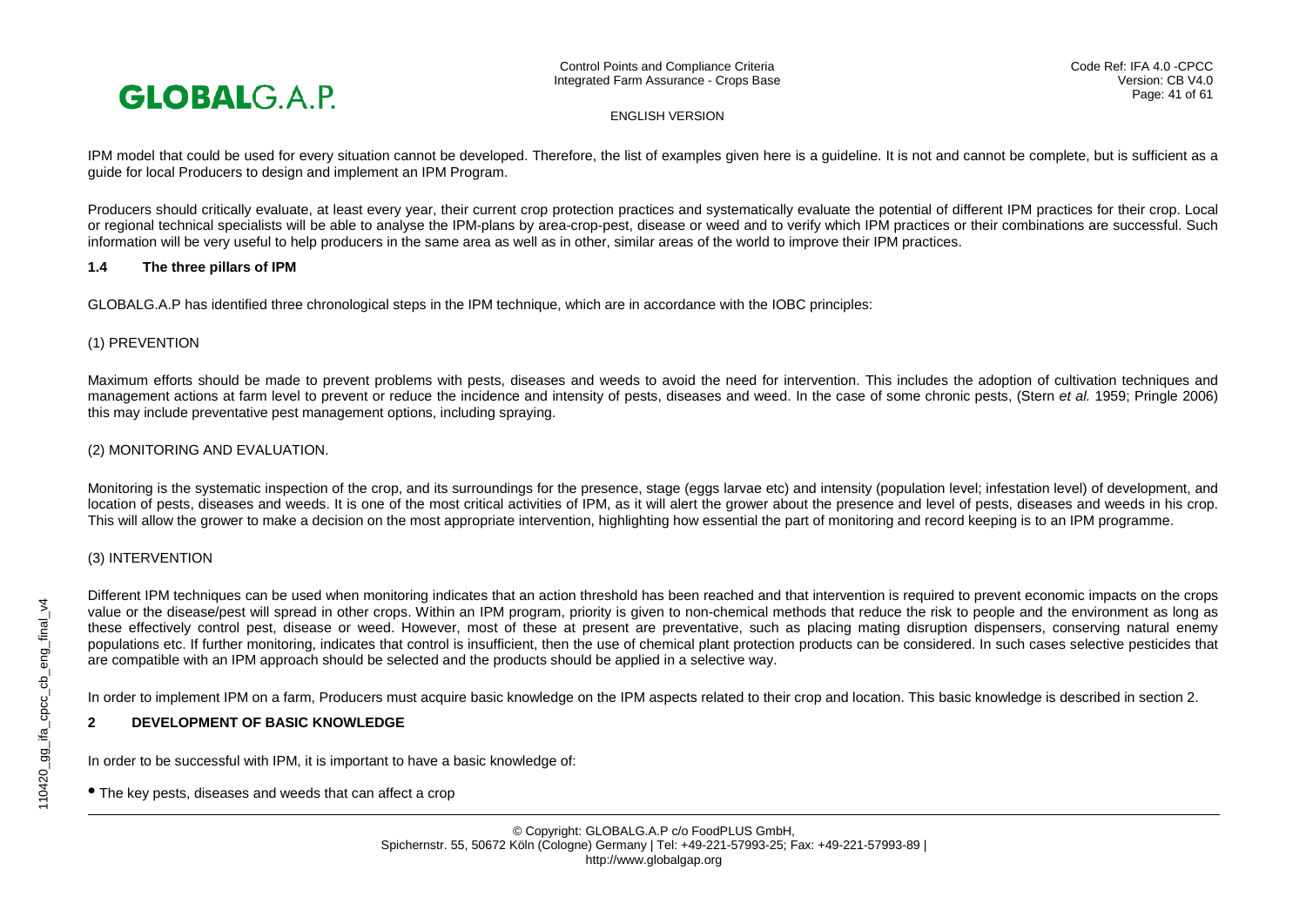IPM model that could be used for every situation cannot be developed. Therefore, the list of examples given here is a guideline. It is not and cannot be complete, but is sufficient as a guide for local Producers to design and implement an IPM Program.

Producers should critically evaluate, at least every year, their current crop protection practices and systematically evaluate the potential of different IPM practices for their crop. Local or regional technical specialists will be able to analyse the IPM-plans by area-crop-pest, disease or weed and to verify which IPM practices or their combinations are successful. Such information will be very useful to help producers in the same area as well as in other, similar areas of the world to improve their IPM practices.

### 1.4 The three pillars of IPM

GLOBALG.A.P has identified three chronological steps in the IPM technique, which are in accordance with the IOBC principles:

(1) PREVENTION

Maximum efforts should be made to prevent problems with pests, diseases and weeds to avoid the need for intervention. This includes the adoption of cultivation techniques and management actions at farm level to prevent or reduce the incidence and intensity of pests, diseases and weed. In the case of some chronic pests, (Stern *et al.* 1959; Pringle 2006) this may include preventative pest management options, including spraying.

(2) MONITORING AND EVALUATION.

Monitoring is the systematic inspection of the crop, and its surroundings for the presence, stage (eggs larvae etc) and intensity (population level; infestation level) of development, and location of pests, diseases and weeds. It is one of the most critical activities of IPM, as it will alert the grower about the presence and level of pests, diseases and weeds in his crop. This will allow the grower to make a decision on the most appropriate intervention, highlighting how essential the part of monitoring and record keeping is to an IPM programme.

(3) INTERVENTION

Different IPM techniques can be used when monitoring indicates that an action threshold has been reached and that intervention is required to prevent economic impacts on the crops value or the disease/pest will spread in other crops. Within an IPM program, priority is given to non-chemical methods that reduce the risk to people and the environment as long as these effectively control pest, disease or weed. However, most of these at present are preventative, such as placing mating disruption dispensers, conserving natural enemy populations etc. If further monitoring, indicates that control is insufficient, then the use of chemical plant protection products can be considered. In such cases selective pesticides that are compatible with an IPM approach should be selected and the products should be applied in a selective way.

In order to implement IPM on a farm, Producers must acquire basic knowledge on the IPM aspects related to their crop and location. This basic knowledge is described in section 2.

## 2 DEVELOPMENT OF BASIC KNOWLEDGE

In order to be successful with IPM, it is important to have a basic knowledge of:

- The key pests, diseases and weeds that can affect a crop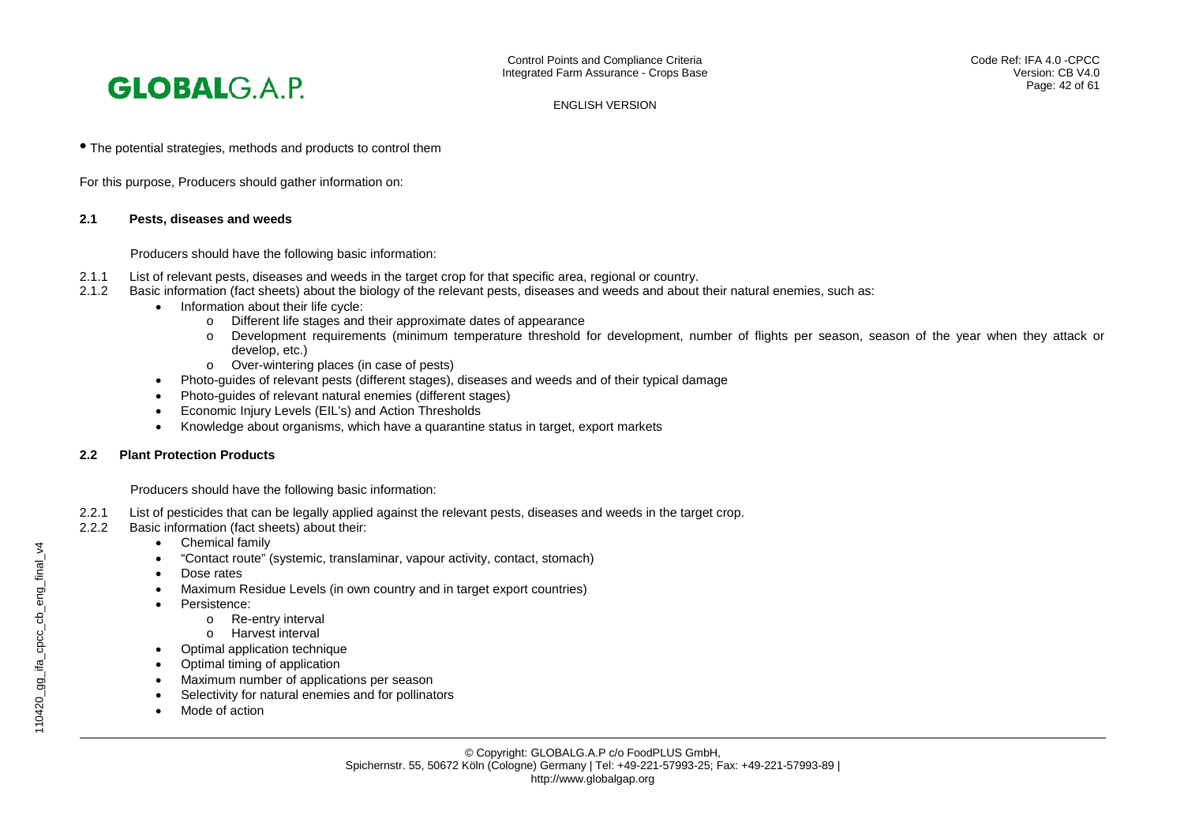- The potential strategies, methods and products to control them

For this purpose, Producers should gather information on:

### 2.1 Pests, diseases and weeds

Producers should have the following basic information:

2.1.1 List of relevant pests, diseases and weeds in the target crop for that specific area, regional or country.

2.1.2 Basic information (fact sheets) about the biology of the relevant pests, diseases and weeds and about their natural enemies, such as:

- Information about their life cycle:
  - Different life stages and their approximate dates of appearance
  - Development requirements (minimum temperature threshold for development, number of flights per season, season of the year when they attack or develop, etc.)
  - Over-wintering places (in case of pests)
- Photo-guides of relevant pests (different stages), diseases and weeds and of their typical damage
- Photo-guides of relevant natural enemies (different stages)
- Economic Injury Levels (EIL's) and Action Thresholds
- Knowledge about organisms, which have a quarantine status in target, export markets

### 2.2 Plant Protection Products

Producers should have the following basic information:

2.2.1 List of pesticides that can be legally applied against the relevant pests, diseases and weeds in the target crop.

2.2.2 Basic information (fact sheets) about their:

- Chemical family
- "Contact route" (systemic, translaminar, vapour activity, contact, stomach)
- Dose rates
- Maximum Residue Levels (in own country and in target export countries)
- Persistence:
  - Re-entry interval
  - Harvest interval
- Optimal application technique
- Optimal timing of application
- Maximum number of applications per season
- Selectivity for natural enemies and for pollinators
- Mode of action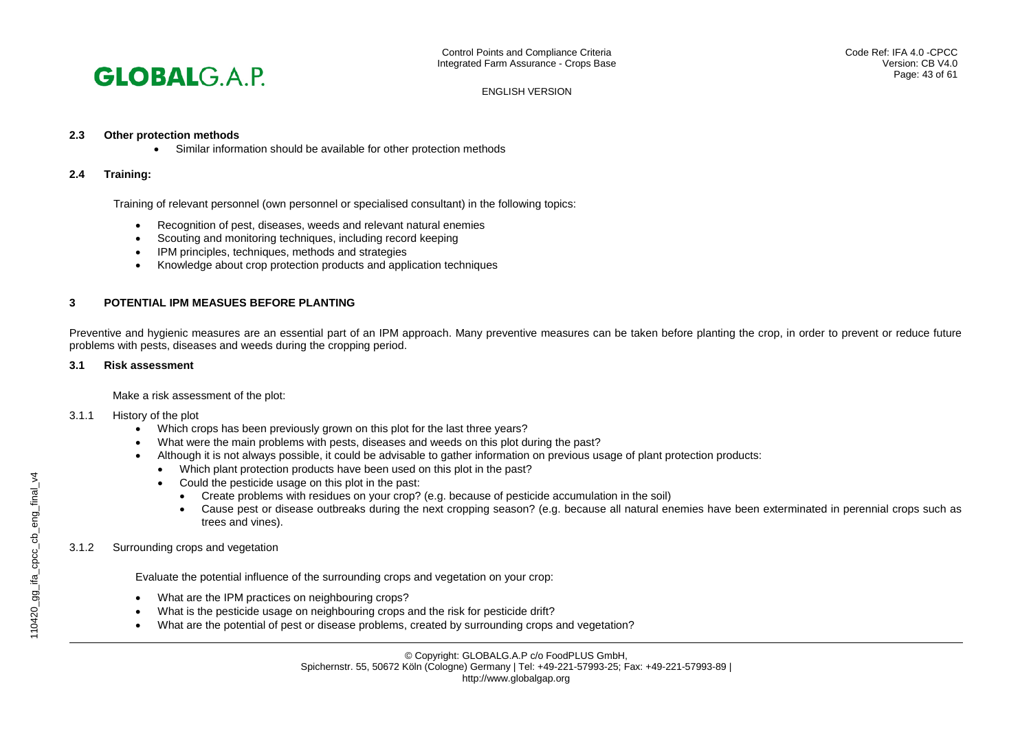### 2.3 Other protection methods

- Similar information should be available for other protection methods

### 2.4 Training:

Training of relevant personnel (own personnel or specialised consultant) in the following topics:

- Recognition of pest, diseases, weeds and relevant natural enemies
- Scouting and monitoring techniques, including record keeping
- IPM principles, techniques, methods and strategies
- Knowledge about crop protection products and application techniques

## 3 POTENTIAL IPM MEASUES BEFORE PLANTING

Preventive and hygienic measures are an essential part of an IPM approach. Many preventive measures can be taken before planting the crop, in order to prevent or reduce future problems with pests, diseases and weeds during the cropping period.

### 3.1 Risk assessment

Make a risk assessment of the plot:

3.1.1 History of the plot

- Which crops has been previously grown on this plot for the last three years?
- What were the main problems with pests, diseases and weeds on this plot during the past?
- Although it is not always possible, it could be advisable to gather information on previous usage of plant protection products:
  - Which plant protection products have been used on this plot in the past?
  - Could the pesticide usage on this plot in the past:
    - Create problems with residues on your crop? (e.g. because of pesticide accumulation in the soil)
    - Cause pest or disease outbreaks during the next cropping season? (e.g. because all natural enemies have been exterminated in perennial crops such as trees and vines).

3.1.2 Surrounding crops and vegetation

Evaluate the potential influence of the surrounding crops and vegetation on your crop:

- What are the IPM practices on neighbouring crops?
- What is the pesticide usage on neighbouring crops and the risk for pesticide drift?
- What are the potential of pest or disease problems, created by surrounding crops and vegetation?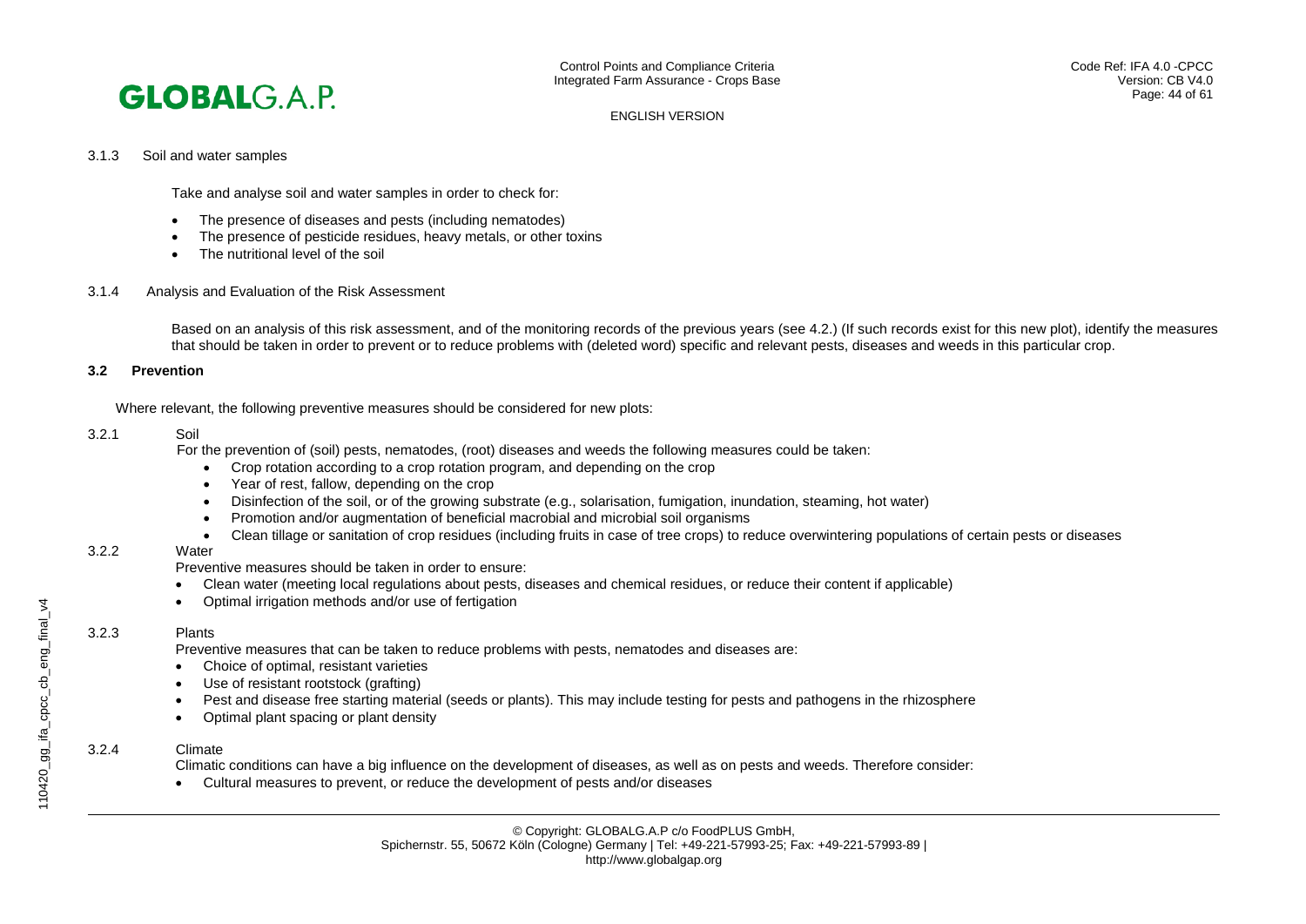3.1.3 Soil and water samples

Take and analyse soil and water samples in order to check for:

- The presence of diseases and pests (including nematodes)
- The presence of pesticide residues, heavy metals, or other toxins
- The nutritional level of the soil

3.1.4 Analysis and Evaluation of the Risk Assessment

Based on an analysis of this risk assessment, and of the monitoring records of the previous years (see 4.2.) (If such records exist for this new plot), identify the measures that should be taken in order to prevent or to reduce problems with (deleted word) specific and relevant pests, diseases and weeds in this particular crop.

## 3.2 Prevention

Where relevant, the following preventive measures should be considered for new plots:

3.2.1 Soil

For the prevention of (soil) pests, nematodes, (root) diseases and weeds the following measures could be taken:

- Crop rotation according to a crop rotation program, and depending on the crop
- Year of rest, fallow, depending on the crop
- Disinfection of the soil, or of the growing substrate (e.g., solarisation, fumigation, inundation, steaming, hot water)
- Promotion and/or augmentation of beneficial macrobial and microbial soil organisms
- Clean tillage or sanitation of crop residues (including fruits in case of tree crops) to reduce overwintering populations of certain pests or diseases

3.2.2 Water

Preventive measures should be taken in order to ensure:

- Clean water (meeting local regulations about pests, diseases and chemical residues, or reduce their content if applicable)
- Optimal irrigation methods and/or use of fertigation

3.2.3 Plants

Preventive measures that can be taken to reduce problems with pests, nematodes and diseases are:

- Choice of optimal, resistant varieties
- Use of resistant rootstock (grafting)
- Pest and disease free starting material (seeds or plants). This may include testing for pests and pathogens in the rhizosphere
- Optimal plant spacing or plant density

3.2.4 Climate

Climatic conditions can have a big influence on the development of diseases, as well as on pests and weeds. Therefore consider:

- Cultural measures to prevent, or reduce the development of pests and/or diseases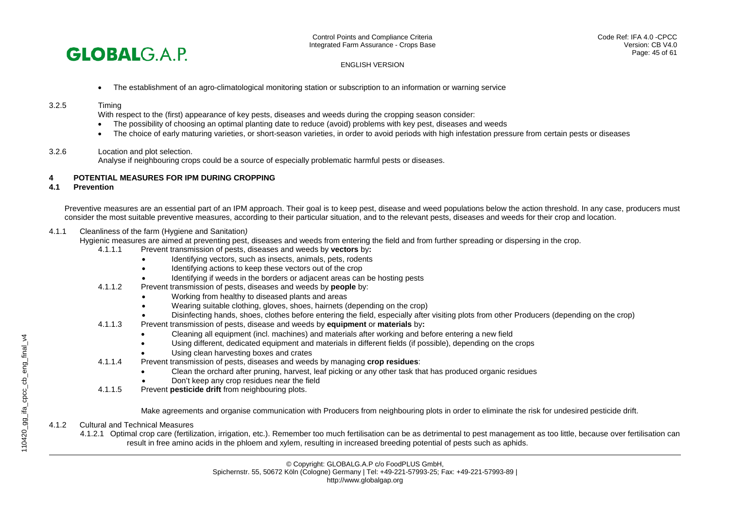- The establishment of an agro-climatological monitoring station or subscription to an information or warning service

3.2.5 Timing

With respect to the (first) appearance of key pests, diseases and weeds during the cropping season consider:

- The possibility of choosing an optimal planting date to reduce (avoid) problems with key pest, diseases and weeds
- The choice of early maturing varieties, or short-season varieties, in order to avoid periods with high infestation pressure from certain pests or diseases

3.2.6 Location and plot selection.

Analyse if neighbouring crops could be a source of especially problematic harmful pests or diseases.

## 4 POTENTIAL MEASURES FOR IPM DURING CROPPING

### 4.1 Prevention

Preventive measures are an essential part of an IPM approach. Their goal is to keep pest, disease and weed populations below the action threshold. In any case, producers must consider the most suitable preventive measures, according to their particular situation, and to the relevant pests, diseases and weeds for their crop and location.

4.1.1 Cleanliness of the farm (Hygiene and Sanitation*)*

Hygienic measures are aimed at preventing pest, diseases and weeds from entering the field and from further spreading or dispersing in the crop.

4.1.1.1 Prevent transmission of pests, diseases and weeds by **vectors** by**:**

- Identifying vectors, such as insects, animals, pets, rodents
- Identifying actions to keep these vectors out of the crop
- Identifying if weeds in the borders or adjacent areas can be hosting pests

4.1.1.2 Prevent transmission of pests, diseases and weeds by **people** by:

- Working from healthy to diseased plants and areas
- Wearing suitable clothing, gloves, shoes, hairnets (depending on the crop)
- Disinfecting hands, shoes, clothes before entering the field, especially after visiting plots from other Producers (depending on the crop)

4.1.1.3 Prevent transmission of pests, disease and weeds by **equipment** or **materials** by**:**

- Cleaning all equipment (incl. machines) and materials after working and before entering a new field
- Using different, dedicated equipment and materials in different fields (if possible), depending on the crops
- Using clean harvesting boxes and crates

4.1.1.4 Prevent transmission of pests, diseases and weeds by managing **crop residues**:

- Clean the orchard after pruning, harvest, leaf picking or any other task that has produced organic residues
- Don't keep any crop residues near the field

4.1.1.5 Prevent **pesticide drift** from neighbouring plots.

Make agreements and organise communication with Producers from neighbouring plots in order to eliminate the risk for undesired pesticide drift.

4.1.2 Cultural and Technical Measures

4.1.2.1 Optimal crop care (fertilization, irrigation, etc.). Remember too much fertilisation can be as detrimental to pest management as too little, because over fertilisation can result in free amino acids in the phloem and xylem, resulting in increased breeding potential of pests such as aphids.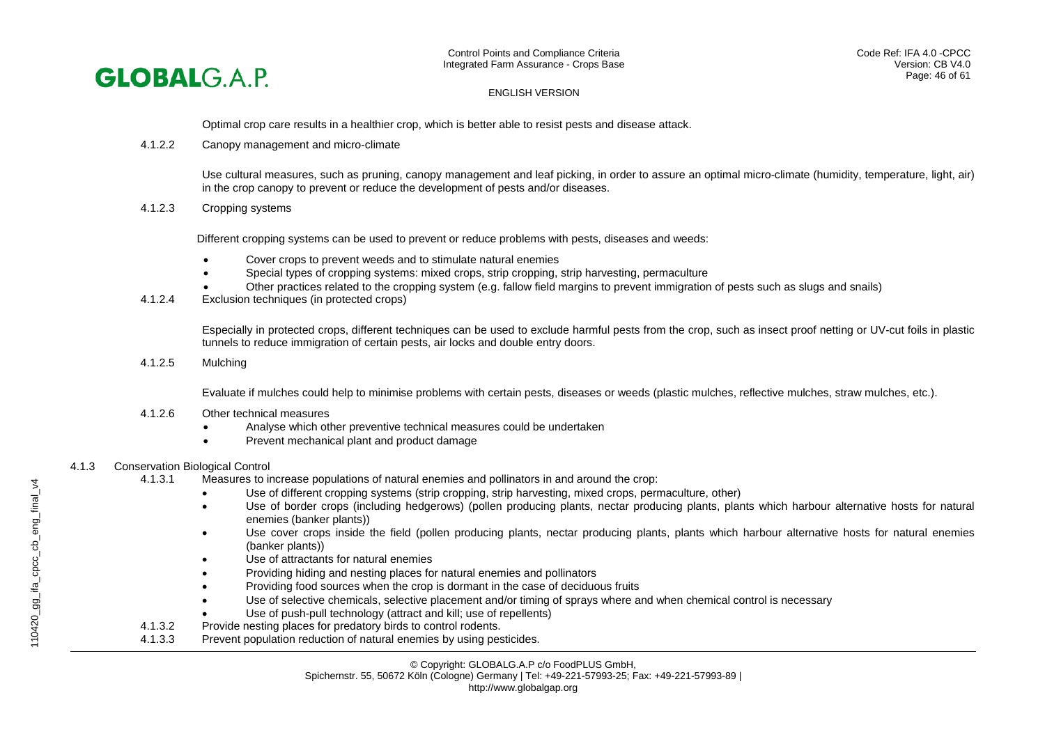Optimal crop care results in a healthier crop, which is better able to resist pests and disease attack.

4.1.2.2 Canopy management and micro-climate

Use cultural measures, such as pruning, canopy management and leaf picking, in order to assure an optimal micro-climate (humidity, temperature, light, air) in the crop canopy to prevent or reduce the development of pests and/or diseases.

4.1.2.3 Cropping systems

Different cropping systems can be used to prevent or reduce problems with pests, diseases and weeds:

- Cover crops to prevent weeds and to stimulate natural enemies
- Special types of cropping systems: mixed crops, strip cropping, strip harvesting, permaculture
- Other practices related to the cropping system (e.g. fallow field margins to prevent immigration of pests such as slugs and snails)

4.1.2.4 Exclusion techniques (in protected crops)

Especially in protected crops, different techniques can be used to exclude harmful pests from the crop, such as insect proof netting or UV-cut foils in plastic tunnels to reduce immigration of certain pests, air locks and double entry doors.

4.1.2.5 Mulching

Evaluate if mulches could help to minimise problems with certain pests, diseases or weeds (plastic mulches, reflective mulches, straw mulches, etc.).

4.1.2.6 Other technical measures

- Analyse which other preventive technical measures could be undertaken
- Prevent mechanical plant and product damage

4.1.3 Conservation Biological Control

4.1.3.1 Measures to increase populations of natural enemies and pollinators in and around the crop:

- Use of different cropping systems (strip cropping, strip harvesting, mixed crops, permaculture, other)
- Use of border crops (including hedgerows) (pollen producing plants, nectar producing plants, plants which harbour alternative hosts for natural enemies (banker plants))
- Use cover crops inside the field (pollen producing plants, nectar producing plants, plants which harbour alternative hosts for natural enemies (banker plants))
- Use of attractants for natural enemies
- Providing hiding and nesting places for natural enemies and pollinators
- Providing food sources when the crop is dormant in the case of deciduous fruits
- Use of selective chemicals, selective placement and/or timing of sprays where and when chemical control is necessary
- Use of push-pull technology (attract and kill; use of repellents)

4.1.3.2 Provide nesting places for predatory birds to control rodents.

4.1.3.3 Prevent population reduction of natural enemies by using pesticides.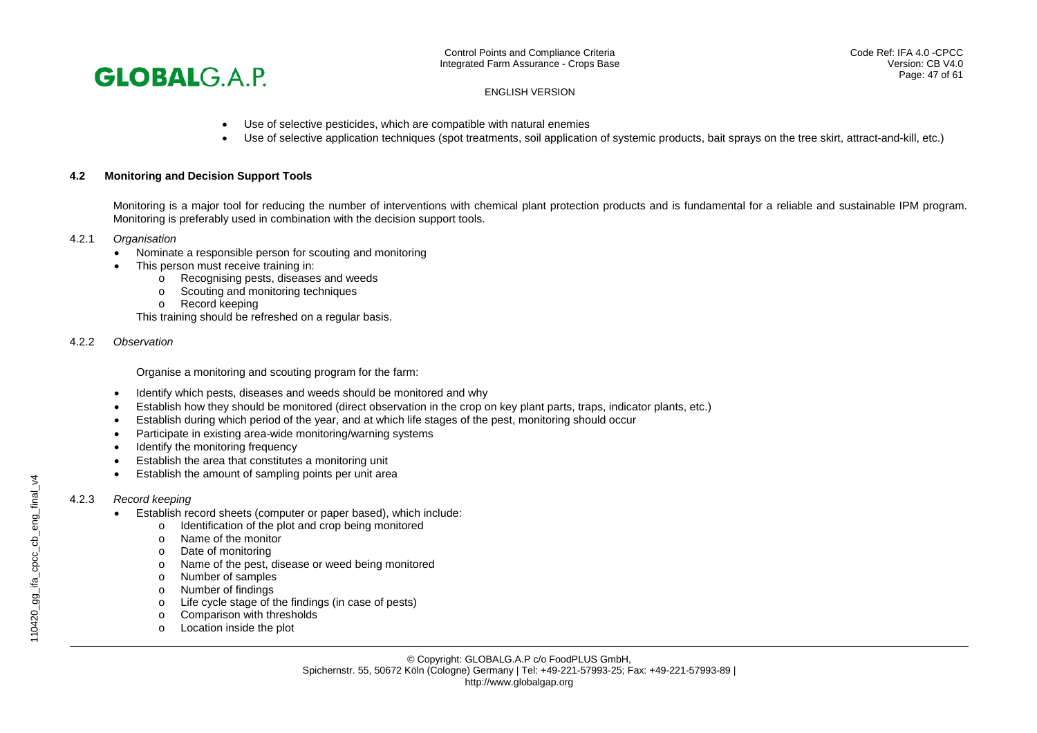- Use of selective pesticides, which are compatible with natural enemies
- Use of selective application techniques (spot treatments, soil application of systemic products, bait sprays on the tree skirt, attract-and-kill, etc.)

## 4.2 Monitoring and Decision Support Tools

Monitoring is a major tool for reducing the number of interventions with chemical plant protection products and is fundamental for a reliable and sustainable IPM program. Monitoring is preferably used in combination with the decision support tools.

### 4.2.1 *Organisation*

- Nominate a responsible person for scouting and monitoring
- This person must receive training in:
  - Recognising pests, diseases and weeds
  - Scouting and monitoring techniques
  - Record keeping

This training should be refreshed on a regular basis.

### 4.2.2 *Observation*

Organise a monitoring and scouting program for the farm:

- Identify which pests, diseases and weeds should be monitored and why
- Establish how they should be monitored (direct observation in the crop on key plant parts, traps, indicator plants, etc.)
- Establish during which period of the year, and at which life stages of the pest, monitoring should occur
- Participate in existing area-wide monitoring/warning systems
- Identify the monitoring frequency
- Establish the area that constitutes a monitoring unit
- Establish the amount of sampling points per unit area

### 4.2.3 *Record keeping*

- Establish record sheets (computer or paper based), which include:
  - Identification of the plot and crop being monitored
  - Name of the monitor
  - Date of monitoring
  - Name of the pest, disease or weed being monitored
  - Number of samples
  - Number of findings
  - Life cycle stage of the findings (in case of pests)
  - Comparison with thresholds
  - Location inside the plot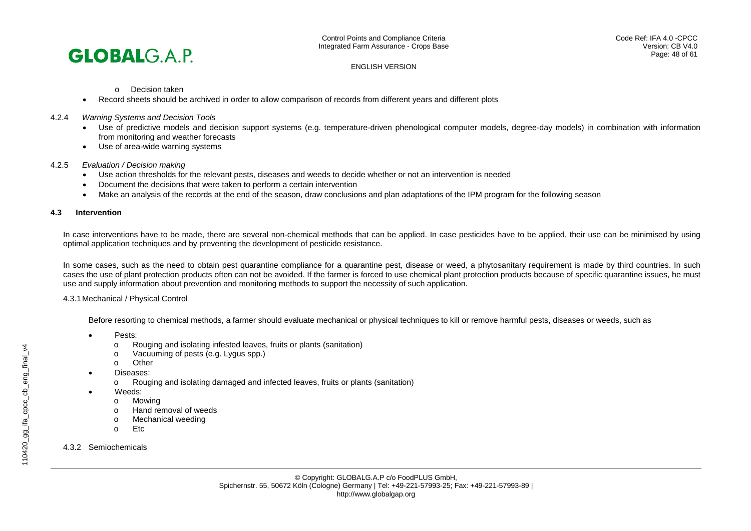- Decision taken
- Record sheets should be archived in order to allow comparison of records from different years and different plots

4.2.4 *Warning Systems and Decision Tools*

- Use of predictive models and decision support systems (e.g. temperature-driven phenological computer models, degree-day models) in combination with information from monitoring and weather forecasts
- Use of area-wide warning systems

4.2.5 *Evaluation / Decision making*

- Use action thresholds for the relevant pests, diseases and weeds to decide whether or not an intervention is needed
- Document the decisions that were taken to perform a certain intervention
- Make an analysis of the records at the end of the season, draw conclusions and plan adaptations of the IPM program for the following season

### 4.3 Intervention

In case interventions have to be made, there are several non-chemical methods that can be applied. In case pesticides have to be applied, their use can be minimised by using optimal application techniques and by preventing the development of pesticide resistance.

In some cases, such as the need to obtain pest quarantine compliance for a quarantine pest, disease or weed, a phytosanitary requirement is made by third countries. In such cases the use of plant protection products often can not be avoided. If the farmer is forced to use chemical plant protection products because of specific quarantine issues, he must use and supply information about prevention and monitoring methods to support the necessity of such application.

4.3.1 Mechanical / Physical Control

Before resorting to chemical methods, a farmer should evaluate mechanical or physical techniques to kill or remove harmful pests, diseases or weeds, such as

- Pests:
  - Rouging and isolating infested leaves, fruits or plants (sanitation)
  - Vacuuming of pests (e.g. Lygus spp.)
  - Other
- Diseases:
  - Rouging and isolating damaged and infected leaves, fruits or plants (sanitation)
- Weeds:
  - Mowing
  - Hand removal of weeds
  - Mechanical weeding
  - Etc

4.3.2 Semiochemicals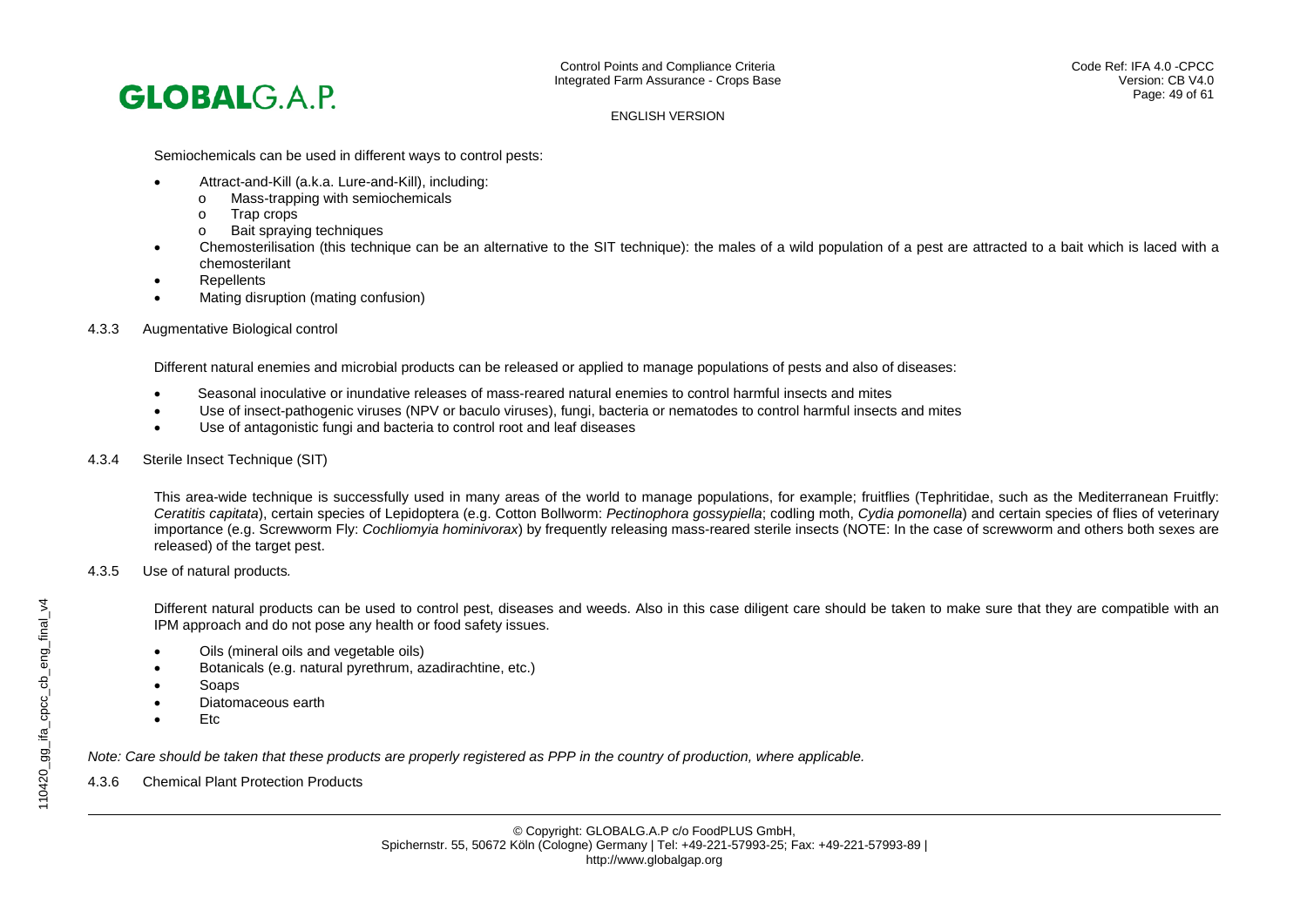Semiochemicals can be used in different ways to control pests:

- Attract-and-Kill (a.k.a. Lure-and-Kill), including:
  - Mass-trapping with semiochemicals
  - Trap crops
  - Bait spraying techniques
- Chemosterilisation (this technique can be an alternative to the SIT technique): the males of a wild population of a pest are attracted to a bait which is laced with a chemosterilant
- Repellents
- Mating disruption (mating confusion)

### 4.3.3 Augmentative Biological control

Different natural enemies and microbial products can be released or applied to manage populations of pests and also of diseases:

- Seasonal inoculative or inundative releases of mass-reared natural enemies to control harmful insects and mites
- Use of insect-pathogenic viruses (NPV or baculo viruses), fungi, bacteria or nematodes to control harmful insects and mites
- Use of antagonistic fungi and bacteria to control root and leaf diseases

### 4.3.4 Sterile Insect Technique (SIT)

This area-wide technique is successfully used in many areas of the world to manage populations, for example; fruitflies (Tephritidae, such as the Mediterranean Fruitfly: *Ceratitis capitata*), certain species of Lepidoptera (e.g. Cotton Bollworm: *Pectinophora gossypiella*; codling moth, *Cydia pomonella*) and certain species of flies of veterinary importance (e.g. Screwworm Fly: *Cochliomyia hominivorax*) by frequently releasing mass-reared sterile insects (NOTE: In the case of screwworm and others both sexes are released) of the target pest.

### 4.3.5 Use of natural products.

Different natural products can be used to control pest, diseases and weeds. Also in this case diligent care should be taken to make sure that they are compatible with an IPM approach and do not pose any health or food safety issues.

- Oils (mineral oils and vegetable oils)
- Botanicals (e.g. natural pyrethrum, azadirachtine, etc.)
- Soaps
- Diatomaceous earth
- Etc

*Note: Care should be taken that these products are properly registered as PPP in the country of production, where applicable.*

### 4.3.6 Chemical Plant Protection Products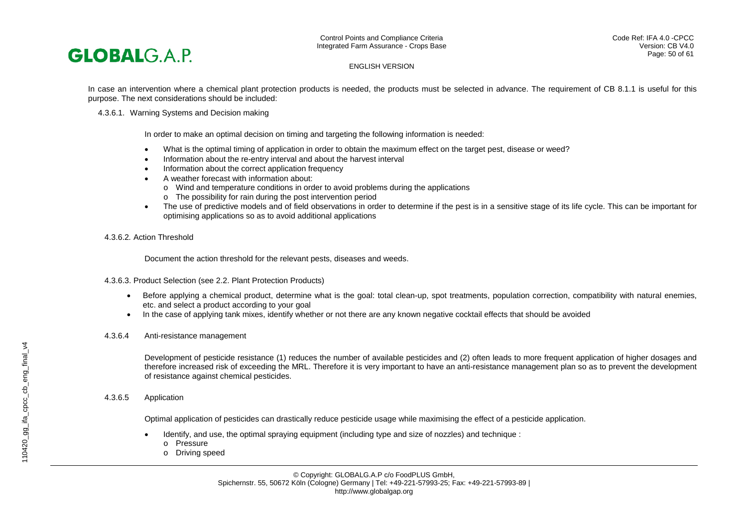In case an intervention where a chemical plant protection products is needed, the products must be selected in advance. The requirement of CB 8.1.1 is useful for this purpose. The next considerations should be included:

#### 4.3.6.1. Warning Systems and Decision making

In order to make an optimal decision on timing and targeting the following information is needed:

- What is the optimal timing of application in order to obtain the maximum effect on the target pest, disease or weed?
- Information about the re-entry interval and about the harvest interval
- Information about the correct application frequency
- A weather forecast with information about:
  - Wind and temperature conditions in order to avoid problems during the applications
  - The possibility for rain during the post intervention period
- The use of predictive models and of field observations in order to determine if the pest is in a sensitive stage of its life cycle. This can be important for optimising applications so as to avoid additional applications

#### 4.3.6.2. Action Threshold

Document the action threshold for the relevant pests, diseases and weeds.

#### 4.3.6.3. Product Selection (see 2.2. Plant Protection Products)

- Before applying a chemical product, determine what is the goal: total clean-up, spot treatments, population correction, compatibility with natural enemies, etc. and select a product according to your goal
- In the case of applying tank mixes, identify whether or not there are any known negative cocktail effects that should be avoided

#### 4.3.6.4 Anti-resistance management

Development of pesticide resistance (1) reduces the number of available pesticides and (2) often leads to more frequent application of higher dosages and therefore increased risk of exceeding the MRL. Therefore it is very important to have an anti-resistance management plan so as to prevent the development of resistance against chemical pesticides.

#### 4.3.6.5 Application

Optimal application of pesticides can drastically reduce pesticide usage while maximising the effect of a pesticide application.

- Identify, and use, the optimal spraying equipment (including type and size of nozzles) and technique :
  - Pressure
  - Driving speed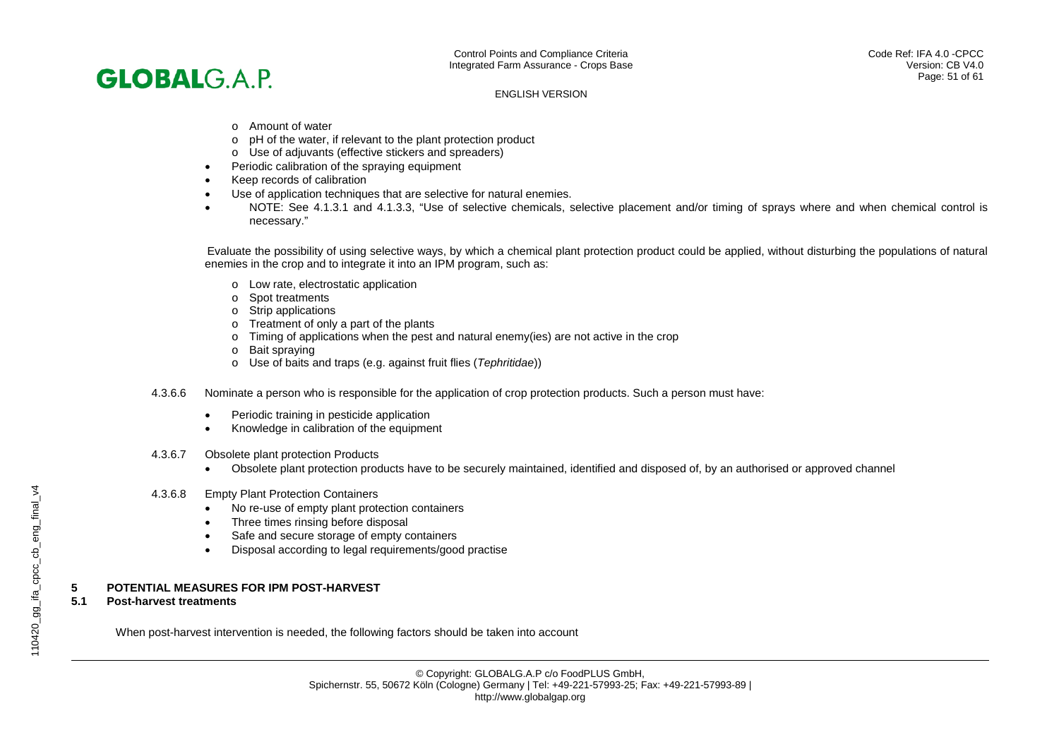- Amount of water
  - pH of the water, if relevant to the plant protection product
  - Use of adjuvants (effective stickers and spreaders)
- Periodic calibration of the spraying equipment
- Keep records of calibration
- Use of application techniques that are selective for natural enemies.
- NOTE: See 4.1.3.1 and 4.1.3.3, "Use of selective chemicals, selective placement and/or timing of sprays where and when chemical control is necessary."

Evaluate the possibility of using selective ways, by which a chemical plant protection product could be applied, without disturbing the populations of natural enemies in the crop and to integrate it into an IPM program, such as:

  - Low rate, electrostatic application
  - Spot treatments
  - Strip applications
  - Treatment of only a part of the plants
  - Timing of applications when the pest and natural enemy(ies) are not active in the crop
  - Bait spraying
  - Use of baits and traps (e.g. against fruit flies (*Tephritidae*))

4.3.6.6 Nominate a person who is responsible for the application of crop protection products. Such a person must have:

- Periodic training in pesticide application
- Knowledge in calibration of the equipment

4.3.6.7 Obsolete plant protection Products

- Obsolete plant protection products have to be securely maintained, identified and disposed of, by an authorised or approved channel

4.3.6.8 Empty Plant Protection Containers

- No re-use of empty plant protection containers
- Three times rinsing before disposal
- Safe and secure storage of empty containers
- Disposal according to legal requirements/good practise

# 5 POTENTIAL MEASURES FOR IPM POST-HARVEST

## 5.1 Post-harvest treatments

When post-harvest intervention is needed, the following factors should be taken into account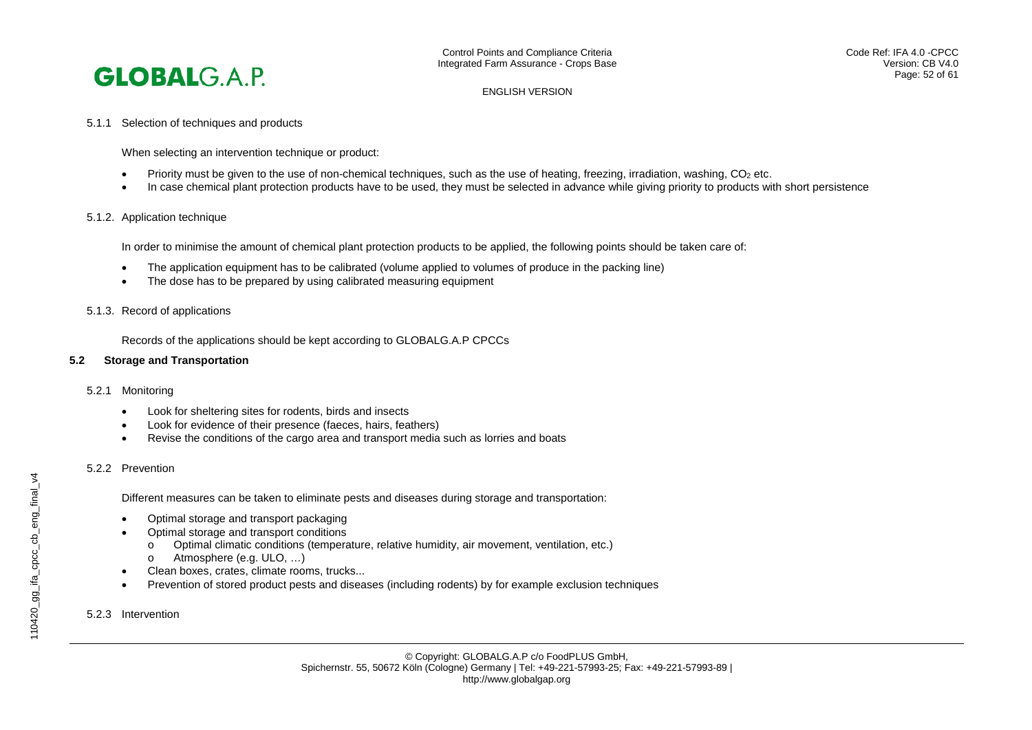#### 5.1.1 Selection of techniques and products

When selecting an intervention technique or product:

- Priority must be given to the use of non-chemical techniques, such as the use of heating, freezing, irradiation, washing, $CO_2$ etc.
- In case chemical plant protection products have to be used, they must be selected in advance while giving priority to products with short persistence

#### 5.1.2. Application technique

In order to minimise the amount of chemical plant protection products to be applied, the following points should be taken care of:

- The application equipment has to be calibrated (volume applied to volumes of produce in the packing line)
- The dose has to be prepared by using calibrated measuring equipment

#### 5.1.3. Record of applications

Records of the applications should be kept according to GLOBALG.A.P CPCCs

### 5.2 Storage and Transportation

#### 5.2.1 Monitoring

- Look for sheltering sites for rodents, birds and insects
- Look for evidence of their presence (faeces, hairs, feathers)
- Revise the conditions of the cargo area and transport media such as lorries and boats

#### 5.2.2 Prevention

Different measures can be taken to eliminate pests and diseases during storage and transportation:

- Optimal storage and transport packaging
- Optimal storage and transport conditions
  - o Optimal climatic conditions (temperature, relative humidity, air movement, ventilation, etc.)
  - o Atmosphere (e.g. ULO, …)
- Clean boxes, crates, climate rooms, trucks...
- Prevention of stored product pests and diseases (including rodents) by for example exclusion techniques

#### 5.2.3 Intervention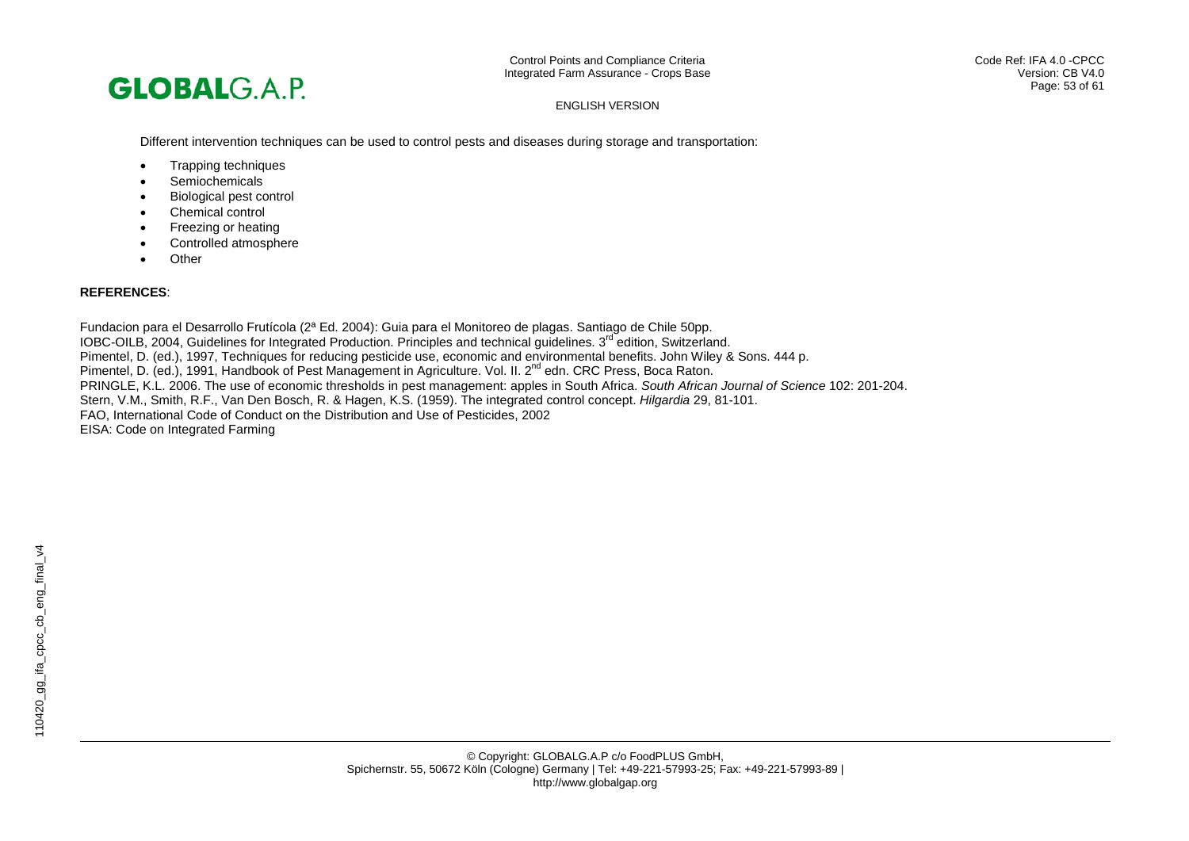Different intervention techniques can be used to control pests and diseases during storage and transportation:

- Trapping techniques
- Semiochemicals
- Biological pest control
- Chemical control
- Freezing or heating
- Controlled atmosphere
- Other

**REFERENCES**:

Fundacion para el Desarrollo Frutícola (2ª Ed. 2004): Guia para el Monitoreo de plagas. Santiago de Chile 50pp.
IOBC-OILB, 2004, Guidelines for Integrated Production. Principles and technical guidelines. 3rd edition, Switzerland.
Pimentel, D. (ed.), 1997, Techniques for reducing pesticide use, economic and environmental benefits. John Wiley & Sons. 444 p.
Pimentel, D. (ed.), 1991, Handbook of Pest Management in Agriculture. Vol. II. 2nd edn. CRC Press, Boca Raton.
PRINGLE, K.L. 2006. The use of economic thresholds in pest management: apples in South Africa. *South African Journal of Science* 102: 201-204.
Stern, V.M., Smith, R.F., Van Den Bosch, R. & Hagen, K.S. (1959). The integrated control concept. *Hilgardia* 29, 81-101.
FAO, International Code of Conduct on the Distribution and Use of Pesticides, 2002
EISA: Code on Integrated Farming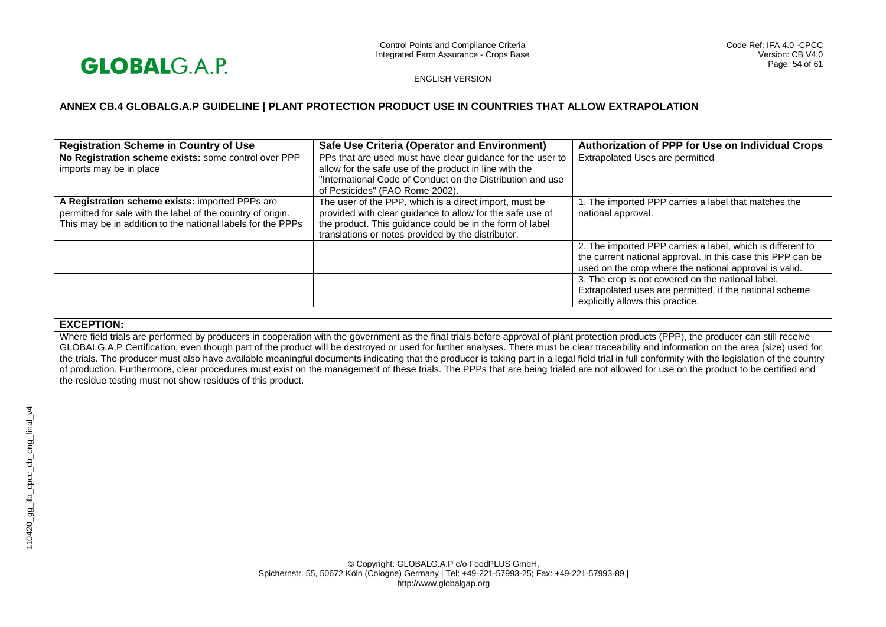## ANNEX CB.4 GLOBALG.A.P GUIDELINE | PLANT PROTECTION PRODUCT USE IN COUNTRIES THAT ALLOW EXTRAPOLATION

| Registration Scheme in Country of Use | Safe Use Criteria (Operator and Environment) | Authorization of PPP for Use on Individual Crops |
|---|---|---|
| **No Registration scheme exists:** some control over PPP imports may be in place | PPs that are used must have clear guidance for the user to allow for the safe use of the product in line with the "International Code of Conduct on the Distribution and use of Pesticides" (FAO Rome 2002). | Extrapolated Uses are permitted |
| **A Registration scheme exists:** imported PPPs are permitted for sale with the label of the country of origin. This may be in addition to the national labels for the PPPs | The user of the PPP, which is a direct import, must be provided with clear guidance to allow for the safe use of the product. This guidance could be in the form of label translations or notes provided by the distributor. | 1. The imported PPP carries a label that matches the national approval. |
| | | 2. The imported PPP carries a label, which is different to the current national approval. In this case this PPP can be used on the crop where the national approval is valid. |
| | | 3. The crop is not covered on the national label. Extrapolated uses are permitted, if the national scheme explicitly allows this practice. |

**EXCEPTION:**

Where field trials are performed by producers in cooperation with the government as the final trials before approval of plant protection products (PPP), the producer can still receive GLOBALG.A.P Certification, even though part of the product will be destroyed or used for further analyses. There must be clear traceability and information on the area (size) used for the trials. The producer must also have available meaningful documents indicating that the producer is taking part in a legal field trial in full conformity with the legislation of the country of production. Furthermore, clear procedures must exist on the management of these trials. The PPPs that are being trialed are not allowed for use on the product to be certified and the residue testing must not show residues of this product.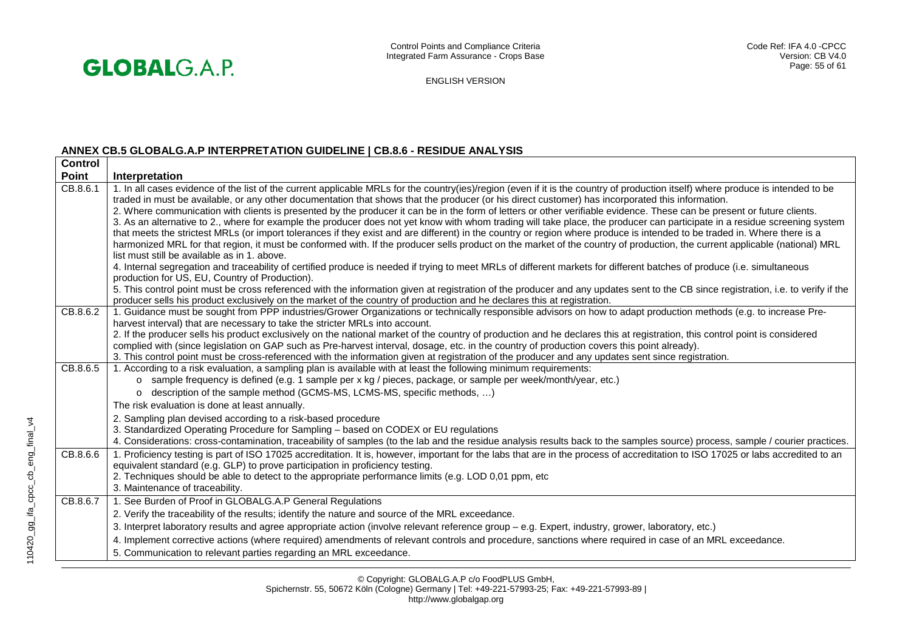## ANNEX CB.5 GLOBALG.A.P INTERPRETATION GUIDELINE | CB.8.6 - RESIDUE ANALYSIS

| Control Point | Interpretation |
|---|---|
| CB.8.6.1 | 1. In all cases evidence of the list of the current applicable MRLs for the country(ies)/region (even if it is the country of production itself) where produce is intended to be traded in must be available, or any other documentation that shows that the producer (or his direct customer) has incorporated this information.<br>2. Where communication with clients is presented by the producer it can be in the form of letters or other verifiable evidence. These can be present or future clients.<br>3. As an alternative to 2., where for example the producer does not yet know with whom trading will take place, the producer can participate in a residue screening system that meets the strictest MRLs (or import tolerances if they exist and are different) in the country or region where produce is intended to be traded in. Where there is a harmonized MRL for that region, it must be conformed with. If the producer sells product on the market of the country of production, the current applicable (national) MRL list must still be available as in 1. above.<br>4. Internal segregation and traceability of certified produce is needed if trying to meet MRLs of different markets for different batches of produce (i.e. simultaneous production for US, EU, Country of Production).<br>5. This control point must be cross referenced with the information given at registration of the producer and any updates sent to the CB since registration, i.e. to verify if the producer sells his product exclusively on the market of the country of production and he declares this at registration. |
| CB.8.6.2 | 1. Guidance must be sought from PPP industries/Grower Organizations or technically responsible advisors on how to adapt production methods (e.g. to increase Pre-harvest interval) that are necessary to take the stricter MRLs into account.<br>2. If the producer sells his product exclusively on the national market of the country of production and he declares this at registration, this control point is considered complied with (since legislation on GAP such as Pre-harvest interval, dosage, etc. in the country of production covers this point already).<br>3. This control point must be cross-referenced with the information given at registration of the producer and any updates sent since registration. |
| CB.8.6.5 | 1. According to a risk evaluation, a sampling plan is available with at least the following minimum requirements:<br>o sample frequency is defined (e.g. 1 sample per x kg / pieces, package, or sample per week/month/year, etc.)<br>o description of the sample method (GCMS-MS, LCMS-MS, specific methods, …)<br>The risk evaluation is done at least annually.<br>2. Sampling plan devised according to a risk-based procedure<br>3. Standardized Operating Procedure for Sampling – based on CODEX or EU regulations<br>4. Considerations: cross-contamination, traceability of samples (to the lab and the residue analysis results back to the samples source) process, sample / courier practices. |
| CB.8.6.6 | 1. Proficiency testing is part of ISO 17025 accreditation. It is, however, important for the labs that are in the process of accreditation to ISO 17025 or labs accredited to an equivalent standard (e.g. GLP) to prove participation in proficiency testing.<br>2. Techniques should be able to detect to the appropriate performance limits (e.g. LOD 0,01 ppm, etc<br>3. Maintenance of traceability. |
| CB.8.6.7 | 1. See Burden of Proof in GLOBALG.A.P General Regulations<br>2. Verify the traceability of the results; identify the nature and source of the MRL exceedance.<br>3. Interpret laboratory results and agree appropriate action (involve relevant reference group – e.g. Expert, industry, grower, laboratory, etc.)<br>4. Implement corrective actions (where required) amendments of relevant controls and procedure, sanctions where required in case of an MRL exceedance.<br>5. Communication to relevant parties regarding an MRL exceedance. |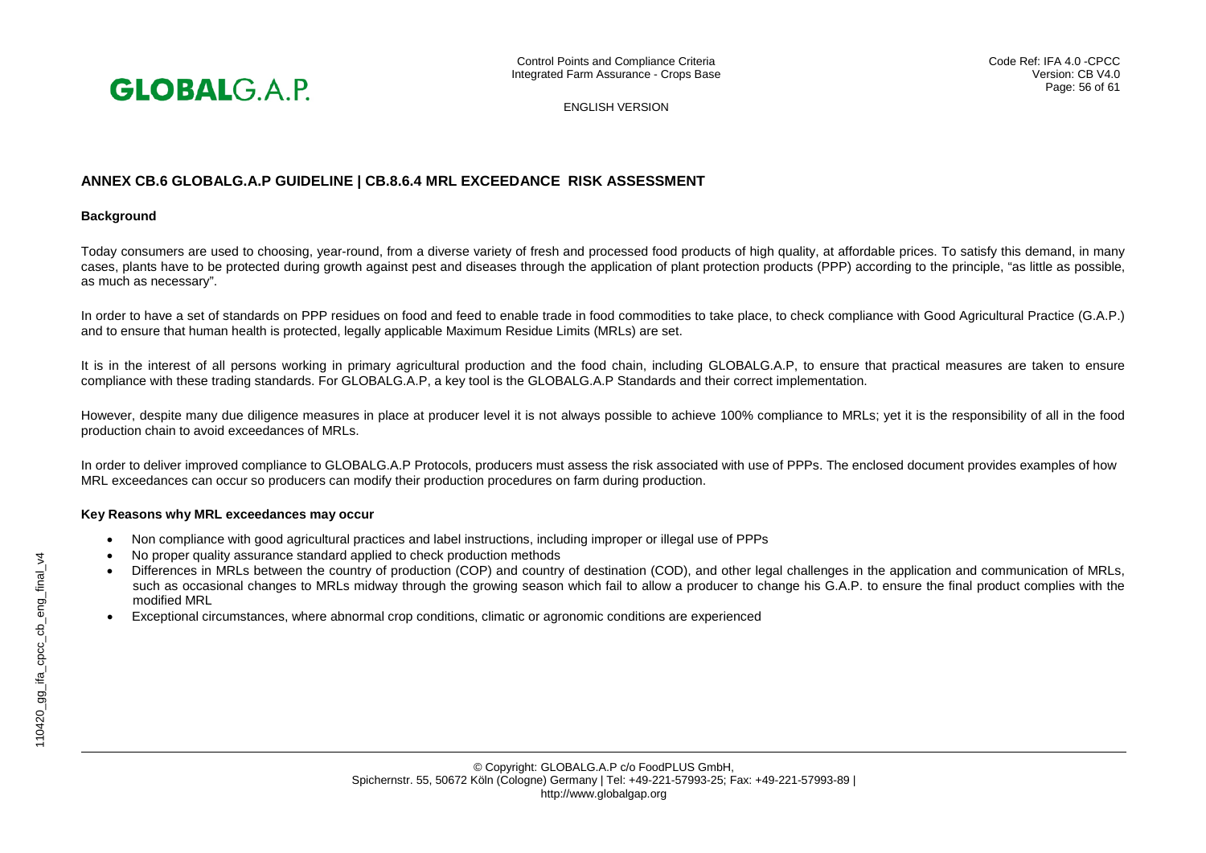## ANNEX CB.6 GLOBALG.A.P GUIDELINE | CB.8.6.4 MRL EXCEEDANCE RISK ASSESSMENT

### Background

Today consumers are used to choosing, year-round, from a diverse variety of fresh and processed food products of high quality, at affordable prices. To satisfy this demand, in many cases, plants have to be protected during growth against pest and diseases through the application of plant protection products (PPP) according to the principle, "as little as possible, as much as necessary".

In order to have a set of standards on PPP residues on food and feed to enable trade in food commodities to take place, to check compliance with Good Agricultural Practice (G.A.P.) and to ensure that human health is protected, legally applicable Maximum Residue Limits (MRLs) are set.

It is in the interest of all persons working in primary agricultural production and the food chain, including GLOBALG.A.P, to ensure that practical measures are taken to ensure compliance with these trading standards. For GLOBALG.A.P, a key tool is the GLOBALG.A.P Standards and their correct implementation.

However, despite many due diligence measures in place at producer level it is not always possible to achieve 100% compliance to MRLs; yet it is the responsibility of all in the food production chain to avoid exceedances of MRLs.

In order to deliver improved compliance to GLOBALG.A.P Protocols, producers must assess the risk associated with use of PPPs. The enclosed document provides examples of how MRL exceedances can occur so producers can modify their production procedures on farm during production.

### Key Reasons why MRL exceedances may occur

- Non compliance with good agricultural practices and label instructions, including improper or illegal use of PPPs
- No proper quality assurance standard applied to check production methods
- Differences in MRLs between the country of production (COP) and country of destination (COD), and other legal challenges in the application and communication of MRLs, such as occasional changes to MRLs midway through the growing season which fail to allow a producer to change his G.A.P. to ensure the final product complies with the modified MRL
- Exceptional circumstances, where abnormal crop conditions, climatic or agronomic conditions are experienced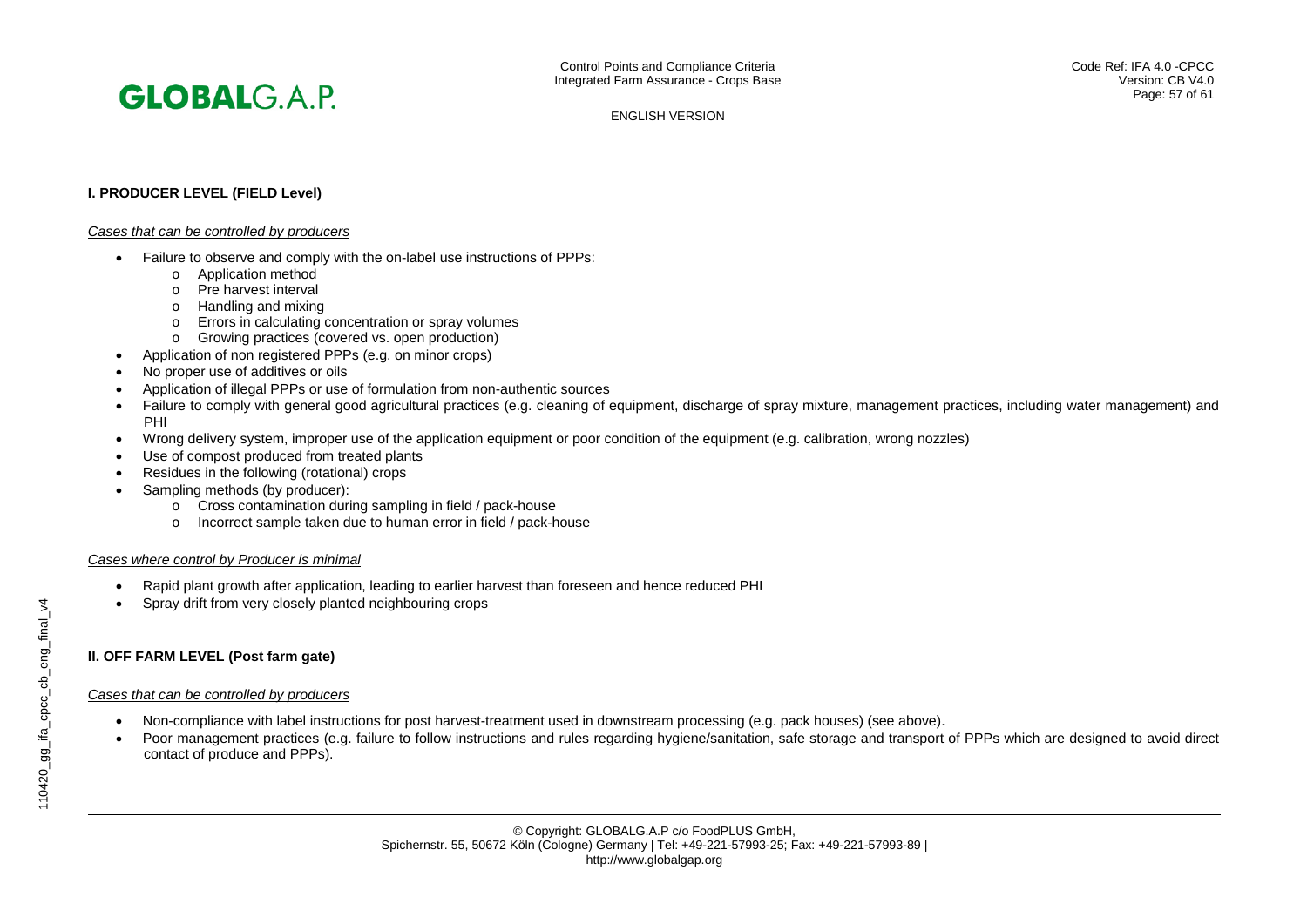**I. PRODUCER LEVEL (FIELD Level)**

*Cases that can be controlled by producers*

- Failure to observe and comply with the on-label use instructions of PPPs:
  - Application method
  - Pre harvest interval
  - Handling and mixing
  - Errors in calculating concentration or spray volumes
  - Growing practices (covered vs. open production)
- Application of non registered PPPs (e.g. on minor crops)
- No proper use of additives or oils
- Application of illegal PPPs or use of formulation from non-authentic sources
- Failure to comply with general good agricultural practices (e.g. cleaning of equipment, discharge of spray mixture, management practices, including water management) and PHI
- Wrong delivery system, improper use of the application equipment or poor condition of the equipment (e.g. calibration, wrong nozzles)
- Use of compost produced from treated plants
- Residues in the following (rotational) crops
- Sampling methods (by producer):
  - Cross contamination during sampling in field / pack-house
  - Incorrect sample taken due to human error in field / pack-house

*Cases where control by Producer is minimal*

- Rapid plant growth after application, leading to earlier harvest than foreseen and hence reduced PHI
- Spray drift from very closely planted neighbouring crops

**II. OFF FARM LEVEL (Post farm gate)**

*Cases that can be controlled by producers*

- Non-compliance with label instructions for post harvest-treatment used in downstream processing (e.g. pack houses) (see above).
- Poor management practices (e.g. failure to follow instructions and rules regarding hygiene/sanitation, safe storage and transport of PPPs which are designed to avoid direct contact of produce and PPPs).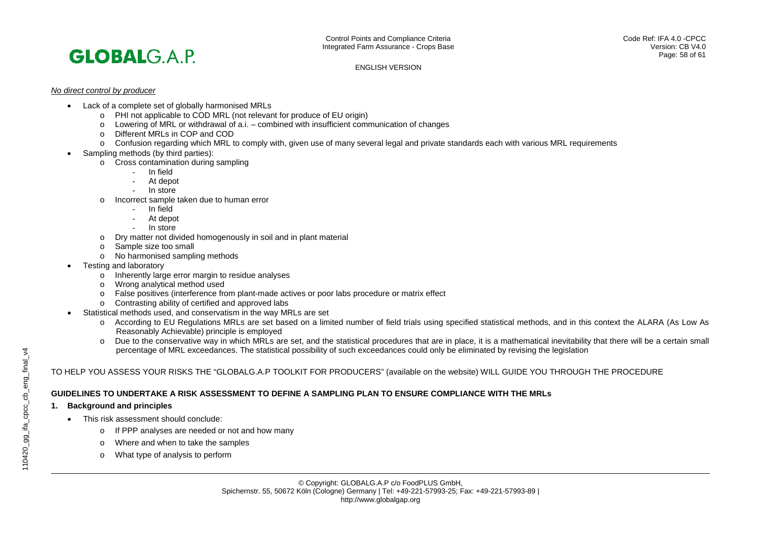*No direct control by producer*

- Lack of a complete set of globally harmonised MRLs
  - PHI not applicable to COD MRL (not relevant for produce of EU origin)
  - Lowering of MRL or withdrawal of a.i. – combined with insufficient communication of changes
  - Different MRLs in COP and COD
  - Confusion regarding which MRL to comply with, given use of many several legal and private standards each with various MRL requirements
- Sampling methods (by third parties):
  - Cross contamination during sampling
    - In field
    - At depot
    - In store
  - Incorrect sample taken due to human error
    - In field
    - At depot
    - In store
  - Dry matter not divided homogenously in soil and in plant material
  - Sample size too small
  - No harmonised sampling methods
- Testing and laboratory
  - Inherently large error margin to residue analyses
  - Wrong analytical method used
  - False positives (interference from plant-made actives or poor labs procedure or matrix effect
  - Contrasting ability of certified and approved labs
- Statistical methods used, and conservatism in the way MRLs are set
  - According to EU Regulations MRLs are set based on a limited number of field trials using specified statistical methods, and in this context the ALARA (As Low As Reasonably Achievable) principle is employed
  - Due to the conservative way in which MRLs are set, and the statistical procedures that are in place, it is a mathematical inevitability that there will be a certain small percentage of MRL exceedances. The statistical possibility of such exceedances could only be eliminated by revising the legislation

TO HELP YOU ASSESS YOUR RISKS THE "GLOBALG.A.P TOOLKIT FOR PRODUCERS" (available on the website) WILL GUIDE YOU THROUGH THE PROCEDURE

**GUIDELINES TO UNDERTAKE A RISK ASSESSMENT TO DEFINE A SAMPLING PLAN TO ENSURE COMPLIANCE WITH THE MRLs**

**1. Background and principles**

- This risk assessment should conclude:
  - If PPP analyses are needed or not and how many
  - Where and when to take the samples
  - What type of analysis to perform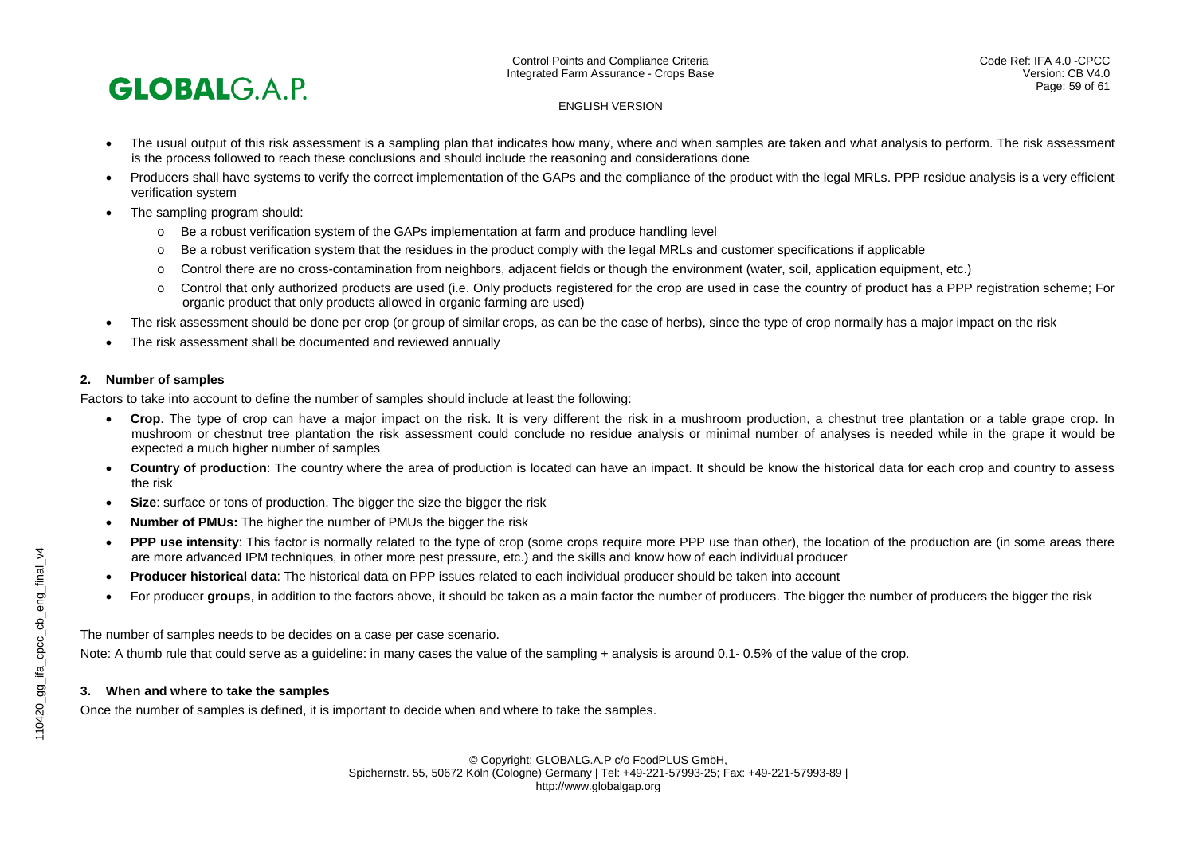- The usual output of this risk assessment is a sampling plan that indicates how many, where and when samples are taken and what analysis to perform. The risk assessment is the process followed to reach these conclusions and should include the reasoning and considerations done
- Producers shall have systems to verify the correct implementation of the GAPs and the compliance of the product with the legal MRLs. PPP residue analysis is a very efficient verification system
- The sampling program should:
  - Be a robust verification system of the GAPs implementation at farm and produce handling level
  - Be a robust verification system that the residues in the product comply with the legal MRLs and customer specifications if applicable
  - Control there are no cross-contamination from neighbors, adjacent fields or though the environment (water, soil, application equipment, etc.)
  - Control that only authorized products are used (i.e. Only products registered for the crop are used in case the country of product has a PPP registration scheme; For organic product that only products allowed in organic farming are used)
- The risk assessment should be done per crop (or group of similar crops, as can be the case of herbs), since the type of crop normally has a major impact on the risk
- The risk assessment shall be documented and reviewed annually

## 2. Number of samples

Factors to take into account to define the number of samples should include at least the following:

- **Crop**. The type of crop can have a major impact on the risk. It is very different the risk in a mushroom production, a chestnut tree plantation or a table grape crop. In mushroom or chestnut tree plantation the risk assessment could conclude no residue analysis or minimal number of analyses is needed while in the grape it would be expected a much higher number of samples
- **Country of production**: The country where the area of production is located can have an impact. It should be know the historical data for each crop and country to assess the risk
- **Size**: surface or tons of production. The bigger the size the bigger the risk
- **Number of PMUs:** The higher the number of PMUs the bigger the risk
- **PPP use intensity**: This factor is normally related to the type of crop (some crops require more PPP use than other), the location of the production are (in some areas there are more advanced IPM techniques, in other more pest pressure, etc.) and the skills and know how of each individual producer
- **Producer historical data**: The historical data on PPP issues related to each individual producer should be taken into account
- For producer **groups**, in addition to the factors above, it should be taken as a main factor the number of producers. The bigger the number of producers the bigger the risk

The number of samples needs to be decides on a case per case scenario.

Note: A thumb rule that could serve as a guideline: in many cases the value of the sampling + analysis is around 0.1- 0.5% of the value of the crop.

## 3. When and where to take the samples

Once the number of samples is defined, it is important to decide when and where to take the samples.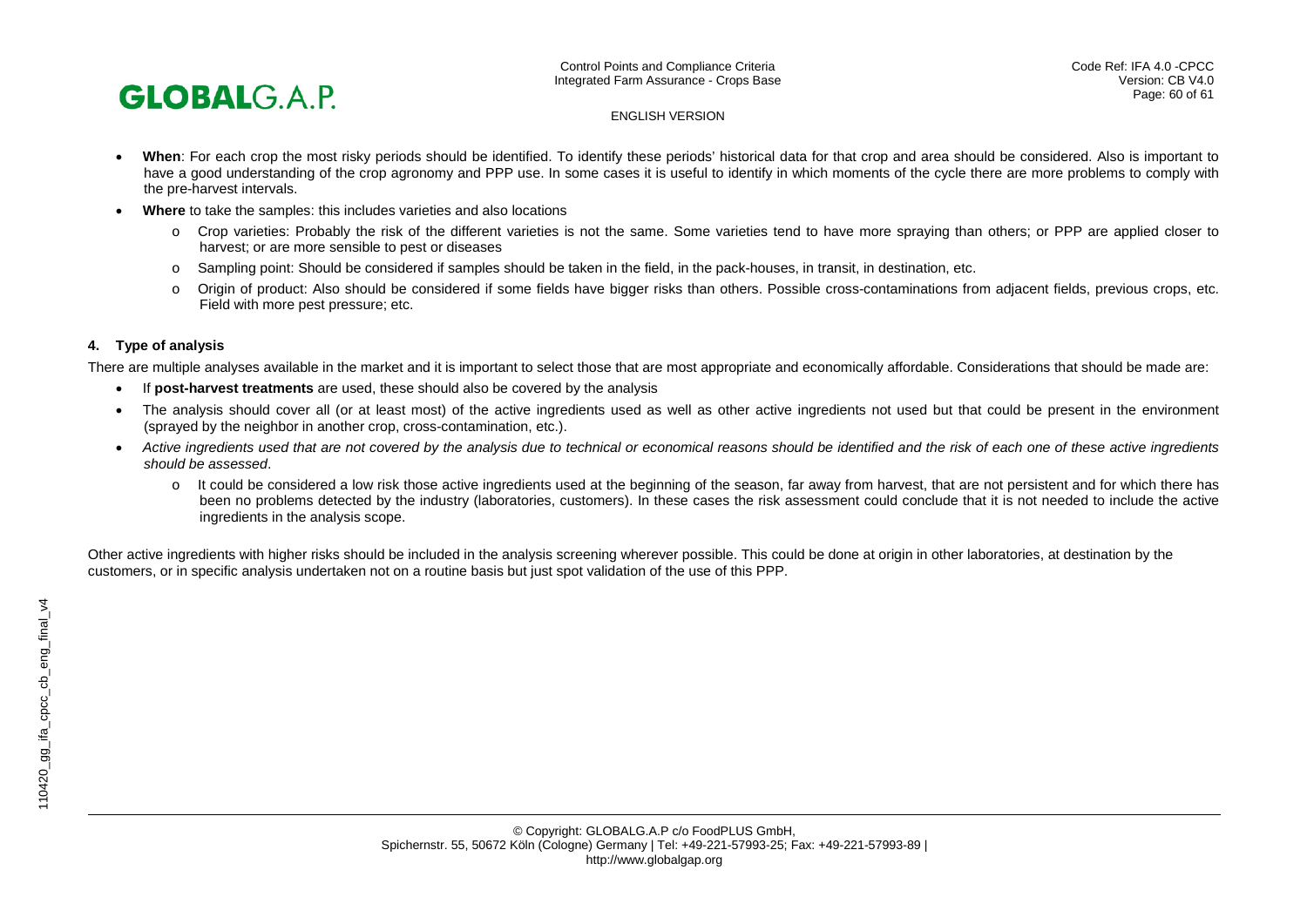- **When**: For each crop the most risky periods should be identified. To identify these periods' historical data for that crop and area should be considered. Also is important to have a good understanding of the crop agronomy and PPP use. In some cases it is useful to identify in which moments of the cycle there are more problems to comply with the pre-harvest intervals.
- **Where** to take the samples: this includes varieties and also locations
  - Crop varieties: Probably the risk of the different varieties is not the same. Some varieties tend to have more spraying than others; or PPP are applied closer to harvest; or are more sensible to pest or diseases
  - Sampling point: Should be considered if samples should be taken in the field, in the pack-houses, in transit, in destination, etc.
  - Origin of product: Also should be considered if some fields have bigger risks than others. Possible cross-contaminations from adjacent fields, previous crops, etc. Field with more pest pressure; etc.

#### 4. Type of analysis

There are multiple analyses available in the market and it is important to select those that are most appropriate and economically affordable. Considerations that should be made are:

- If **post-harvest treatments** are used, these should also be covered by the analysis
- The analysis should cover all (or at least most) of the active ingredients used as well as other active ingredients not used but that could be present in the environment (sprayed by the neighbor in another crop, cross-contamination, etc.).
- *Active ingredients used that are not covered by the analysis due to technical or economical reasons should be identified and the risk of each one of these active ingredients should be assessed*.
  - It could be considered a low risk those active ingredients used at the beginning of the season, far away from harvest, that are not persistent and for which there has been no problems detected by the industry (laboratories, customers). In these cases the risk assessment could conclude that it is not needed to include the active ingredients in the analysis scope.

Other active ingredients with higher risks should be included in the analysis screening wherever possible. This could be done at origin in other laboratories, at destination by the customers, or in specific analysis undertaken not on a routine basis but just spot validation of the use of this PPP.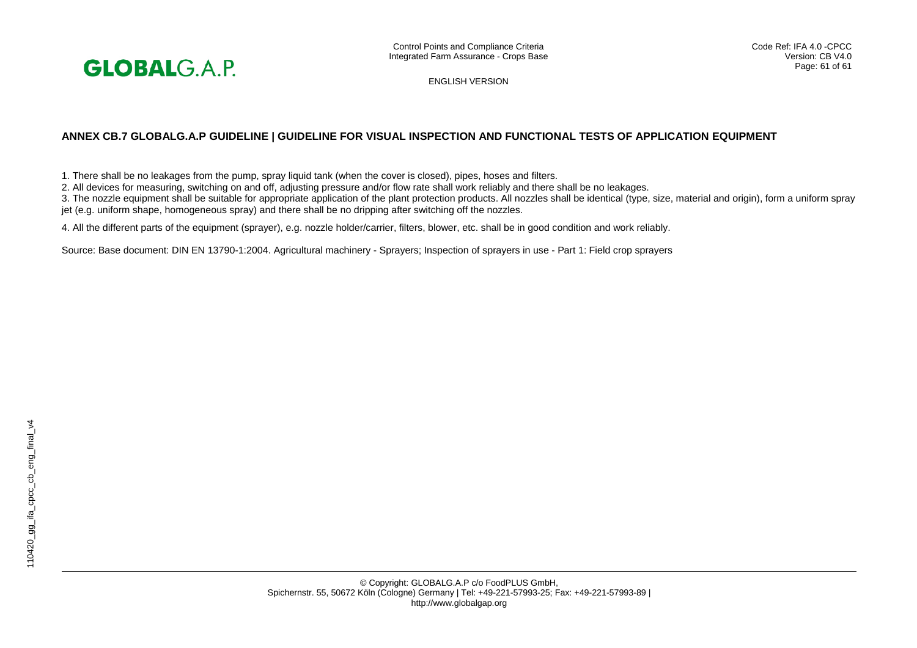## ANNEX CB.7 GLOBALG.A.P GUIDELINE | GUIDELINE FOR VISUAL INSPECTION AND FUNCTIONAL TESTS OF APPLICATION EQUIPMENT

1. There shall be no leakages from the pump, spray liquid tank (when the cover is closed), pipes, hoses and filters.
2. All devices for measuring, switching on and off, adjusting pressure and/or flow rate shall work reliably and there shall be no leakages.
3. The nozzle equipment shall be suitable for appropriate application of the plant protection products. All nozzles shall be identical (type, size, material and origin), form a uniform spray jet (e.g. uniform shape, homogeneous spray) and there shall be no dripping after switching off the nozzles.
4. All the different parts of the equipment (sprayer), e.g. nozzle holder/carrier, filters, blower, etc. shall be in good condition and work reliably.

Source: Base document: DIN EN 13790-1:2004. Agricultural machinery - Sprayers; Inspection of sprayers in use - Part 1: Field crop sprayers